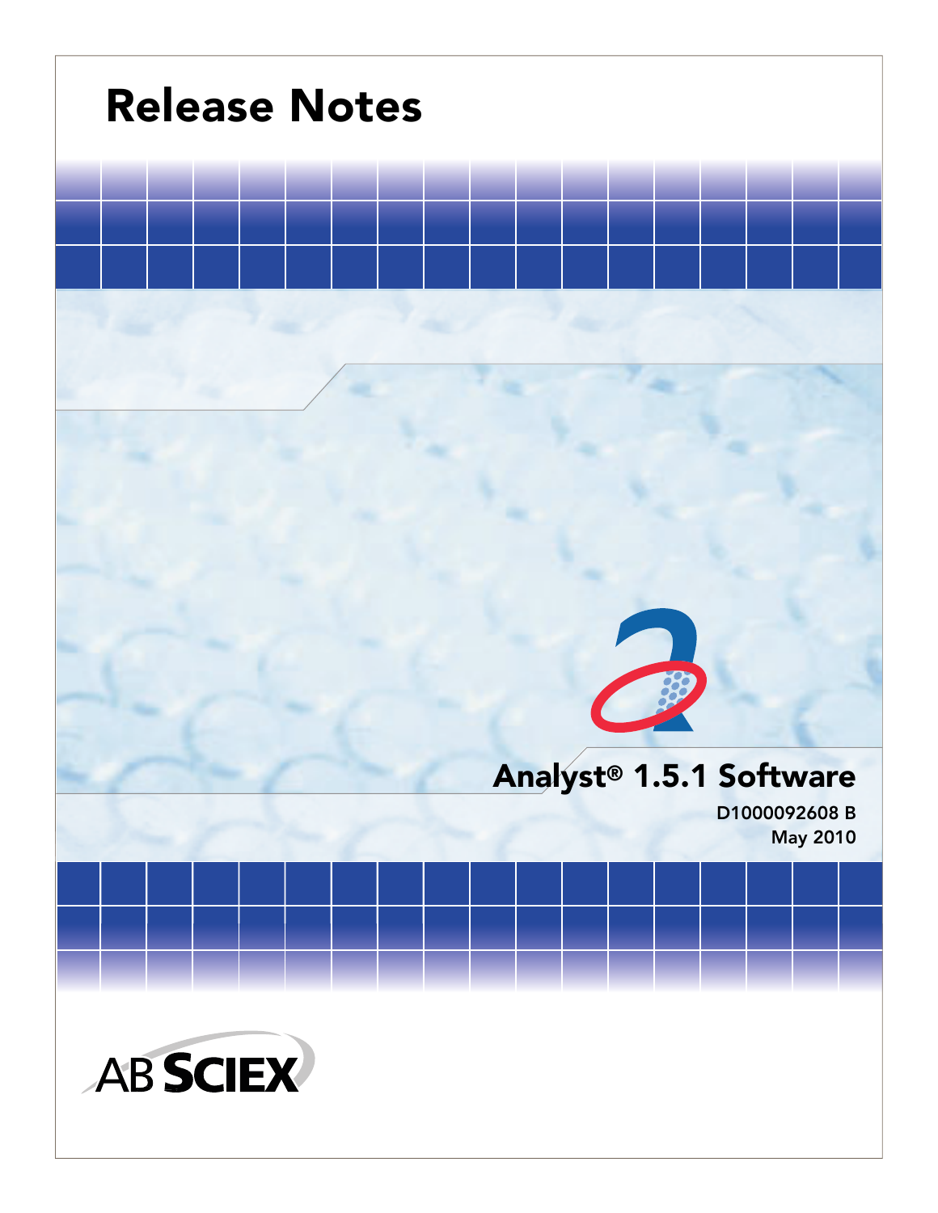# Release Notes

## Analyst® 1.5.1 Software

D1000092608 B

May 2010

AB SCIEX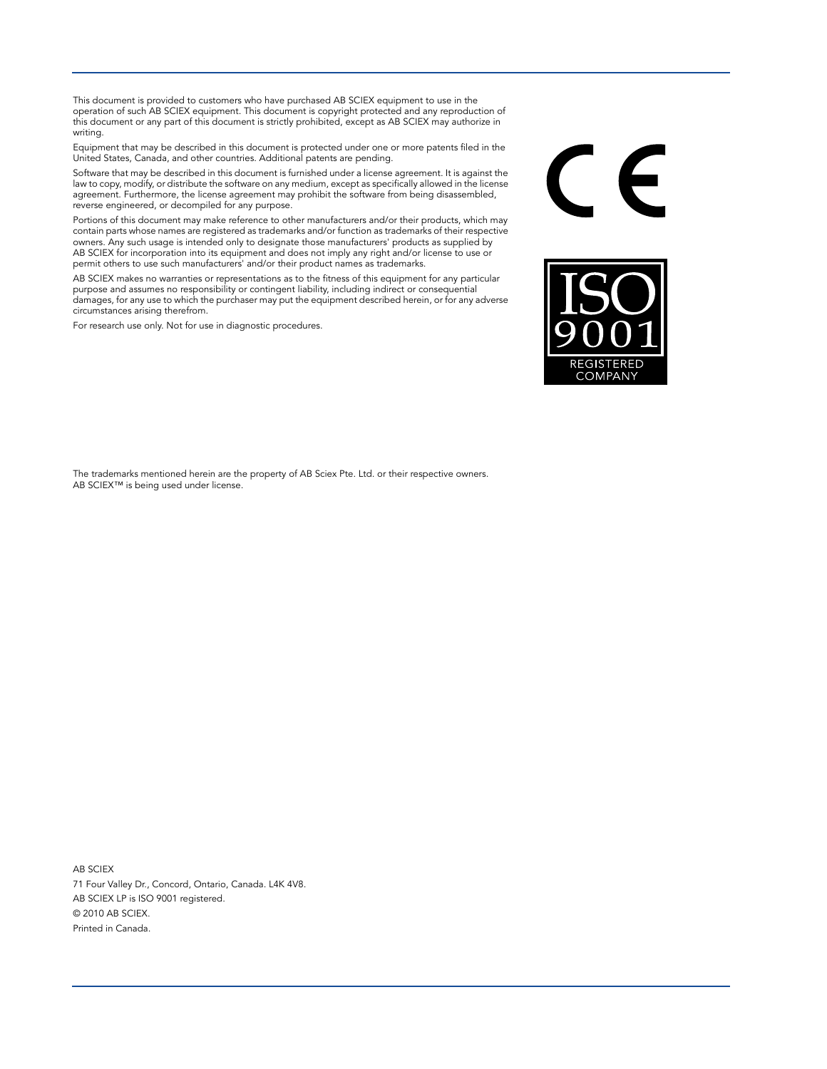This document is provided to customers who have purchased AB SCIEX equipment to use in the operation of such AB SCIEX equipment. This document is copyright protected and any reproduction of this document or any part of this document is strictly prohibited, except as AB SCIEX may authorize in writing.

Equipment that may be described in this document is protected under one or more patents filed in the United States, Canada, and other countries. Additional patents are pending.

Software that may be described in this document is furnished under a license agreement. It is against the law to copy, modify, or distribute the software on any medium, except as specifically allowed in the license agreement. Furthermore, the license agreement may prohibit the software from being disassembled, reverse engineered, or decompiled for any purpose.

Portions of this document may make reference to other manufacturers and/or their products, which may contain parts whose names are registered as trademarks and/or function as trademarks of their respective owners. Any such usage is intended only to designate those manufacturers' products as supplied by AB SCIEX for incorporation into its equipment and does not imply any right and/or license to use or permit others to use such manufacturers' and/or their product names as trademarks.

AB SCIEX makes no warranties or representations as to the fitness of this equipment for any particular purpose and assumes no responsibility or contingent liability, including indirect or consequential damages, for any use to which the purchaser may put the equipment described herein, or for any adverse circumstances arising therefrom.

For research use only. Not for use in diagnostic procedures.

CE

ISO 9001 REGISTERED COMPANY

The trademarks mentioned herein are the property of AB Sciex Pte. Ltd. or their respective owners. AB SCIEX™ is being used under license.

AB SCIEX
71 Four Valley Dr., Concord, Ontario, Canada. L4K 4V8.
AB SCIEX LP is ISO 9001 registered.
© 2010 AB SCIEX.
Printed in Canada.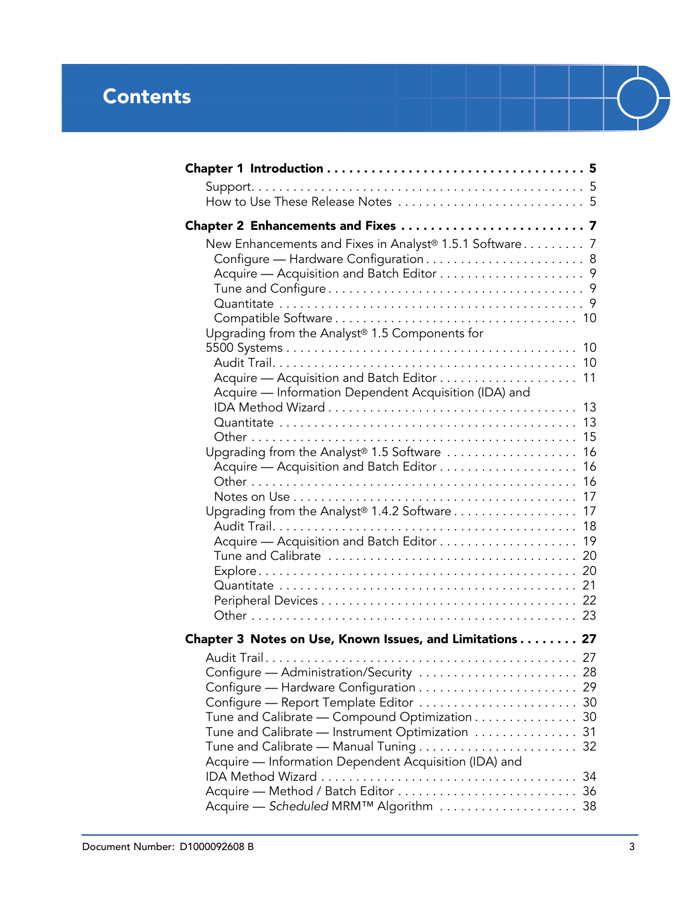# Contents

**Chapter 1 Introduction . . . . . . . . . . . . . . . . . . . . . . . . . . . . . . . . . . . 5**

Support. . . . . . . . . . . . . . . . . . . . . . . . . . . . . . . . . . . . . . . . . . . 5
How to Use These Release Notes . . . . . . . . . . . . . . . . . . . . . . . . . . 5

**Chapter 2 Enhancements and Fixes . . . . . . . . . . . . . . . . . . . . . . . . . 7**

New Enhancements and Fixes in Analyst® 1.5.1 Software . . . . . . . . . 7
Configure — Hardware Configuration . . . . . . . . . . . . . . . . . . . . . . . 8
Acquire — Acquisition and Batch Editor . . . . . . . . . . . . . . . . . . . . 9
Tune and Configure . . . . . . . . . . . . . . . . . . . . . . . . . . . . . . . . . . . 9
Quantitate . . . . . . . . . . . . . . . . . . . . . . . . . . . . . . . . . . . . . . . . . 9
Compatible Software . . . . . . . . . . . . . . . . . . . . . . . . . . . . . . . . . 10
Upgrading from the Analyst® 1.5 Components for 5500 Systems . . . . . . . . . . . . . . . . . . . . . . . . . . . . . . . . . . . . . . . . 10
Audit Trail. . . . . . . . . . . . . . . . . . . . . . . . . . . . . . . . . . . . . . . . . 10
Acquire — Acquisition and Batch Editor . . . . . . . . . . . . . . . . . . . 11
Acquire — Information Dependent Acquisition (IDA) and IDA Method Wizard . . . . . . . . . . . . . . . . . . . . . . . . . . . . . . . . . 13
Quantitate . . . . . . . . . . . . . . . . . . . . . . . . . . . . . . . . . . . . . . . . 13
Other . . . . . . . . . . . . . . . . . . . . . . . . . . . . . . . . . . . . . . . . . . . 15
Upgrading from the Analyst® 1.5 Software . . . . . . . . . . . . . . . . . . 16
Acquire — Acquisition and Batch Editor . . . . . . . . . . . . . . . . . . . 16
Other . . . . . . . . . . . . . . . . . . . . . . . . . . . . . . . . . . . . . . . . . . . 16
Notes on Use . . . . . . . . . . . . . . . . . . . . . . . . . . . . . . . . . . . . . . 17
Upgrading from the Analyst® 1.4.2 Software . . . . . . . . . . . . . . . . . 17
Audit Trail. . . . . . . . . . . . . . . . . . . . . . . . . . . . . . . . . . . . . . . . . 18
Acquire — Acquisition and Batch Editor . . . . . . . . . . . . . . . . . . . 19
Tune and Calibrate . . . . . . . . . . . . . . . . . . . . . . . . . . . . . . . . . . 20
Explore . . . . . . . . . . . . . . . . . . . . . . . . . . . . . . . . . . . . . . . . . . 20
Quantitate . . . . . . . . . . . . . . . . . . . . . . . . . . . . . . . . . . . . . . . . 21
Peripheral Devices . . . . . . . . . . . . . . . . . . . . . . . . . . . . . . . . . . 22
Other . . . . . . . . . . . . . . . . . . . . . . . . . . . . . . . . . . . . . . . . . . . 23

**Chapter 3 Notes on Use, Known Issues, and Limitations . . . . . . . . 27**

Audit Trail . . . . . . . . . . . . . . . . . . . . . . . . . . . . . . . . . . . . . . . . . 27
Configure — Administration/Security . . . . . . . . . . . . . . . . . . . . . . 28
Configure — Hardware Configuration . . . . . . . . . . . . . . . . . . . . . . 29
Configure — Report Template Editor . . . . . . . . . . . . . . . . . . . . . . 30
Tune and Calibrate — Compound Optimization . . . . . . . . . . . . . . . 30
Tune and Calibrate — Instrument Optimization . . . . . . . . . . . . . . . 31
Tune and Calibrate — Manual Tuning . . . . . . . . . . . . . . . . . . . . . . 32
Acquire — Information Dependent Acquisition (IDA) and IDA Method Wizard . . . . . . . . . . . . . . . . . . . . . . . . . . . . . . . . . . . 34
Acquire — Method / Batch Editor . . . . . . . . . . . . . . . . . . . . . . . . . 36
Acquire — *Scheduled* MRM™ Algorithm . . . . . . . . . . . . . . . . . . . 38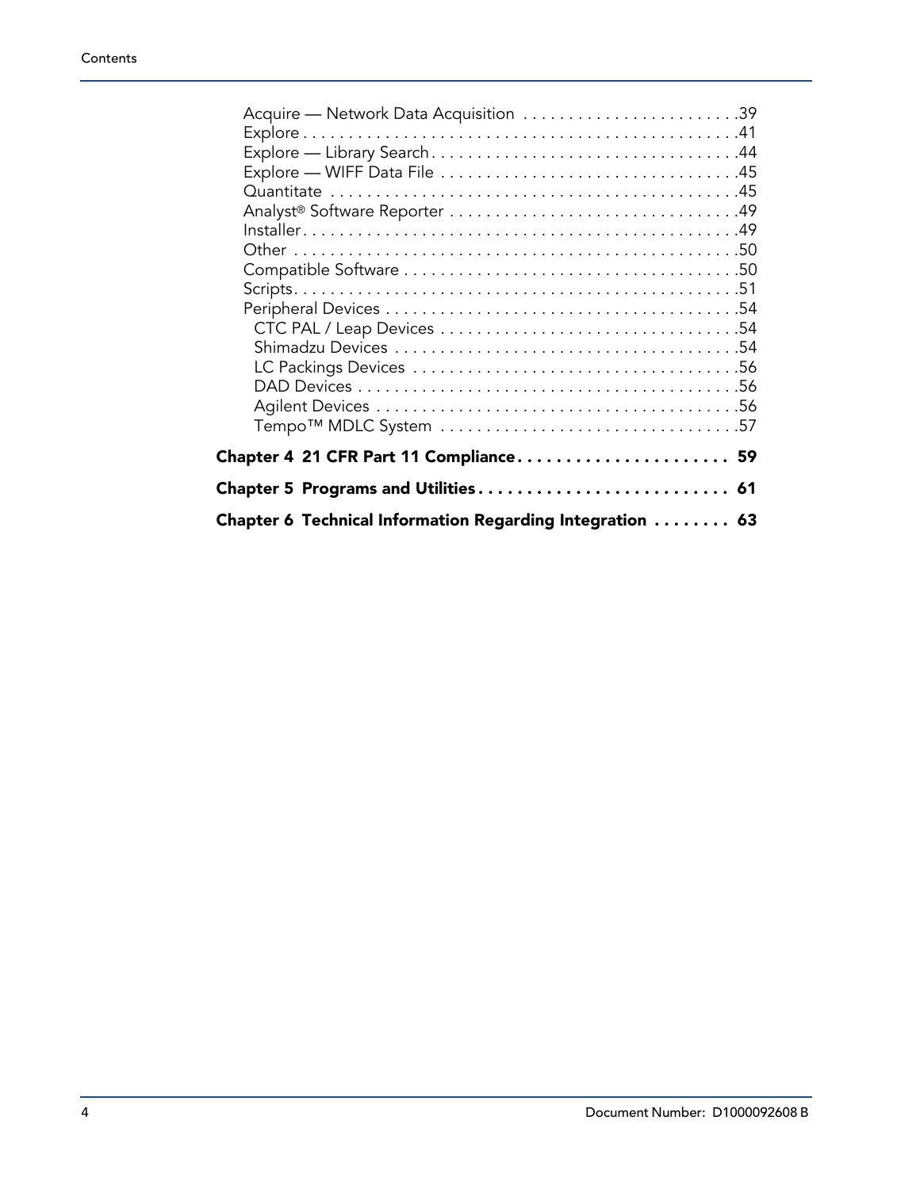Acquire — Network Data Acquisition . . . . . . . . . . . . . . . . . . . . . . . .39
Explore . . . . . . . . . . . . . . . . . . . . . . . . . . . . . . . . . . . . . . . . . . . . . .41
Explore — Library Search . . . . . . . . . . . . . . . . . . . . . . . . . . . . . . . . .44
Explore — WIFF Data File . . . . . . . . . . . . . . . . . . . . . . . . . . . . . . . .45
Quantitate . . . . . . . . . . . . . . . . . . . . . . . . . . . . . . . . . . . . . . . . . . .45
Analyst® Software Reporter . . . . . . . . . . . . . . . . . . . . . . . . . . . . . . .49
Installer . . . . . . . . . . . . . . . . . . . . . . . . . . . . . . . . . . . . . . . . . . . . .49
Other . . . . . . . . . . . . . . . . . . . . . . . . . . . . . . . . . . . . . . . . . . . . . . .50
Compatible Software . . . . . . . . . . . . . . . . . . . . . . . . . . . . . . . . . . . .50
Scripts . . . . . . . . . . . . . . . . . . . . . . . . . . . . . . . . . . . . . . . . . . . . . .51
Peripheral Devices . . . . . . . . . . . . . . . . . . . . . . . . . . . . . . . . . . . . . .54
  CTC PAL / Leap Devices . . . . . . . . . . . . . . . . . . . . . . . . . . . . . . .54
  Shimadzu Devices . . . . . . . . . . . . . . . . . . . . . . . . . . . . . . . . . . . .54
  LC Packings Devices . . . . . . . . . . . . . . . . . . . . . . . . . . . . . . . . . .56
  DAD Devices . . . . . . . . . . . . . . . . . . . . . . . . . . . . . . . . . . . . . . . .56
  Agilent Devices . . . . . . . . . . . . . . . . . . . . . . . . . . . . . . . . . . . . . .56
  Tempo™ MDLC System . . . . . . . . . . . . . . . . . . . . . . . . . . . . . . . .57

**Chapter 4 21 CFR Part 11 Compliance . . . . . . . . . . . . . . . . . . . . . . 59**

**Chapter 5 Programs and Utilities . . . . . . . . . . . . . . . . . . . . . . . . . . 61**

**Chapter 6 Technical Information Regarding Integration . . . . . . . . 63**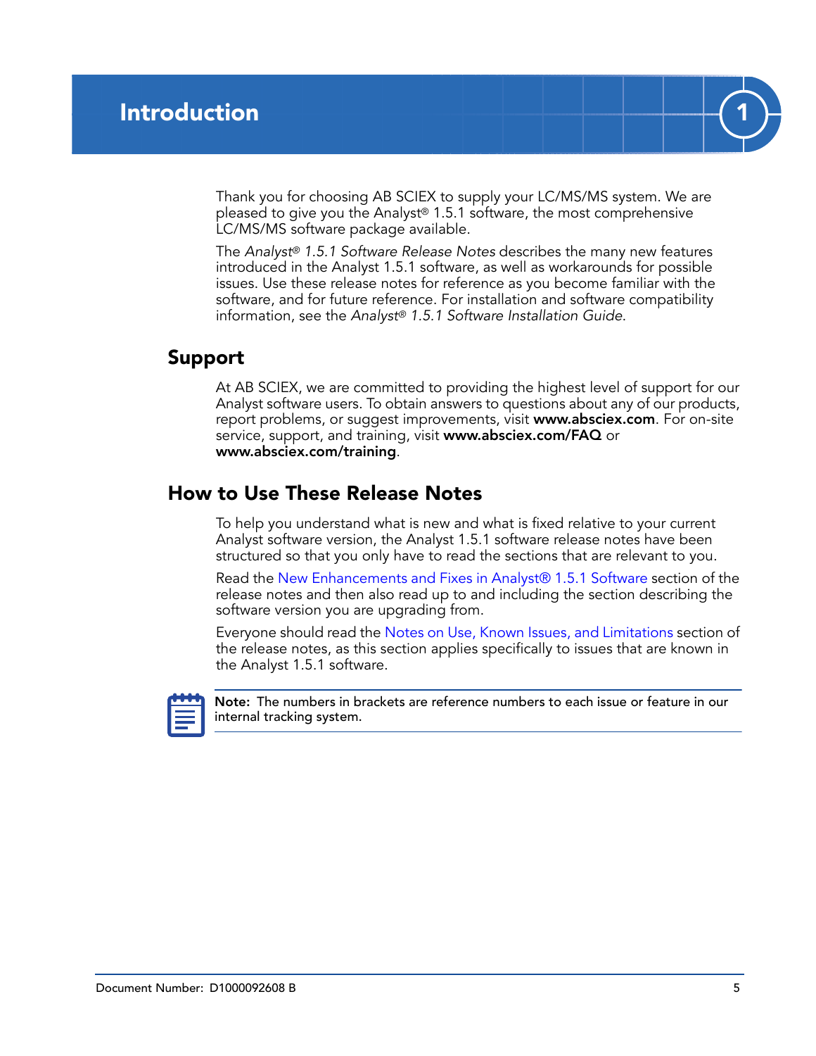# Introduction

Thank you for choosing AB SCIEX to supply your LC/MS/MS system. We are pleased to give you the Analyst® 1.5.1 software, the most comprehensive LC/MS/MS software package available.

The *Analyst® 1.5.1 Software Release Notes* describes the many new features introduced in the Analyst 1.5.1 software, as well as workarounds for possible issues. Use these release notes for reference as you become familiar with the software, and for future reference. For installation and software compatibility information, see the *Analyst® 1.5.1 Software Installation Guide*.

## Support

At AB SCIEX, we are committed to providing the highest level of support for our Analyst software users. To obtain answers to questions about any of our products, report problems, or suggest improvements, visit **www.absciex.com**. For on-site service, support, and training, visit **www.absciex.com/FAQ** or **www.absciex.com/training**.

## How to Use These Release Notes

To help you understand what is new and what is fixed relative to your current Analyst software version, the Analyst 1.5.1 software release notes have been structured so that you only have to read the sections that are relevant to you.

Read the New Enhancements and Fixes in Analyst® 1.5.1 Software section of the release notes and then also read up to and including the section describing the software version you are upgrading from.

Everyone should read the Notes on Use, Known Issues, and Limitations section of the release notes, as this section applies specifically to issues that are known in the Analyst 1.5.1 software.

**Note:** The numbers in brackets are reference numbers to each issue or feature in our internal tracking system.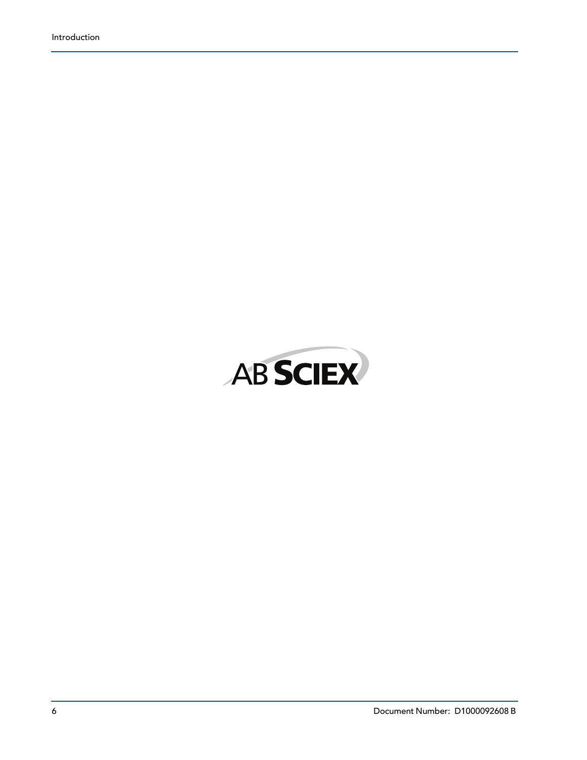AB SCIEX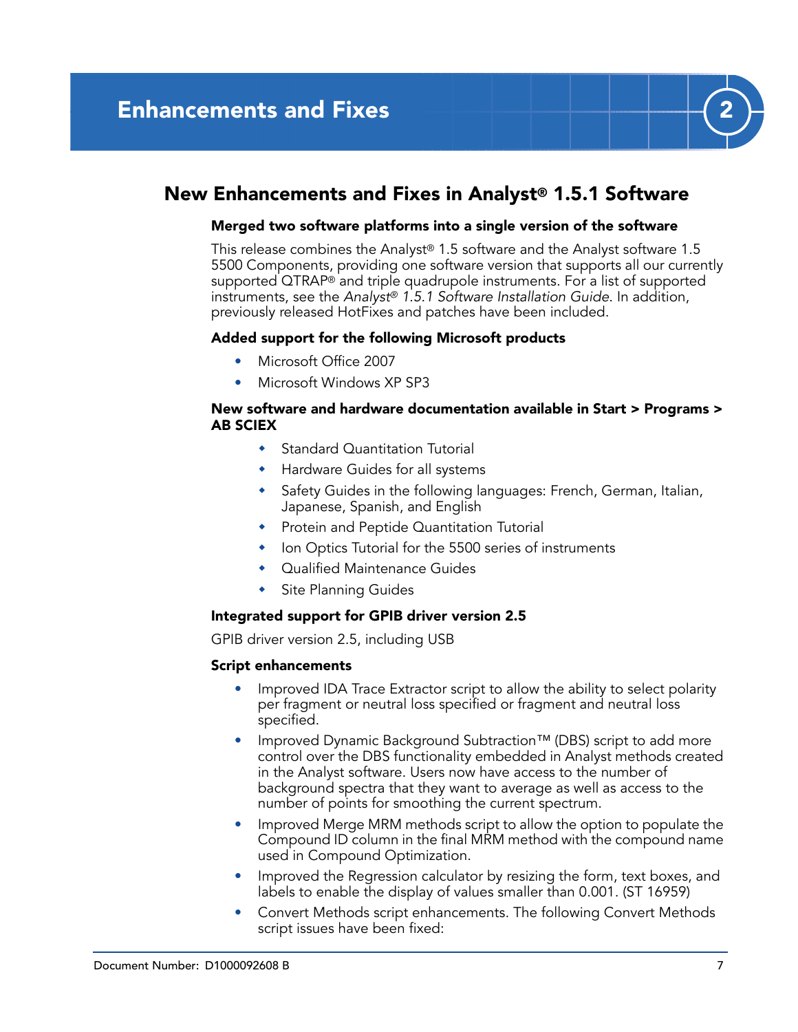# Enhancements and Fixes

## New Enhancements and Fixes in Analyst® 1.5.1 Software

### Merged two software platforms into a single version of the software

This release combines the Analyst® 1.5 software and the Analyst software 1.5 5500 Components, providing one software version that supports all our currently supported QTRAP® and triple quadrupole instruments. For a list of supported instruments, see the *Analyst® 1.5.1 Software Installation Guide*. In addition, previously released HotFixes and patches have been included.

### Added support for the following Microsoft products

- Microsoft Office 2007
- Microsoft Windows XP SP3

### New software and hardware documentation available in Start > Programs > AB SCIEX

- Standard Quantitation Tutorial
- Hardware Guides for all systems
- Safety Guides in the following languages: French, German, Italian, Japanese, Spanish, and English
- Protein and Peptide Quantitation Tutorial
- Ion Optics Tutorial for the 5500 series of instruments
- Qualified Maintenance Guides
- Site Planning Guides

### Integrated support for GPIB driver version 2.5

GPIB driver version 2.5, including USB

### Script enhancements

- Improved IDA Trace Extractor script to allow the ability to select polarity per fragment or neutral loss specified or fragment and neutral loss specified.
- Improved Dynamic Background Subtraction™ (DBS) script to add more control over the DBS functionality embedded in Analyst methods created in the Analyst software. Users now have access to the number of background spectra that they want to average as well as access to the number of points for smoothing the current spectrum.
- Improved Merge MRM methods script to allow the option to populate the Compound ID column in the final MRM method with the compound name used in Compound Optimization.
- Improved the Regression calculator by resizing the form, text boxes, and labels to enable the display of values smaller than 0.001. (ST 16959)
- Convert Methods script enhancements. The following Convert Methods script issues have been fixed: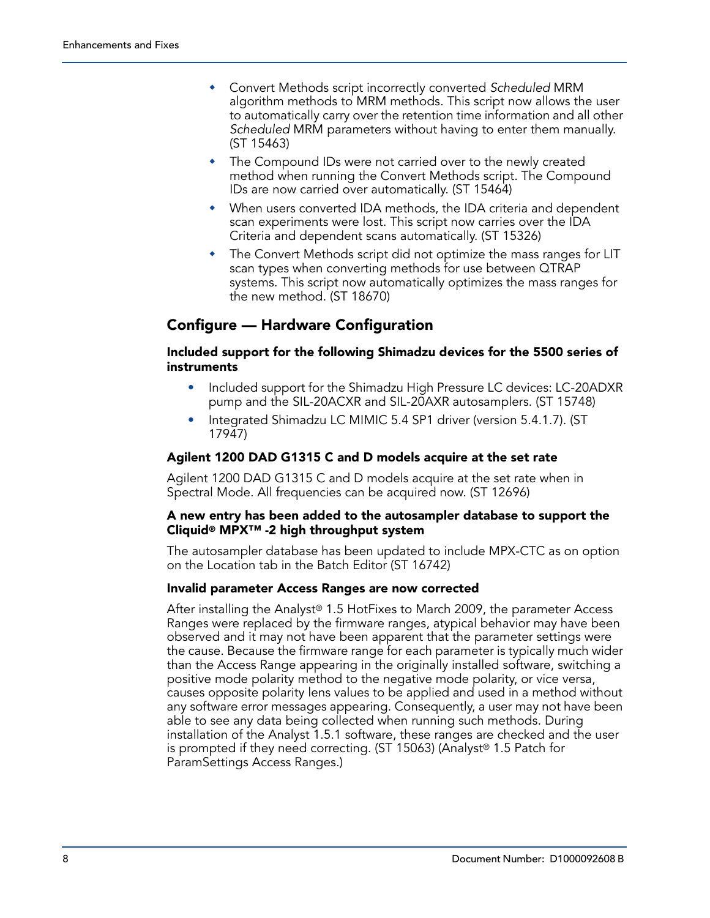- Convert Methods script incorrectly converted *Scheduled* MRM algorithm methods to MRM methods. This script now allows the user to automatically carry over the retention time information and all other *Scheduled* MRM parameters without having to enter them manually. (ST 15463)
- The Compound IDs were not carried over to the newly created method when running the Convert Methods script. The Compound IDs are now carried over automatically. (ST 15464)
- When users converted IDA methods, the IDA criteria and dependent scan experiments were lost. This script now carries over the IDA Criteria and dependent scans automatically. (ST 15326)
- The Convert Methods script did not optimize the mass ranges for LIT scan types when converting methods for use between QTRAP systems. This script now automatically optimizes the mass ranges for the new method. (ST 18670)

## Configure — Hardware Configuration

#### Included support for the following Shimadzu devices for the 5500 series of instruments

- Included support for the Shimadzu High Pressure LC devices: LC-20ADXR pump and the SIL-20ACXR and SIL-20AXR autosamplers. (ST 15748)
- Integrated Shimadzu LC MIMIC 5.4 SP1 driver (version 5.4.1.7). (ST 17947)

#### Agilent 1200 DAD G1315 C and D models acquire at the set rate

Agilent 1200 DAD G1315 C and D models acquire at the set rate when in Spectral Mode. All frequencies can be acquired now. (ST 12696)

#### A new entry has been added to the autosampler database to support the Cliquid® MPX™ -2 high throughput system

The autosampler database has been updated to include MPX-CTC as on option on the Location tab in the Batch Editor (ST 16742)

#### Invalid parameter Access Ranges are now corrected

After installing the Analyst® 1.5 HotFixes to March 2009, the parameter Access Ranges were replaced by the firmware ranges, atypical behavior may have been observed and it may not have been apparent that the parameter settings were the cause. Because the firmware range for each parameter is typically much wider than the Access Range appearing in the originally installed software, switching a positive mode polarity method to the negative mode polarity, or vice versa, causes opposite polarity lens values to be applied and used in a method without any software error messages appearing. Consequently, a user may not have been able to see any data being collected when running such methods. During installation of the Analyst 1.5.1 software, these ranges are checked and the user is prompted if they need correcting. (ST 15063) (Analyst® 1.5 Patch for ParamSettings Access Ranges.)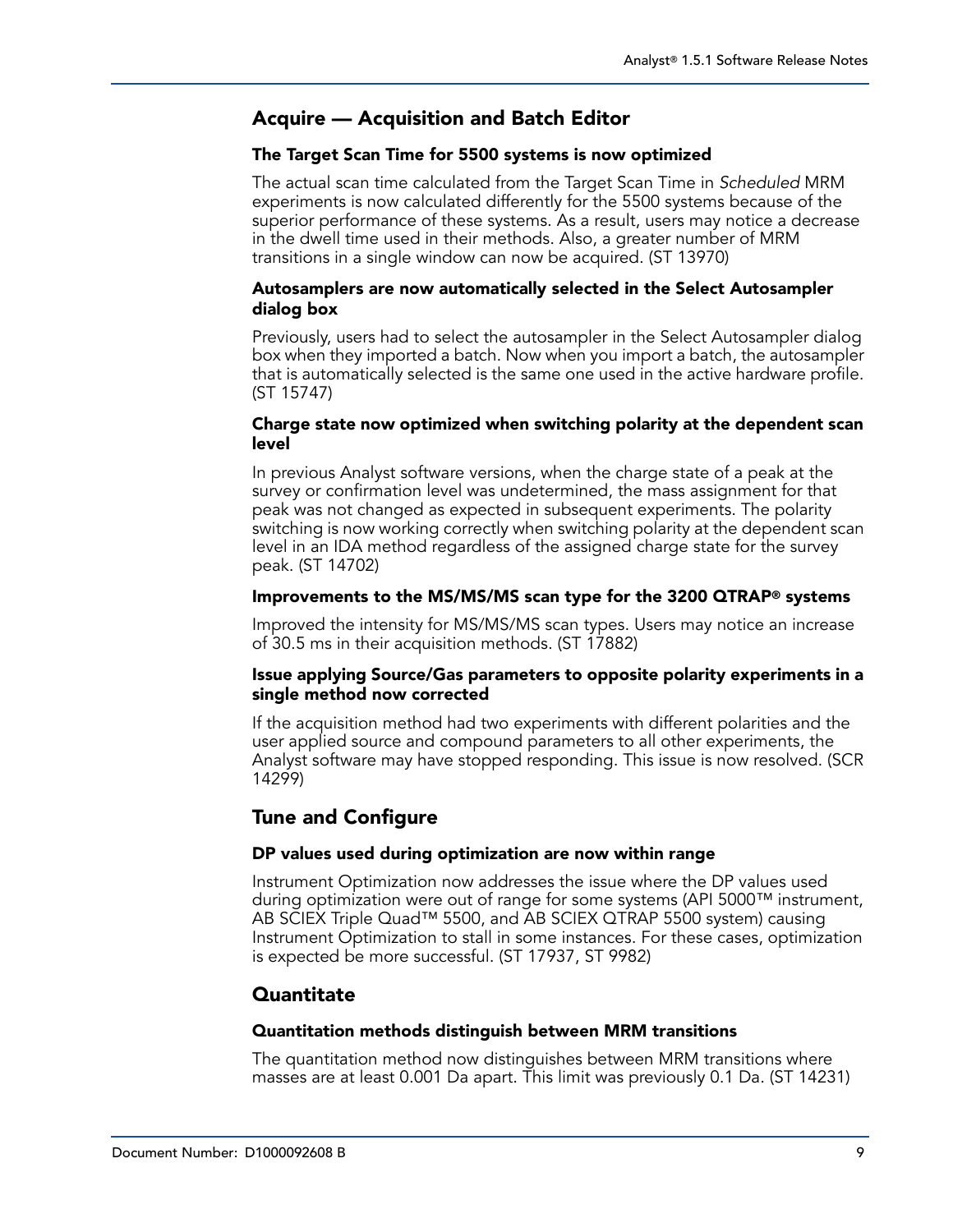## Acquire — Acquisition and Batch Editor

### The Target Scan Time for 5500 systems is now optimized

The actual scan time calculated from the Target Scan Time in *Scheduled* MRM experiments is now calculated differently for the 5500 systems because of the superior performance of these systems. As a result, users may notice a decrease in the dwell time used in their methods. Also, a greater number of MRM transitions in a single window can now be acquired. (ST 13970)

### Autosamplers are now automatically selected in the Select Autosampler dialog box

Previously, users had to select the autosampler in the Select Autosampler dialog box when they imported a batch. Now when you import a batch, the autosampler that is automatically selected is the same one used in the active hardware profile. (ST 15747)

### Charge state now optimized when switching polarity at the dependent scan level

In previous Analyst software versions, when the charge state of a peak at the survey or confirmation level was undetermined, the mass assignment for that peak was not changed as expected in subsequent experiments. The polarity switching is now working correctly when switching polarity at the dependent scan level in an IDA method regardless of the assigned charge state for the survey peak. (ST 14702)

### Improvements to the MS/MS/MS scan type for the 3200 QTRAP® systems

Improved the intensity for MS/MS/MS scan types. Users may notice an increase of 30.5 ms in their acquisition methods. (ST 17882)

### Issue applying Source/Gas parameters to opposite polarity experiments in a single method now corrected

If the acquisition method had two experiments with different polarities and the user applied source and compound parameters to all other experiments, the Analyst software may have stopped responding. This issue is now resolved. (SCR 14299)

## Tune and Configure

### DP values used during optimization are now within range

Instrument Optimization now addresses the issue where the DP values used during optimization were out of range for some systems (API 5000™ instrument, AB SCIEX Triple Quad™ 5500, and AB SCIEX QTRAP 5500 system) causing Instrument Optimization to stall in some instances. For these cases, optimization is expected be more successful. (ST 17937, ST 9982)

## Quantitate

### Quantitation methods distinguish between MRM transitions

The quantitation method now distinguishes between MRM transitions where masses are at least 0.001 Da apart. This limit was previously 0.1 Da. (ST 14231)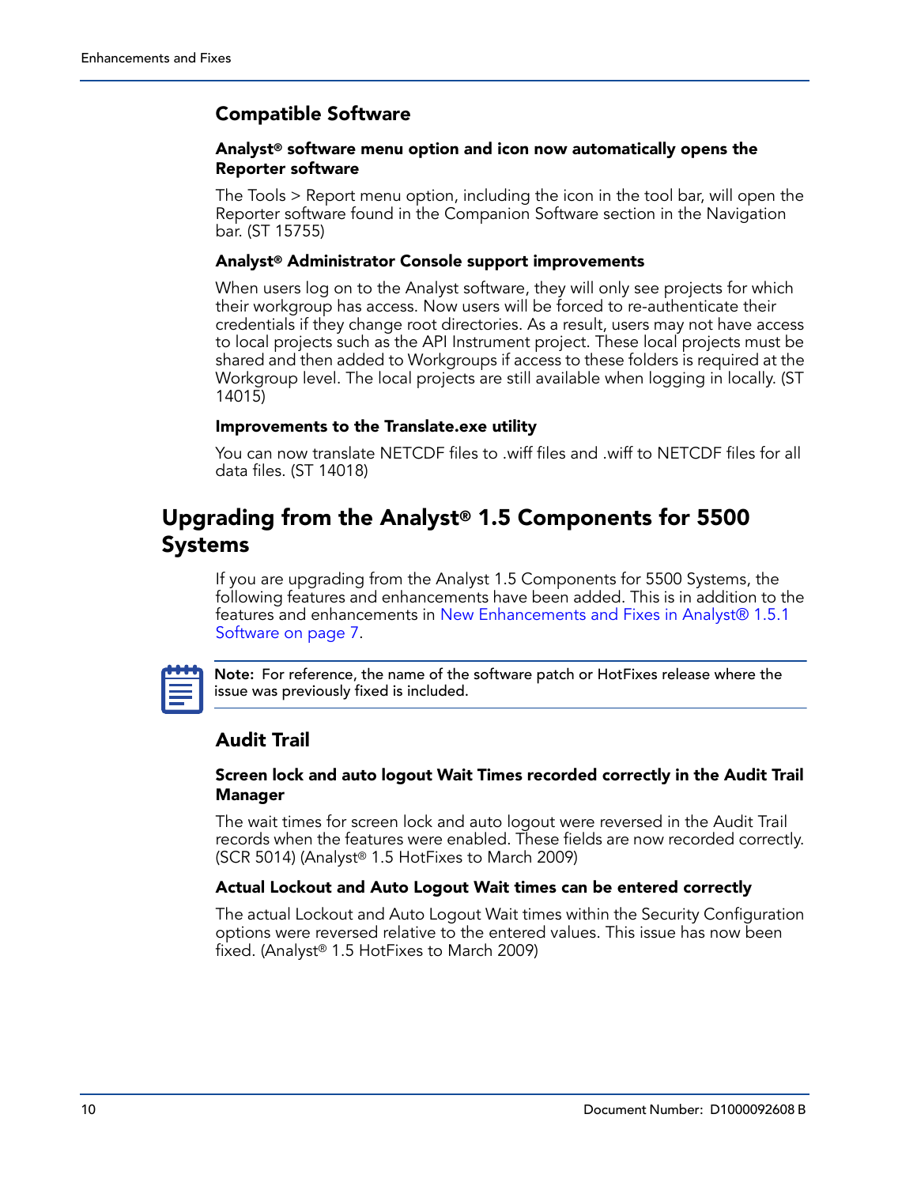### Compatible Software

#### Analyst® software menu option and icon now automatically opens the Reporter software

The Tools > Report menu option, including the icon in the tool bar, will open the Reporter software found in the Companion Software section in the Navigation bar. (ST 15755)

#### Analyst® Administrator Console support improvements

When users log on to the Analyst software, they will only see projects for which their workgroup has access. Now users will be forced to re-authenticate their credentials if they change root directories. As a result, users may not have access to local projects such as the API Instrument project. These local projects must be shared and then added to Workgroups if access to these folders is required at the Workgroup level. The local projects are still available when logging in locally. (ST 14015)

#### Improvements to the Translate.exe utility

You can now translate NETCDF files to .wiff files and .wiff to NETCDF files for all data files. (ST 14018)

## Upgrading from the Analyst® 1.5 Components for 5500 Systems

If you are upgrading from the Analyst 1.5 Components for 5500 Systems, the following features and enhancements have been added. This is in addition to the features and enhancements in New Enhancements and Fixes in Analyst® 1.5.1 Software on page 7.

**Note:** For reference, the name of the software patch or HotFixes release where the issue was previously fixed is included.

### Audit Trail

#### Screen lock and auto logout Wait Times recorded correctly in the Audit Trail Manager

The wait times for screen lock and auto logout were reversed in the Audit Trail records when the features were enabled. These fields are now recorded correctly. (SCR 5014) (Analyst® 1.5 HotFixes to March 2009)

#### Actual Lockout and Auto Logout Wait times can be entered correctly

The actual Lockout and Auto Logout Wait times within the Security Configuration options were reversed relative to the entered values. This issue has now been fixed. (Analyst® 1.5 HotFixes to March 2009)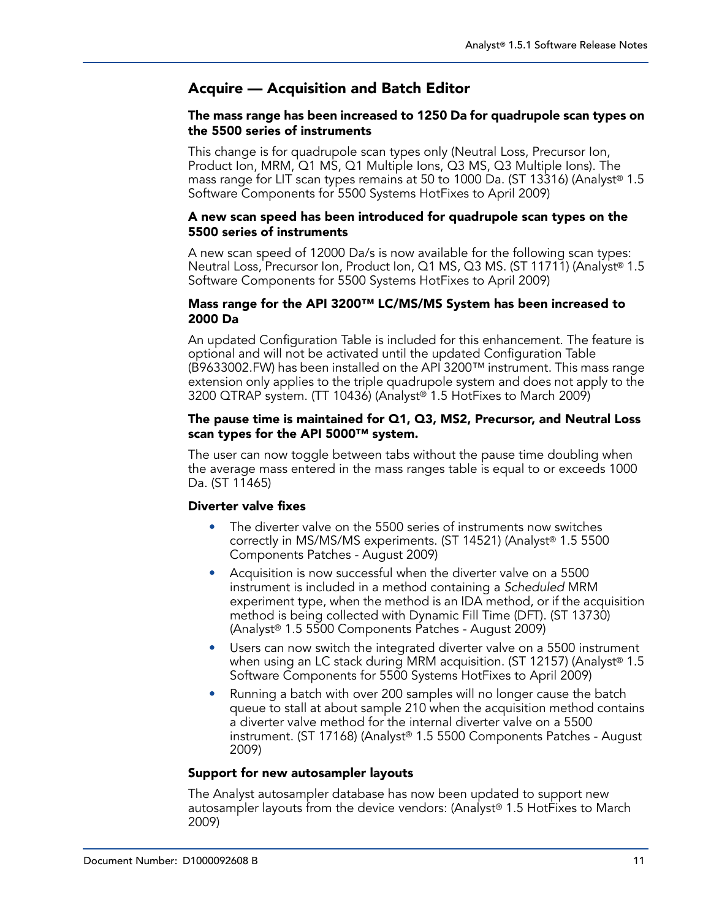## Acquire — Acquisition and Batch Editor

### The mass range has been increased to 1250 Da for quadrupole scan types on the 5500 series of instruments

This change is for quadrupole scan types only (Neutral Loss, Precursor Ion, Product Ion, MRM, Q1 MS, Q1 Multiple Ions, Q3 MS, Q3 Multiple Ions). The mass range for LIT scan types remains at 50 to 1000 Da. (ST 13316) (Analyst® 1.5 Software Components for 5500 Systems HotFixes to April 2009)

### A new scan speed has been introduced for quadrupole scan types on the 5500 series of instruments

A new scan speed of 12000 Da/s is now available for the following scan types: Neutral Loss, Precursor Ion, Product Ion, Q1 MS, Q3 MS. (ST 11711) (Analyst® 1.5 Software Components for 5500 Systems HotFixes to April 2009)

### Mass range for the API 3200™ LC/MS/MS System has been increased to 2000 Da

An updated Configuration Table is included for this enhancement. The feature is optional and will not be activated until the updated Configuration Table (B9633002.FW) has been installed on the API 3200™ instrument. This mass range extension only applies to the triple quadrupole system and does not apply to the 3200 QTRAP system. (TT 10436) (Analyst® 1.5 HotFixes to March 2009)

### The pause time is maintained for Q1, Q3, MS2, Precursor, and Neutral Loss scan types for the API 5000™ system.

The user can now toggle between tabs without the pause time doubling when the average mass entered in the mass ranges table is equal to or exceeds 1000 Da. (ST 11465)

### Diverter valve fixes

- The diverter valve on the 5500 series of instruments now switches correctly in MS/MS/MS experiments. (ST 14521) (Analyst® 1.5 5500 Components Patches - August 2009)
- Acquisition is now successful when the diverter valve on a 5500 instrument is included in a method containing a *Scheduled* MRM experiment type, when the method is an IDA method, or if the acquisition method is being collected with Dynamic Fill Time (DFT). (ST 13730) (Analyst® 1.5 5500 Components Patches - August 2009)
- Users can now switch the integrated diverter valve on a 5500 instrument when using an LC stack during MRM acquisition. (ST 12157) (Analyst® 1.5 Software Components for 5500 Systems HotFixes to April 2009)
- Running a batch with over 200 samples will no longer cause the batch queue to stall at about sample 210 when the acquisition method contains a diverter valve method for the internal diverter valve on a 5500 instrument. (ST 17168) (Analyst® 1.5 5500 Components Patches - August 2009)

### Support for new autosampler layouts

The Analyst autosampler database has now been updated to support new autosampler layouts from the device vendors: (Analyst® 1.5 HotFixes to March 2009)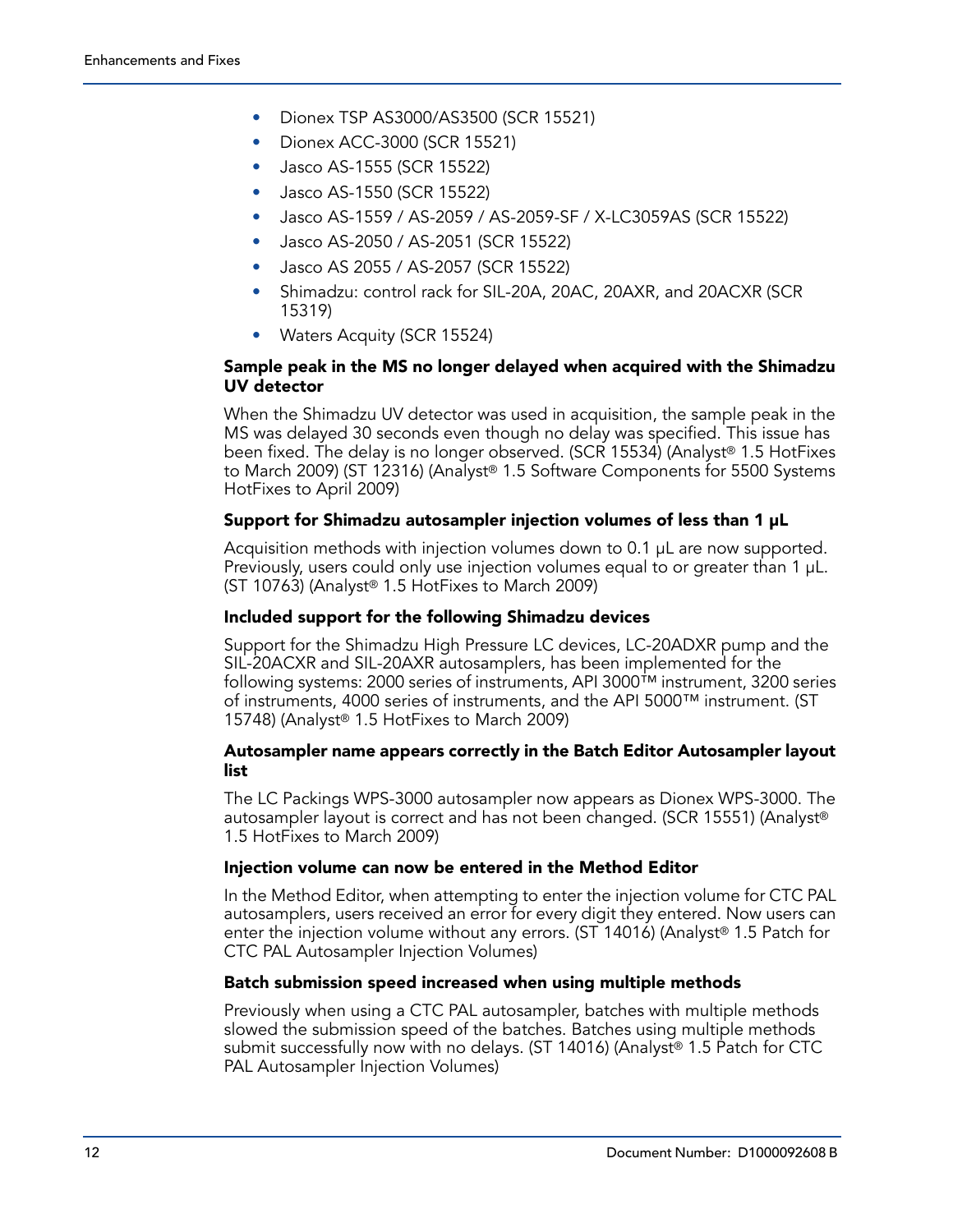- Dionex TSP AS3000/AS3500 (SCR 15521)
- Dionex ACC-3000 (SCR 15521)
- Jasco AS-1555 (SCR 15522)
- Jasco AS-1550 (SCR 15522)
- Jasco AS-1559 / AS-2059 / AS-2059-SF / X-LC3059AS (SCR 15522)
- Jasco AS-2050 / AS-2051 (SCR 15522)
- Jasco AS 2055 / AS-2057 (SCR 15522)
- Shimadzu: control rack for SIL-20A, 20AC, 20AXR, and 20ACXR (SCR 15319)
- Waters Acquity (SCR 15524)

**Sample peak in the MS no longer delayed when acquired with the Shimadzu UV detector**

When the Shimadzu UV detector was used in acquisition, the sample peak in the MS was delayed 30 seconds even though no delay was specified. This issue has been fixed. The delay is no longer observed. (SCR 15534) (Analyst® 1.5 HotFixes to March 2009) (ST 12316) (Analyst® 1.5 Software Components for 5500 Systems HotFixes to April 2009)

**Support for Shimadzu autosampler injection volumes of less than 1 µL**

Acquisition methods with injection volumes down to 0.1 µL are now supported. Previously, users could only use injection volumes equal to or greater than 1 µL. (ST 10763) (Analyst® 1.5 HotFixes to March 2009)

**Included support for the following Shimadzu devices**

Support for the Shimadzu High Pressure LC devices, LC-20ADXR pump and the SIL-20ACXR and SIL-20AXR autosamplers, has been implemented for the following systems: 2000 series of instruments, API 3000™ instrument, 3200 series of instruments, 4000 series of instruments, and the API 5000™ instrument. (ST 15748) (Analyst® 1.5 HotFixes to March 2009)

**Autosampler name appears correctly in the Batch Editor Autosampler layout list**

The LC Packings WPS-3000 autosampler now appears as Dionex WPS-3000. The autosampler layout is correct and has not been changed. (SCR 15551) (Analyst® 1.5 HotFixes to March 2009)

**Injection volume can now be entered in the Method Editor**

In the Method Editor, when attempting to enter the injection volume for CTC PAL autosamplers, users received an error for every digit they entered. Now users can enter the injection volume without any errors. (ST 14016) (Analyst® 1.5 Patch for CTC PAL Autosampler Injection Volumes)

**Batch submission speed increased when using multiple methods**

Previously when using a CTC PAL autosampler, batches with multiple methods slowed the submission speed of the batches. Batches using multiple methods submit successfully now with no delays. (ST 14016) (Analyst® 1.5 Patch for CTC PAL Autosampler Injection Volumes)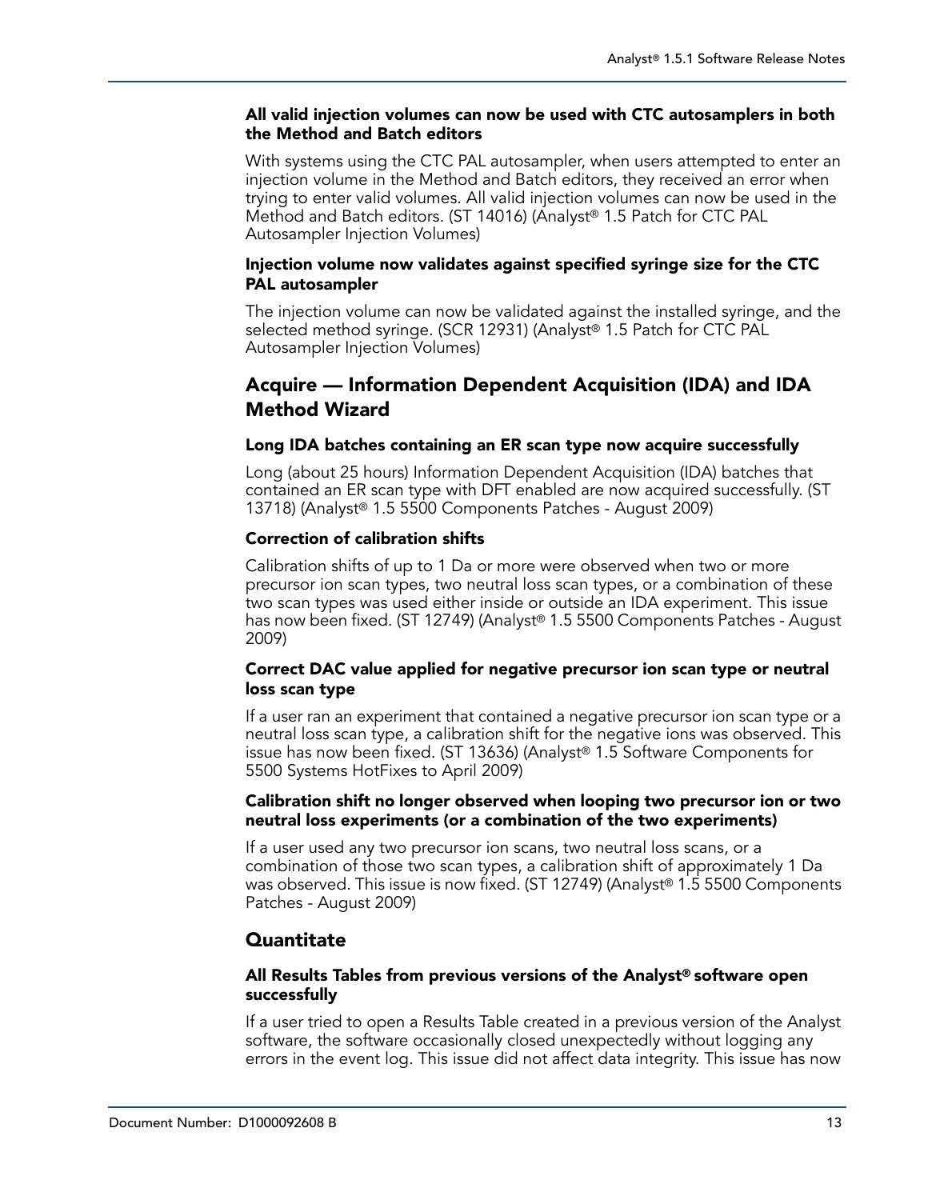#### All valid injection volumes can now be used with CTC autosamplers in both the Method and Batch editors

With systems using the CTC PAL autosampler, when users attempted to enter an injection volume in the Method and Batch editors, they received an error when trying to enter valid volumes. All valid injection volumes can now be used in the Method and Batch editors. (ST 14016) (Analyst® 1.5 Patch for CTC PAL Autosampler Injection Volumes)

#### Injection volume now validates against specified syringe size for the CTC PAL autosampler

The injection volume can now be validated against the installed syringe, and the selected method syringe. (SCR 12931) (Analyst® 1.5 Patch for CTC PAL Autosampler Injection Volumes)

### Acquire — Information Dependent Acquisition (IDA) and IDA Method Wizard

#### Long IDA batches containing an ER scan type now acquire successfully

Long (about 25 hours) Information Dependent Acquisition (IDA) batches that contained an ER scan type with DFT enabled are now acquired successfully. (ST 13718) (Analyst® 1.5 5500 Components Patches - August 2009)

#### Correction of calibration shifts

Calibration shifts of up to 1 Da or more were observed when two or more precursor ion scan types, two neutral loss scan types, or a combination of these two scan types was used either inside or outside an IDA experiment. This issue has now been fixed. (ST 12749) (Analyst® 1.5 5500 Components Patches - August 2009)

#### Correct DAC value applied for negative precursor ion scan type or neutral loss scan type

If a user ran an experiment that contained a negative precursor ion scan type or a neutral loss scan type, a calibration shift for the negative ions was observed. This issue has now been fixed. (ST 13636) (Analyst® 1.5 Software Components for 5500 Systems HotFixes to April 2009)

#### Calibration shift no longer observed when looping two precursor ion or two neutral loss experiments (or a combination of the two experiments)

If a user used any two precursor ion scans, two neutral loss scans, or a combination of those two scan types, a calibration shift of approximately 1 Da was observed. This issue is now fixed. (ST 12749) (Analyst® 1.5 5500 Components Patches - August 2009)

### Quantitate

#### All Results Tables from previous versions of the Analyst® software open successfully

If a user tried to open a Results Table created in a previous version of the Analyst software, the software occasionally closed unexpectedly without logging any errors in the event log. This issue did not affect data integrity. This issue has now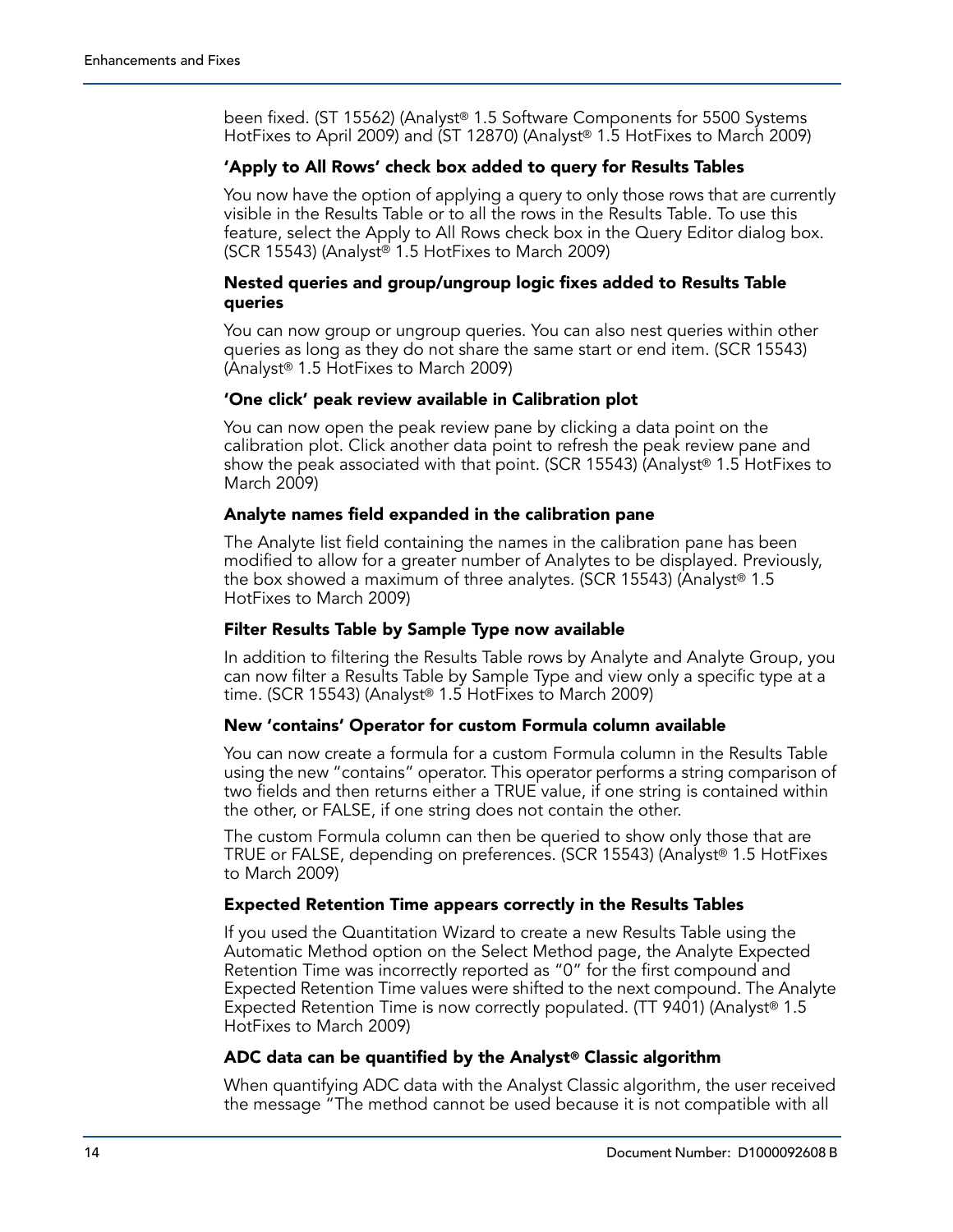been fixed. (ST 15562) (Analyst® 1.5 Software Components for 5500 Systems HotFixes to April 2009) and (ST 12870) (Analyst® 1.5 HotFixes to March 2009)

### 'Apply to All Rows' check box added to query for Results Tables

You now have the option of applying a query to only those rows that are currently visible in the Results Table or to all the rows in the Results Table. To use this feature, select the Apply to All Rows check box in the Query Editor dialog box. (SCR 15543) (Analyst® 1.5 HotFixes to March 2009)

### Nested queries and group/ungroup logic fixes added to Results Table queries

You can now group or ungroup queries. You can also nest queries within other queries as long as they do not share the same start or end item. (SCR 15543) (Analyst® 1.5 HotFixes to March 2009)

### 'One click' peak review available in Calibration plot

You can now open the peak review pane by clicking a data point on the calibration plot. Click another data point to refresh the peak review pane and show the peak associated with that point. (SCR 15543) (Analyst® 1.5 HotFixes to March 2009)

### Analyte names field expanded in the calibration pane

The Analyte list field containing the names in the calibration pane has been modified to allow for a greater number of Analytes to be displayed. Previously, the box showed a maximum of three analytes. (SCR 15543) (Analyst® 1.5 HotFixes to March 2009)

### Filter Results Table by Sample Type now available

In addition to filtering the Results Table rows by Analyte and Analyte Group, you can now filter a Results Table by Sample Type and view only a specific type at a time. (SCR 15543) (Analyst® 1.5 HotFixes to March 2009)

### New 'contains' Operator for custom Formula column available

You can now create a formula for a custom Formula column in the Results Table using the new "contains" operator. This operator performs a string comparison of two fields and then returns either a TRUE value, if one string is contained within the other, or FALSE, if one string does not contain the other.

The custom Formula column can then be queried to show only those that are TRUE or FALSE, depending on preferences. (SCR 15543) (Analyst® 1.5 HotFixes to March 2009)

### Expected Retention Time appears correctly in the Results Tables

If you used the Quantitation Wizard to create a new Results Table using the Automatic Method option on the Select Method page, the Analyte Expected Retention Time was incorrectly reported as "0" for the first compound and Expected Retention Time values were shifted to the next compound. The Analyte Expected Retention Time is now correctly populated. (TT 9401) (Analyst® 1.5 HotFixes to March 2009)

### ADC data can be quantified by the Analyst® Classic algorithm

When quantifying ADC data with the Analyst Classic algorithm, the user received the message "The method cannot be used because it is not compatible with all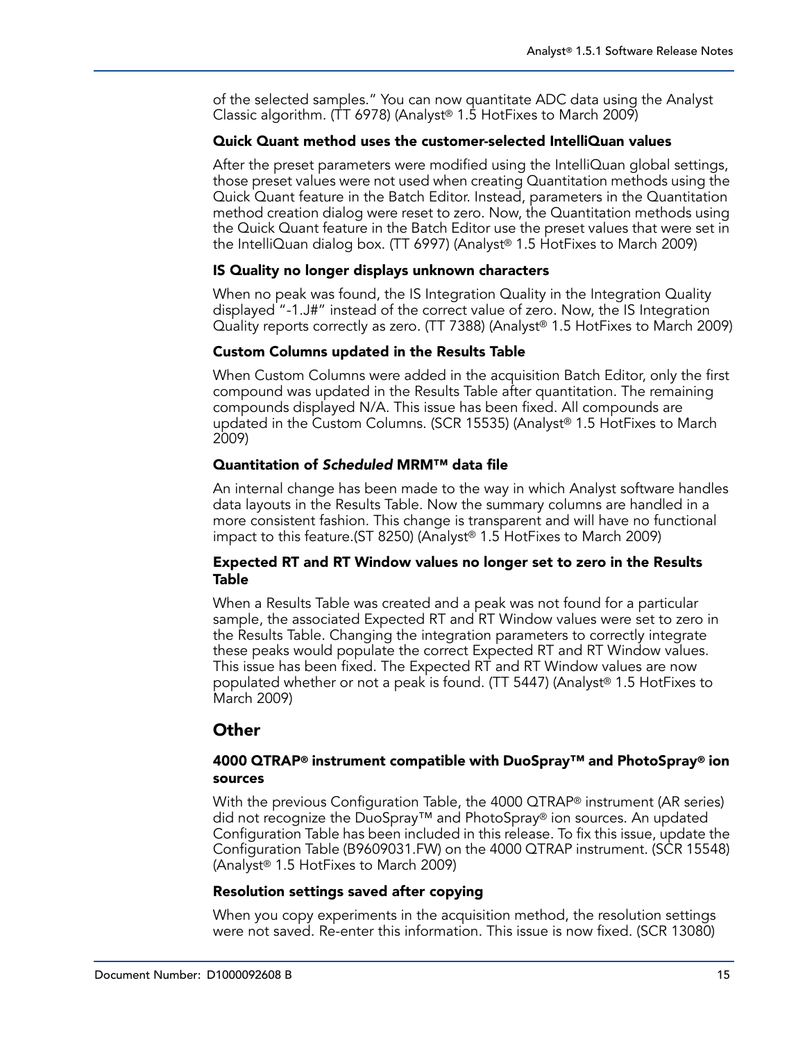of the selected samples." You can now quantitate ADC data using the Analyst Classic algorithm. (TT 6978) (Analyst® 1.5 HotFixes to March 2009)

#### Quick Quant method uses the customer-selected IntelliQuan values

After the preset parameters were modified using the IntelliQuan global settings, those preset values were not used when creating Quantitation methods using the Quick Quant feature in the Batch Editor. Instead, parameters in the Quantitation method creation dialog were reset to zero. Now, the Quantitation methods using the Quick Quant feature in the Batch Editor use the preset values that were set in the IntelliQuan dialog box. (TT 6997) (Analyst® 1.5 HotFixes to March 2009)

#### IS Quality no longer displays unknown characters

When no peak was found, the IS Integration Quality in the Integration Quality displayed "-1.J#" instead of the correct value of zero. Now, the IS Integration Quality reports correctly as zero. (TT 7388) (Analyst® 1.5 HotFixes to March 2009)

#### Custom Columns updated in the Results Table

When Custom Columns were added in the acquisition Batch Editor, only the first compound was updated in the Results Table after quantitation. The remaining compounds displayed N/A. This issue has been fixed. All compounds are updated in the Custom Columns. (SCR 15535) (Analyst® 1.5 HotFixes to March 2009)

#### Quantitation of *Scheduled* MRM™ data file

An internal change has been made to the way in which Analyst software handles data layouts in the Results Table. Now the summary columns are handled in a more consistent fashion. This change is transparent and will have no functional impact to this feature.(ST 8250) (Analyst® 1.5 HotFixes to March 2009)

#### Expected RT and RT Window values no longer set to zero in the Results Table

When a Results Table was created and a peak was not found for a particular sample, the associated Expected RT and RT Window values were set to zero in the Results Table. Changing the integration parameters to correctly integrate these peaks would populate the correct Expected RT and RT Window values. This issue has been fixed. The Expected RT and RT Window values are now populated whether or not a peak is found. (TT 5447) (Analyst® 1.5 HotFixes to March 2009)

### Other

#### 4000 QTRAP® instrument compatible with DuoSpray™ and PhotoSpray® ion sources

With the previous Configuration Table, the 4000 QTRAP® instrument (AR series) did not recognize the DuoSpray™ and PhotoSpray® ion sources. An updated Configuration Table has been included in this release. To fix this issue, update the Configuration Table (B9609031.FW) on the 4000 QTRAP instrument. (SCR 15548) (Analyst® 1.5 HotFixes to March 2009)

#### Resolution settings saved after copying

When you copy experiments in the acquisition method, the resolution settings were not saved. Re-enter this information. This issue is now fixed. (SCR 13080)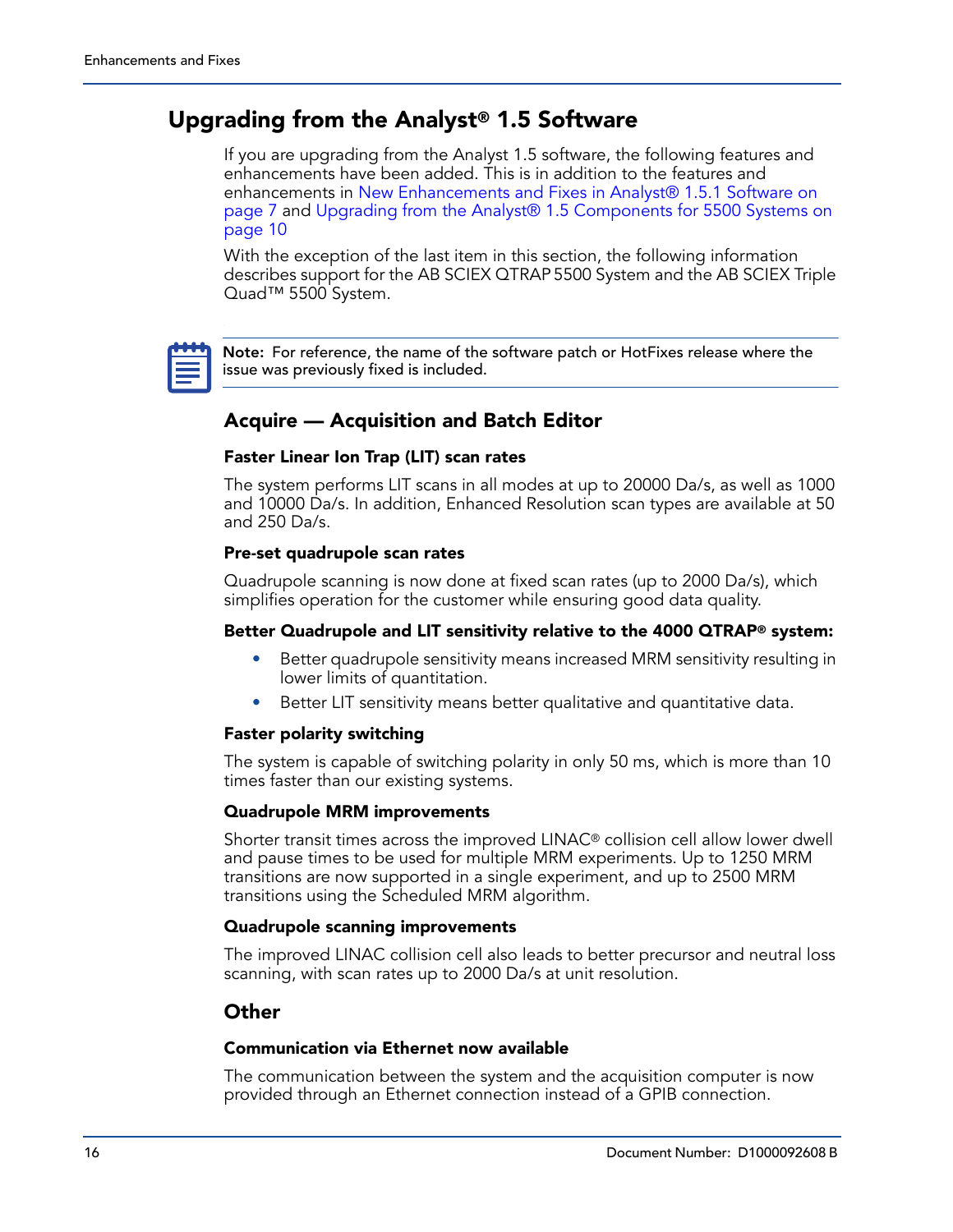# Upgrading from the Analyst® 1.5 Software

If you are upgrading from the Analyst 1.5 software, the following features and enhancements have been added. This is in addition to the features and enhancements in New Enhancements and Fixes in Analyst® 1.5.1 Software on page 7 and Upgrading from the Analyst® 1.5 Components for 5500 Systems on page 10

With the exception of the last item in this section, the following information describes support for the AB SCIEX QTRAP 5500 System and the AB SCIEX Triple Quad™ 5500 System.

**Note:** For reference, the name of the software patch or HotFixes release where the issue was previously fixed is included.

## Acquire — Acquisition and Batch Editor

### Faster Linear Ion Trap (LIT) scan rates

The system performs LIT scans in all modes at up to 20000 Da/s, as well as 1000 and 10000 Da/s. In addition, Enhanced Resolution scan types are available at 50 and 250 Da/s.

### Pre-set quadrupole scan rates

Quadrupole scanning is now done at fixed scan rates (up to 2000 Da/s), which simplifies operation for the customer while ensuring good data quality.

### Better Quadrupole and LIT sensitivity relative to the 4000 QTRAP® system:

- Better quadrupole sensitivity means increased MRM sensitivity resulting in lower limits of quantitation.
- Better LIT sensitivity means better qualitative and quantitative data.

### Faster polarity switching

The system is capable of switching polarity in only 50 ms, which is more than 10 times faster than our existing systems.

### Quadrupole MRM improvements

Shorter transit times across the improved LINAC® collision cell allow lower dwell and pause times to be used for multiple MRM experiments. Up to 1250 MRM transitions are now supported in a single experiment, and up to 2500 MRM transitions using the Scheduled MRM algorithm.

### Quadrupole scanning improvements

The improved LINAC collision cell also leads to better precursor and neutral loss scanning, with scan rates up to 2000 Da/s at unit resolution.

## Other

### Communication via Ethernet now available

The communication between the system and the acquisition computer is now provided through an Ethernet connection instead of a GPIB connection.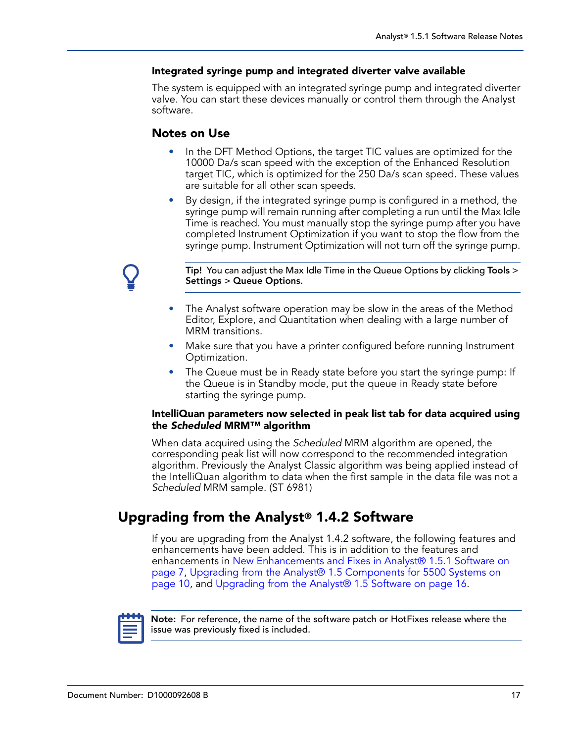#### Integrated syringe pump and integrated diverter valve available

The system is equipped with an integrated syringe pump and integrated diverter valve. You can start these devices manually or control them through the Analyst software.

### Notes on Use

- In the DFT Method Options, the target TIC values are optimized for the 10000 Da/s scan speed with the exception of the Enhanced Resolution target TIC, which is optimized for the 250 Da/s scan speed. These values are suitable for all other scan speeds.
- By design, if the integrated syringe pump is configured in a method, the syringe pump will remain running after completing a run until the Max Idle Time is reached. You must manually stop the syringe pump after you have completed Instrument Optimization if you want to stop the flow from the syringe pump. Instrument Optimization will not turn off the syringe pump.

> **Tip!** You can adjust the Max Idle Time in the Queue Options by clicking **Tools** > **Settings** > **Queue Options**.

- The Analyst software operation may be slow in the areas of the Method Editor, Explore, and Quantitation when dealing with a large number of MRM transitions.
- Make sure that you have a printer configured before running Instrument Optimization.
- The Queue must be in Ready state before you start the syringe pump: If the Queue is in Standby mode, put the queue in Ready state before starting the syringe pump.

#### IntelliQuan parameters now selected in peak list tab for data acquired using the *Scheduled* MRM™ algorithm

When data acquired using the *Scheduled* MRM algorithm are opened, the corresponding peak list will now correspond to the recommended integration algorithm. Previously the Analyst Classic algorithm was being applied instead of the IntelliQuan algorithm to data when the first sample in the data file was not a *Scheduled* MRM sample. (ST 6981)

## Upgrading from the Analyst® 1.4.2 Software

If you are upgrading from the Analyst 1.4.2 software, the following features and enhancements have been added. This is in addition to the features and enhancements in New Enhancements and Fixes in Analyst® 1.5.1 Software on page 7, Upgrading from the Analyst® 1.5 Components for 5500 Systems on page 10, and Upgrading from the Analyst® 1.5 Software on page 16.

> **Note:** For reference, the name of the software patch or HotFixes release where the issue was previously fixed is included.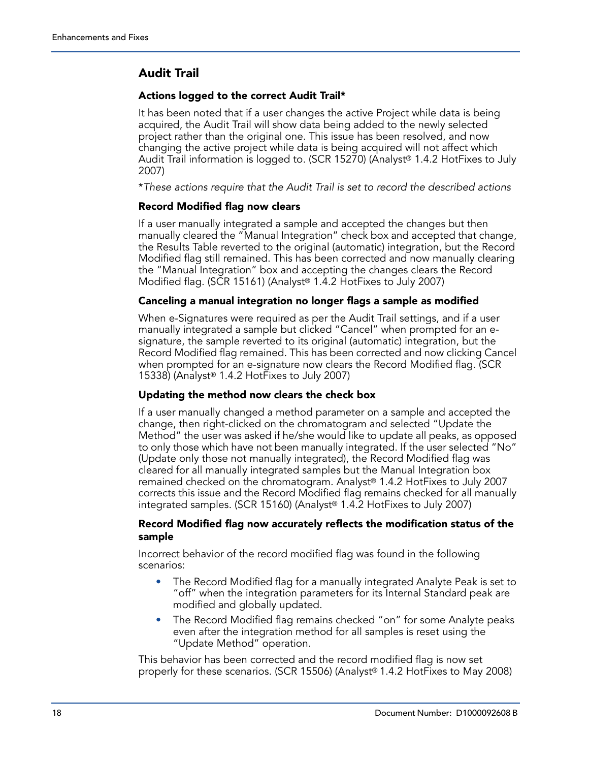## Audit Trail

### Actions logged to the correct Audit Trail*

It has been noted that if a user changes the active Project while data is being acquired, the Audit Trail will show data being added to the newly selected project rather than the original one. This issue has been resolved, and now changing the active project while data is being acquired will not affect which Audit Trail information is logged to. (SCR 15270) (Analyst® 1.4.2 HotFixes to July 2007)

**Asterisk footnote:** *These actions require that the Audit Trail is set to record the described actions*

### Record Modified flag now clears

If a user manually integrated a sample and accepted the changes but then manually cleared the "Manual Integration" check box and accepted that change, the Results Table reverted to the original (automatic) integration, but the Record Modified flag still remained. This has been corrected and now manually clearing the "Manual Integration" box and accepting the changes clears the Record Modified flag. (SCR 15161) (Analyst® 1.4.2 HotFixes to July 2007)

### Canceling a manual integration no longer flags a sample as modified

When e-Signatures were required as per the Audit Trail settings, and if a user manually integrated a sample but clicked "Cancel" when prompted for an e-signature, the sample reverted to its original (automatic) integration, but the Record Modified flag remained. This has been corrected and now clicking Cancel when prompted for an e-signature now clears the Record Modified flag. (SCR 15338) (Analyst® 1.4.2 HotFixes to July 2007)

### Updating the method now clears the check box

If a user manually changed a method parameter on a sample and accepted the change, then right-clicked on the chromatogram and selected "Update the Method" the user was asked if he/she would like to update all peaks, as opposed to only those which have not been manually integrated. If the user selected "No" (Update only those not manually integrated), the Record Modified flag was cleared for all manually integrated samples but the Manual Integration box remained checked on the chromatogram. Analyst® 1.4.2 HotFixes to July 2007 corrects this issue and the Record Modified flag remains checked for all manually integrated samples. (SCR 15160) (Analyst® 1.4.2 HotFixes to July 2007)

### Record Modified flag now accurately reflects the modification status of the sample

Incorrect behavior of the record modified flag was found in the following scenarios:

- The Record Modified flag for a manually integrated Analyte Peak is set to "off" when the integration parameters for its Internal Standard peak are modified and globally updated.
- The Record Modified flag remains checked "on" for some Analyte peaks even after the integration method for all samples is reset using the "Update Method" operation.

This behavior has been corrected and the record modified flag is now set properly for these scenarios. (SCR 15506) (Analyst® 1.4.2 HotFixes to May 2008)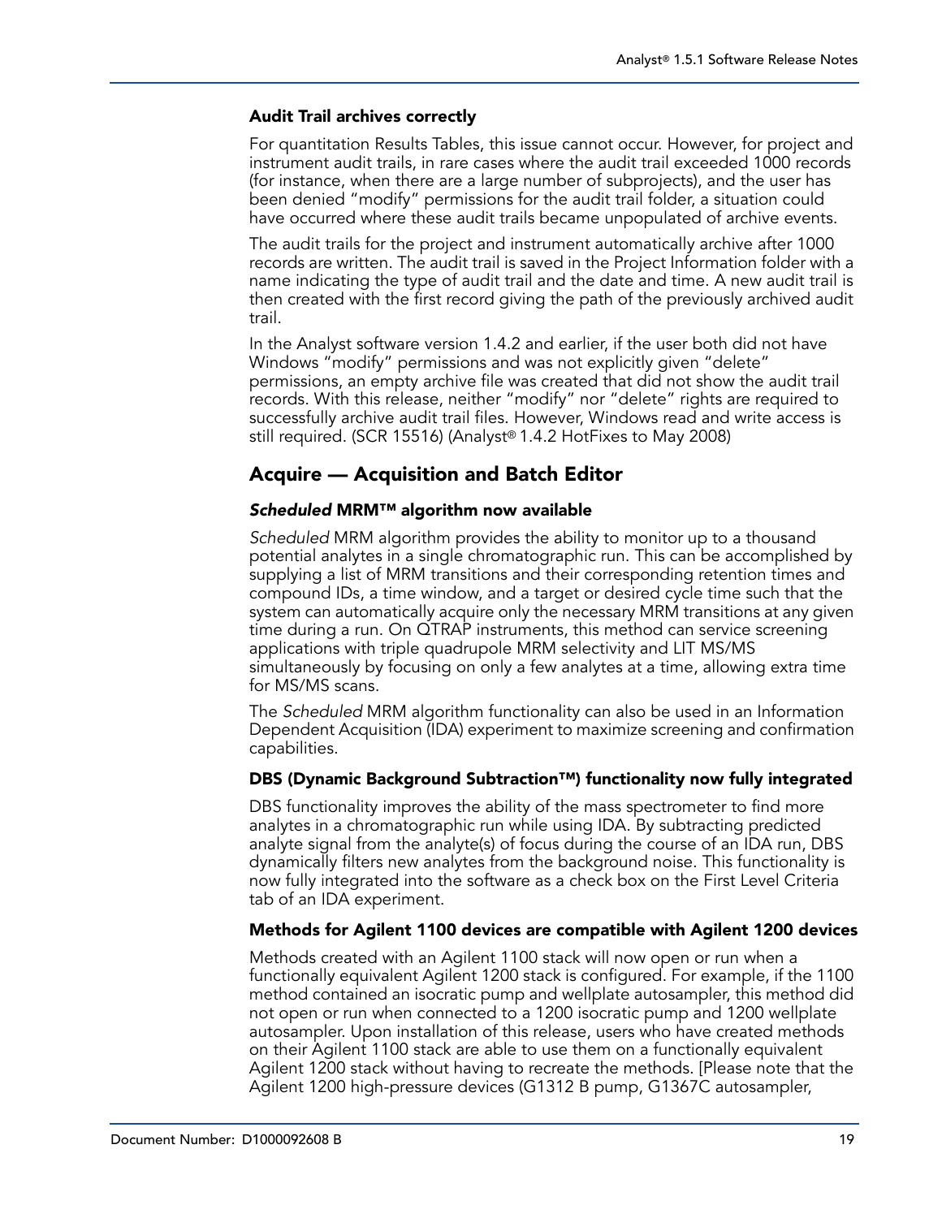### Audit Trail archives correctly

For quantitation Results Tables, this issue cannot occur. However, for project and instrument audit trails, in rare cases where the audit trail exceeded 1000 records (for instance, when there are a large number of subprojects), and the user has been denied "modify" permissions for the audit trail folder, a situation could have occurred where these audit trails became unpopulated of archive events.

The audit trails for the project and instrument automatically archive after 1000 records are written. The audit trail is saved in the Project Information folder with a name indicating the type of audit trail and the date and time. A new audit trail is then created with the first record giving the path of the previously archived audit trail.

In the Analyst software version 1.4.2 and earlier, if the user both did not have Windows "modify" permissions and was not explicitly given "delete" permissions, an empty archive file was created that did not show the audit trail records. With this release, neither "modify" nor "delete" rights are required to successfully archive audit trail files. However, Windows read and write access is still required. (SCR 15516) (Analyst® 1.4.2 HotFixes to May 2008)

## Acquire — Acquisition and Batch Editor

### *Scheduled* MRM™ algorithm now available

*Scheduled* MRM algorithm provides the ability to monitor up to a thousand potential analytes in a single chromatographic run. This can be accomplished by supplying a list of MRM transitions and their corresponding retention times and compound IDs, a time window, and a target or desired cycle time such that the system can automatically acquire only the necessary MRM transitions at any given time during a run. On QTRAP instruments, this method can service screening applications with triple quadrupole MRM selectivity and LIT MS/MS simultaneously by focusing on only a few analytes at a time, allowing extra time for MS/MS scans.

The *Scheduled* MRM algorithm functionality can also be used in an Information Dependent Acquisition (IDA) experiment to maximize screening and confirmation capabilities.

### DBS (Dynamic Background Subtraction™) functionality now fully integrated

DBS functionality improves the ability of the mass spectrometer to find more analytes in a chromatographic run while using IDA. By subtracting predicted analyte signal from the analyte(s) of focus during the course of an IDA run, DBS dynamically filters new analytes from the background noise. This functionality is now fully integrated into the software as a check box on the First Level Criteria tab of an IDA experiment.

### Methods for Agilent 1100 devices are compatible with Agilent 1200 devices

Methods created with an Agilent 1100 stack will now open or run when a functionally equivalent Agilent 1200 stack is configured. For example, if the 1100 method contained an isocratic pump and wellplate autosampler, this method did not open or run when connected to a 1200 isocratic pump and 1200 wellplate autosampler. Upon installation of this release, users who have created methods on their Agilent 1100 stack are able to use them on a functionally equivalent Agilent 1200 stack without having to recreate the methods. [Please note that the Agilent 1200 high-pressure devices (G1312 B pump, G1367C autosampler,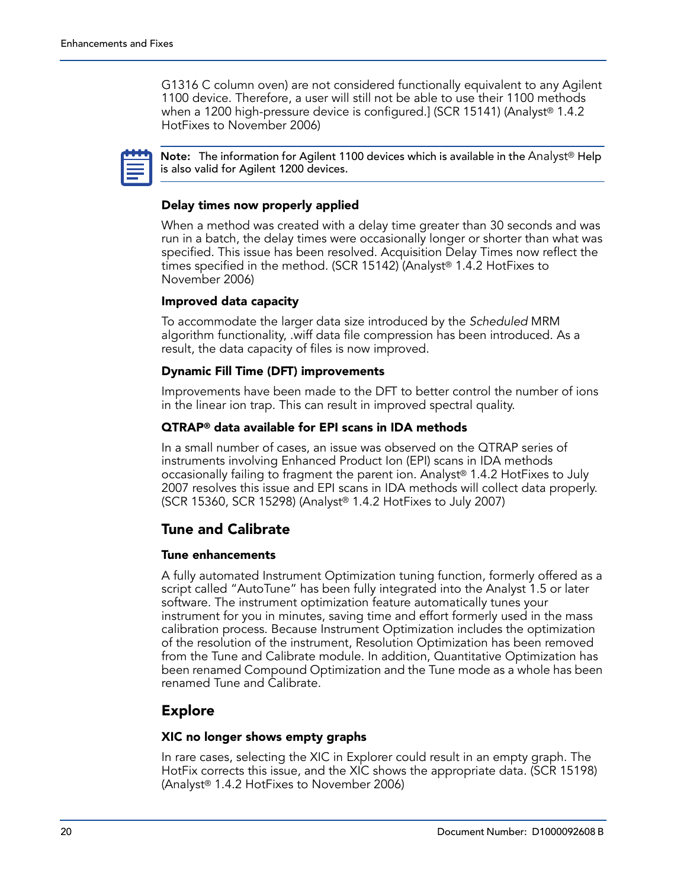G1316 C column oven) are not considered functionally equivalent to any Agilent 1100 device. Therefore, a user will still not be able to use their 1100 methods when a 1200 high-pressure device is configured.] (SCR 15141) (Analyst® 1.4.2 HotFixes to November 2006)

> **Note:** The information for Agilent 1100 devices which is available in the Analyst® Help is also valid for Agilent 1200 devices.

#### Delay times now properly applied

When a method was created with a delay time greater than 30 seconds and was run in a batch, the delay times were occasionally longer or shorter than what was specified. This issue has been resolved. Acquisition Delay Times now reflect the times specified in the method. (SCR 15142) (Analyst® 1.4.2 HotFixes to November 2006)

#### Improved data capacity

To accommodate the larger data size introduced by the *Scheduled* MRM algorithm functionality, .wiff data file compression has been introduced. As a result, the data capacity of files is now improved.

#### Dynamic Fill Time (DFT) improvements

Improvements have been made to the DFT to better control the number of ions in the linear ion trap. This can result in improved spectral quality.

#### QTRAP® data available for EPI scans in IDA methods

In a small number of cases, an issue was observed on the QTRAP series of instruments involving Enhanced Product Ion (EPI) scans in IDA methods occasionally failing to fragment the parent ion. Analyst® 1.4.2 HotFixes to July 2007 resolves this issue and EPI scans in IDA methods will collect data properly. (SCR 15360, SCR 15298) (Analyst® 1.4.2 HotFixes to July 2007)

### Tune and Calibrate

#### Tune enhancements

A fully automated Instrument Optimization tuning function, formerly offered as a script called "AutoTune" has been fully integrated into the Analyst 1.5 or later software. The instrument optimization feature automatically tunes your instrument for you in minutes, saving time and effort formerly used in the mass calibration process. Because Instrument Optimization includes the optimization of the resolution of the instrument, Resolution Optimization has been removed from the Tune and Calibrate module. In addition, Quantitative Optimization has been renamed Compound Optimization and the Tune mode as a whole has been renamed Tune and Calibrate.

### Explore

#### XIC no longer shows empty graphs

In rare cases, selecting the XIC in Explorer could result in an empty graph. The HotFix corrects this issue, and the XIC shows the appropriate data. (SCR 15198) (Analyst® 1.4.2 HotFixes to November 2006)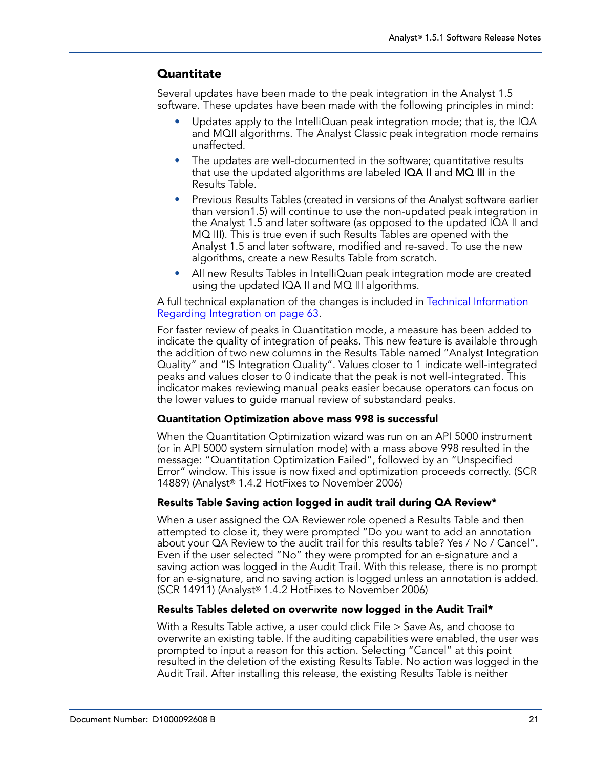## Quantitate

Several updates have been made to the peak integration in the Analyst 1.5 software. These updates have been made with the following principles in mind:

- Updates apply to the IntelliQuan peak integration mode; that is, the IQA and MQII algorithms. The Analyst Classic peak integration mode remains unaffected.
- The updates are well-documented in the software; quantitative results that use the updated algorithms are labeled IQA II and MQ III in the Results Table.
- Previous Results Tables (created in versions of the Analyst software earlier than version1.5) will continue to use the non-updated peak integration in the Analyst 1.5 and later software (as opposed to the updated IQA II and MQ III). This is true even if such Results Tables are opened with the Analyst 1.5 and later software, modified and re-saved. To use the new algorithms, create a new Results Table from scratch.
- All new Results Tables in IntelliQuan peak integration mode are created using the updated IQA II and MQ III algorithms.

A full technical explanation of the changes is included in Technical Information Regarding Integration on page 63.

For faster review of peaks in Quantitation mode, a measure has been added to indicate the quality of integration of peaks. This new feature is available through the addition of two new columns in the Results Table named “Analyst Integration Quality” and “IS Integration Quality”. Values closer to 1 indicate well-integrated peaks and values closer to 0 indicate that the peak is not well-integrated. This indicator makes reviewing manual peaks easier because operators can focus on the lower values to guide manual review of substandard peaks.

#### Quantitation Optimization above mass 998 is successful

When the Quantitation Optimization wizard was run on an API 5000 instrument (or in API 5000 system simulation mode) with a mass above 998 resulted in the message: “Quantitation Optimization Failed”, followed by an “Unspecified Error” window. This issue is now fixed and optimization proceeds correctly. (SCR 14889) (Analyst® 1.4.2 HotFixes to November 2006)

#### Results Table Saving action logged in audit trail during QA Review*

When a user assigned the QA Reviewer role opened a Results Table and then attempted to close it, they were prompted “Do you want to add an annotation about your QA Review to the audit trail for this results table? Yes / No / Cancel”. Even if the user selected “No” they were prompted for an e-signature and a saving action was logged in the Audit Trail. With this release, there is no prompt for an e-signature, and no saving action is logged unless an annotation is added. (SCR 14911) (Analyst® 1.4.2 HotFixes to November 2006)

#### Results Tables deleted on overwrite now logged in the Audit Trail*

With a Results Table active, a user could click File > Save As, and choose to overwrite an existing table. If the auditing capabilities were enabled, the user was prompted to input a reason for this action. Selecting “Cancel” at this point resulted in the deletion of the existing Results Table. No action was logged in the Audit Trail. After installing this release, the existing Results Table is neither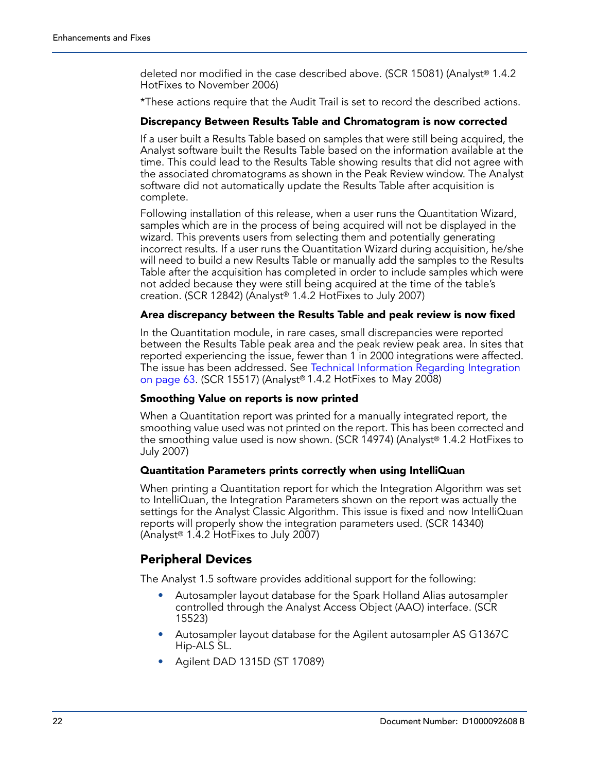deleted nor modified in the case described above. (SCR 15081) (Analyst® 1.4.2 HotFixes to November 2006)

*These actions require that the Audit Trail is set to record the described actions.

#### Discrepancy Between Results Table and Chromatogram is now corrected

If a user built a Results Table based on samples that were still being acquired, the Analyst software built the Results Table based on the information available at the time. This could lead to the Results Table showing results that did not agree with the associated chromatograms as shown in the Peak Review window. The Analyst software did not automatically update the Results Table after acquisition is complete.

Following installation of this release, when a user runs the Quantitation Wizard, samples which are in the process of being acquired will not be displayed in the wizard. This prevents users from selecting them and potentially generating incorrect results. If a user runs the Quantitation Wizard during acquisition, he/she will need to build a new Results Table or manually add the samples to the Results Table after the acquisition has completed in order to include samples which were not added because they were still being acquired at the time of the table's creation. (SCR 12842) (Analyst® 1.4.2 HotFixes to July 2007)

#### Area discrepancy between the Results Table and peak review is now fixed

In the Quantitation module, in rare cases, small discrepancies were reported between the Results Table peak area and the peak review peak area. In sites that reported experiencing the issue, fewer than 1 in 2000 integrations were affected. The issue has been addressed. See Technical Information Regarding Integration on page 63. (SCR 15517) (Analyst® 1.4.2 HotFixes to May 2008)

#### Smoothing Value on reports is now printed

When a Quantitation report was printed for a manually integrated report, the smoothing value used was not printed on the report. This has been corrected and the smoothing value used is now shown. (SCR 14974) (Analyst® 1.4.2 HotFixes to July 2007)

#### Quantitation Parameters prints correctly when using IntelliQuan

When printing a Quantitation report for which the Integration Algorithm was set to IntelliQuan, the Integration Parameters shown on the report was actually the settings for the Analyst Classic Algorithm. This issue is fixed and now IntelliQuan reports will properly show the integration parameters used. (SCR 14340) (Analyst® 1.4.2 HotFixes to July 2007)

## Peripheral Devices

The Analyst 1.5 software provides additional support for the following:

- Autosampler layout database for the Spark Holland Alias autosampler controlled through the Analyst Access Object (AAO) interface. (SCR 15523)
- Autosampler layout database for the Agilent autosampler AS G1367C Hip-ALS SL.
- Agilent DAD 1315D (ST 17089)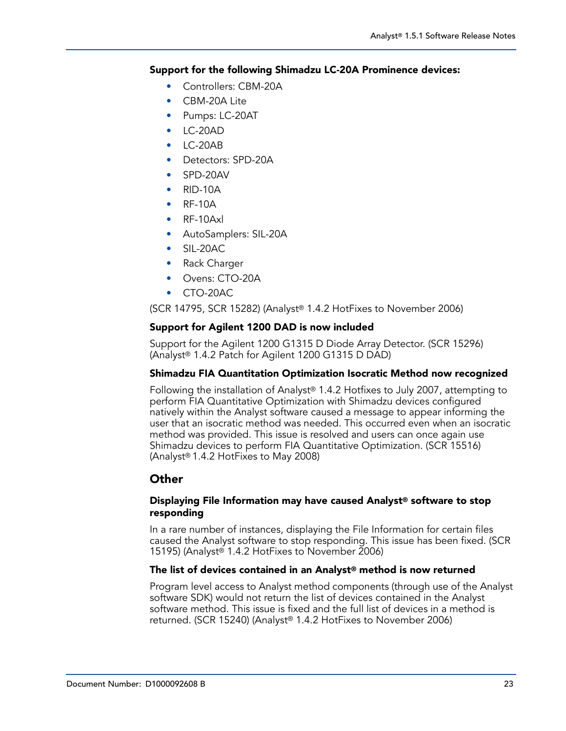**Support for the following Shimadzu LC-20A Prominence devices:**

- Controllers: CBM-20A
- CBM-20A Lite
- Pumps: LC-20AT
- LC-20AD
- LC-20AB
- Detectors: SPD-20A
- SPD-20AV
- RID-10A
- RF-10A
- RF-10Axl
- AutoSamplers: SIL-20A
- SIL-20AC
- Rack Charger
- Ovens: CTO-20A
- CTO-20AC

(SCR 14795, SCR 15282) (Analyst® 1.4.2 HotFixes to November 2006)

**Support for Agilent 1200 DAD is now included**

Support for the Agilent 1200 G1315 D Diode Array Detector. (SCR 15296) (Analyst® 1.4.2 Patch for Agilent 1200 G1315 D DAD)

**Shimadzu FIA Quantitation Optimization Isocratic Method now recognized**

Following the installation of Analyst® 1.4.2 Hotfixes to July 2007, attempting to perform FIA Quantitative Optimization with Shimadzu devices configured natively within the Analyst software caused a message to appear informing the user that an isocratic method was needed. This occurred even when an isocratic method was provided. This issue is resolved and users can once again use Shimadzu devices to perform FIA Quantitative Optimization. (SCR 15516) (Analyst® 1.4.2 HotFixes to May 2008)

## Other

**Displaying File Information may have caused Analyst® software to stop responding**

In a rare number of instances, displaying the File Information for certain files caused the Analyst software to stop responding. This issue has been fixed. (SCR 15195) (Analyst® 1.4.2 HotFixes to November 2006)

**The list of devices contained in an Analyst® method is now returned**

Program level access to Analyst method components (through use of the Analyst software SDK) would not return the list of devices contained in the Analyst software method. This issue is fixed and the full list of devices in a method is returned. (SCR 15240) (Analyst® 1.4.2 HotFixes to November 2006)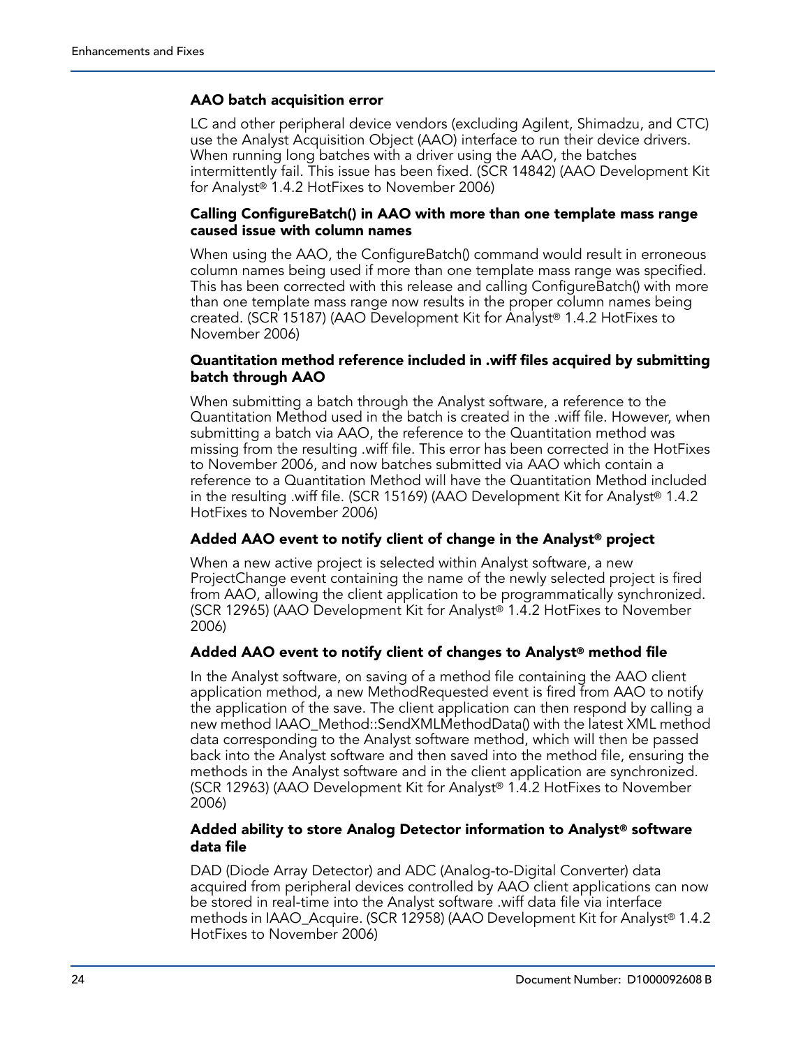### AAO batch acquisition error

LC and other peripheral device vendors (excluding Agilent, Shimadzu, and CTC) use the Analyst Acquisition Object (AAO) interface to run their device drivers. When running long batches with a driver using the AAO, the batches intermittently fail. This issue has been fixed. (SCR 14842) (AAO Development Kit for Analyst® 1.4.2 HotFixes to November 2006)

### Calling ConfigureBatch() in AAO with more than one template mass range caused issue with column names

When using the AAO, the ConfigureBatch() command would result in erroneous column names being used if more than one template mass range was specified. This has been corrected with this release and calling ConfigureBatch() with more than one template mass range now results in the proper column names being created. (SCR 15187) (AAO Development Kit for Analyst® 1.4.2 HotFixes to November 2006)

### Quantitation method reference included in .wiff files acquired by submitting batch through AAO

When submitting a batch through the Analyst software, a reference to the Quantitation Method used in the batch is created in the .wiff file. However, when submitting a batch via AAO, the reference to the Quantitation method was missing from the resulting .wiff file. This error has been corrected in the HotFixes to November 2006, and now batches submitted via AAO which contain a reference to a Quantitation Method will have the Quantitation Method included in the resulting .wiff file. (SCR 15169) (AAO Development Kit for Analyst® 1.4.2 HotFixes to November 2006)

### Added AAO event to notify client of change in the Analyst® project

When a new active project is selected within Analyst software, a new ProjectChange event containing the name of the newly selected project is fired from AAO, allowing the client application to be programmatically synchronized. (SCR 12965) (AAO Development Kit for Analyst® 1.4.2 HotFixes to November 2006)

### Added AAO event to notify client of changes to Analyst® method file

In the Analyst software, on saving of a method file containing the AAO client application method, a new MethodRequested event is fired from AAO to notify the application of the save. The client application can then respond by calling a new method IAAO_Method::SendXMLMethodData() with the latest XML method data corresponding to the Analyst software method, which will then be passed back into the Analyst software and then saved into the method file, ensuring the methods in the Analyst software and in the client application are synchronized. (SCR 12963) (AAO Development Kit for Analyst® 1.4.2 HotFixes to November 2006)

### Added ability to store Analog Detector information to Analyst® software data file

DAD (Diode Array Detector) and ADC (Analog-to-Digital Converter) data acquired from peripheral devices controlled by AAO client applications can now be stored in real-time into the Analyst software .wiff data file via interface methods in IAAO_Acquire. (SCR 12958) (AAO Development Kit for Analyst® 1.4.2 HotFixes to November 2006)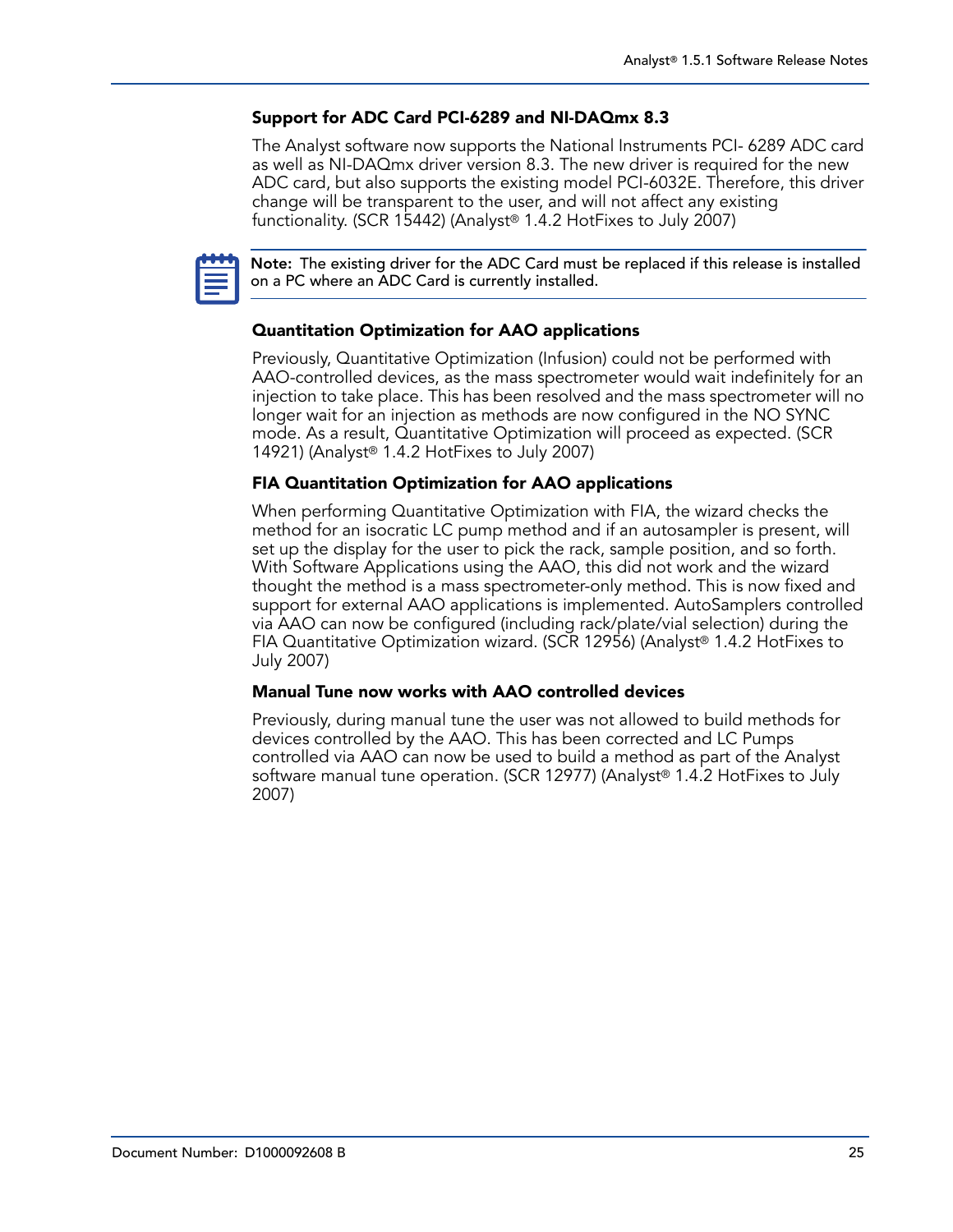### Support for ADC Card PCI-6289 and NI-DAQmx 8.3

The Analyst software now supports the National Instruments PCI- 6289 ADC card as well as NI-DAQmx driver version 8.3. The new driver is required for the new ADC card, but also supports the existing model PCI-6032E. Therefore, this driver change will be transparent to the user, and will not affect any existing functionality. (SCR 15442) (Analyst® 1.4.2 HotFixes to July 2007)

> **Note:** The existing driver for the ADC Card must be replaced if this release is installed on a PC where an ADC Card is currently installed.

### Quantitation Optimization for AAO applications

Previously, Quantitative Optimization (Infusion) could not be performed with AAO-controlled devices, as the mass spectrometer would wait indefinitely for an injection to take place. This has been resolved and the mass spectrometer will no longer wait for an injection as methods are now configured in the NO SYNC mode. As a result, Quantitative Optimization will proceed as expected. (SCR 14921) (Analyst® 1.4.2 HotFixes to July 2007)

### FIA Quantitation Optimization for AAO applications

When performing Quantitative Optimization with FIA, the wizard checks the method for an isocratic LC pump method and if an autosampler is present, will set up the display for the user to pick the rack, sample position, and so forth. With Software Applications using the AAO, this did not work and the wizard thought the method is a mass spectrometer-only method. This is now fixed and support for external AAO applications is implemented. AutoSamplers controlled via AAO can now be configured (including rack/plate/vial selection) during the FIA Quantitative Optimization wizard. (SCR 12956) (Analyst® 1.4.2 HotFixes to July 2007)

### Manual Tune now works with AAO controlled devices

Previously, during manual tune the user was not allowed to build methods for devices controlled by the AAO. This has been corrected and LC Pumps controlled via AAO can now be used to build a method as part of the Analyst software manual tune operation. (SCR 12977) (Analyst® 1.4.2 HotFixes to July 2007)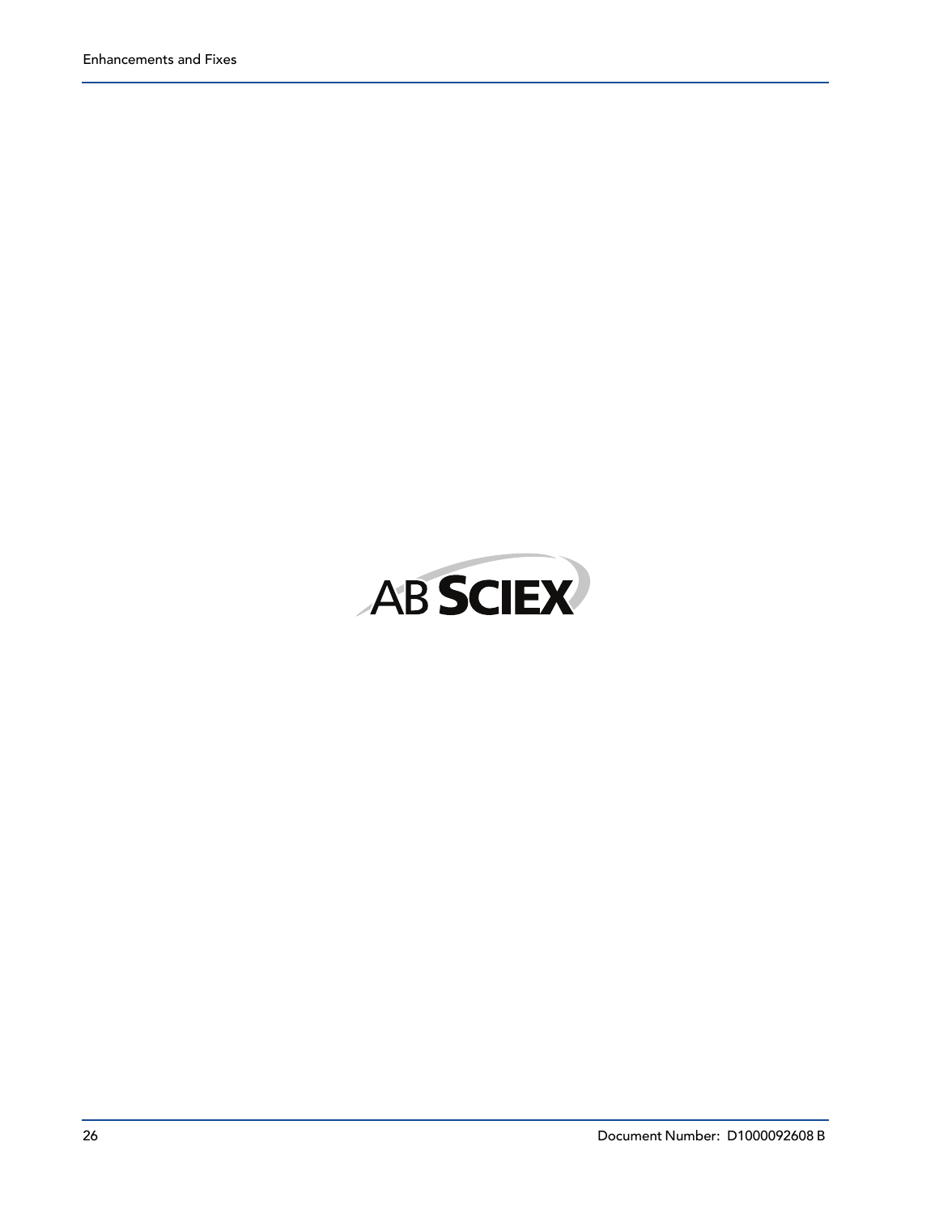AB SCIEX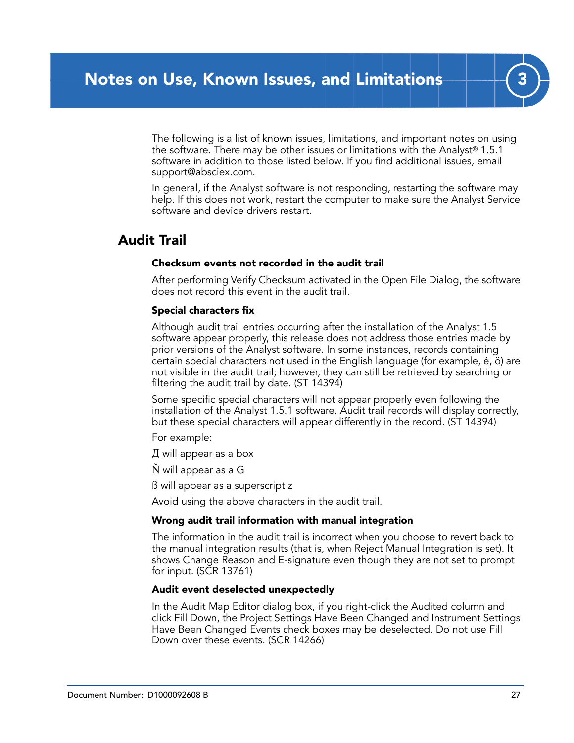# 3 Notes on Use, Known Issues, and Limitations

The following is a list of known issues, limitations, and important notes on using the software. There may be other issues or limitations with the Analyst® 1.5.1 software in addition to those listed below. If you find additional issues, email support@absciex.com.

In general, if the Analyst software is not responding, restarting the software may help. If this does not work, restart the computer to make sure the Analyst Service software and device drivers restart.

## Audit Trail

### Checksum events not recorded in the audit trail

After performing Verify Checksum activated in the Open File Dialog, the software does not record this event in the audit trail.

### Special characters fix

Although audit trail entries occurring after the installation of the Analyst 1.5 software appear properly, this release does not address those entries made by prior versions of the Analyst software. In some instances, records containing certain special characters not used in the English language (for example, é, ö) are not visible in the audit trail; however, they can still be retrieved by searching or filtering the audit trail by date. (ST 14394)

Some specific special characters will not appear properly even following the installation of the Analyst 1.5.1 software. Audit trail records will display correctly, but these special characters will appear differently in the record. (ST 14394)

For example:

Д will appear as a box

Ň will appear as a G

ß will appear as a superscript z

Avoid using the above characters in the audit trail.

### Wrong audit trail information with manual integration

The information in the audit trail is incorrect when you choose to revert back to the manual integration results (that is, when Reject Manual Integration is set). It shows Change Reason and E-signature even though they are not set to prompt for input. (SCR 13761)

### Audit event deselected unexpectedly

In the Audit Map Editor dialog box, if you right-click the Audited column and click Fill Down, the Project Settings Have Been Changed and Instrument Settings Have Been Changed Events check boxes may be deselected. Do not use Fill Down over these events. (SCR 14266)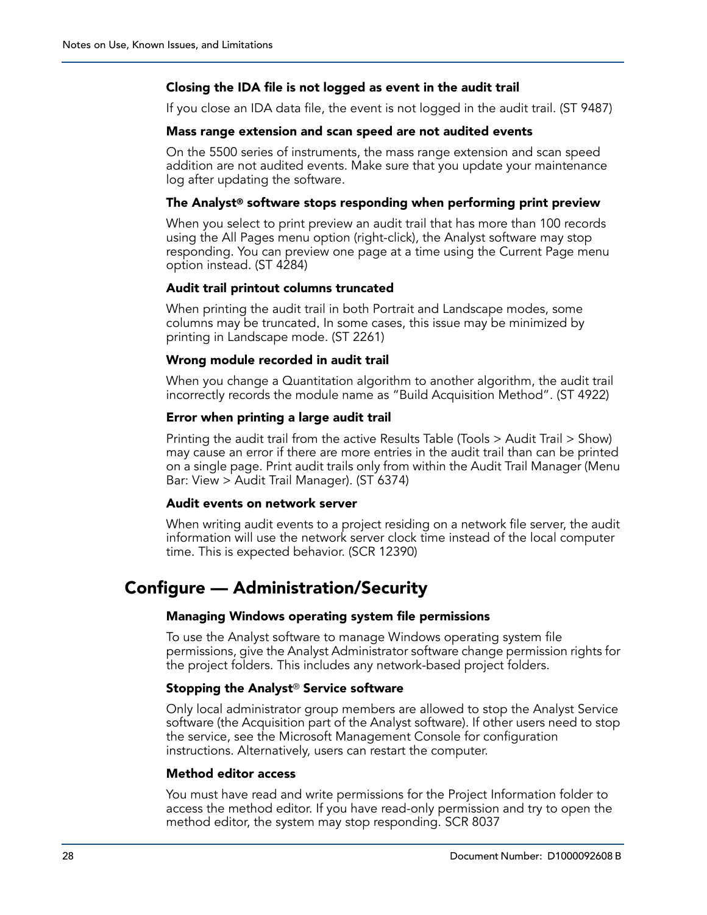#### Closing the IDA file is not logged as event in the audit trail

If you close an IDA data file, the event is not logged in the audit trail. (ST 9487)

#### Mass range extension and scan speed are not audited events

On the 5500 series of instruments, the mass range extension and scan speed addition are not audited events. Make sure that you update your maintenance log after updating the software.

#### The Analyst® software stops responding when performing print preview

When you select to print preview an audit trail that has more than 100 records using the All Pages menu option (right-click), the Analyst software may stop responding. You can preview one page at a time using the Current Page menu option instead. (ST 4284)

#### Audit trail printout columns truncated

When printing the audit trail in both Portrait and Landscape modes, some columns may be truncated. In some cases, this issue may be minimized by printing in Landscape mode. (ST 2261)

#### Wrong module recorded in audit trail

When you change a Quantitation algorithm to another algorithm, the audit trail incorrectly records the module name as “Build Acquisition Method”. (ST 4922)

#### Error when printing a large audit trail

Printing the audit trail from the active Results Table (Tools > Audit Trail > Show) may cause an error if there are more entries in the audit trail than can be printed on a single page. Print audit trails only from within the Audit Trail Manager (Menu Bar: View > Audit Trail Manager). (ST 6374)

#### Audit events on network server

When writing audit events to a project residing on a network file server, the audit information will use the network server clock time instead of the local computer time. This is expected behavior. (SCR 12390)

## Configure — Administration/Security

#### Managing Windows operating system file permissions

To use the Analyst software to manage Windows operating system file permissions, give the Analyst Administrator software change permission rights for the project folders. This includes any network-based project folders.

#### Stopping the Analyst® Service software

Only local administrator group members are allowed to stop the Analyst Service software (the Acquisition part of the Analyst software). If other users need to stop the service, see the Microsoft Management Console for configuration instructions. Alternatively, users can restart the computer.

#### Method editor access

You must have read and write permissions for the Project Information folder to access the method editor. If you have read-only permission and try to open the method editor, the system may stop responding. SCR 8037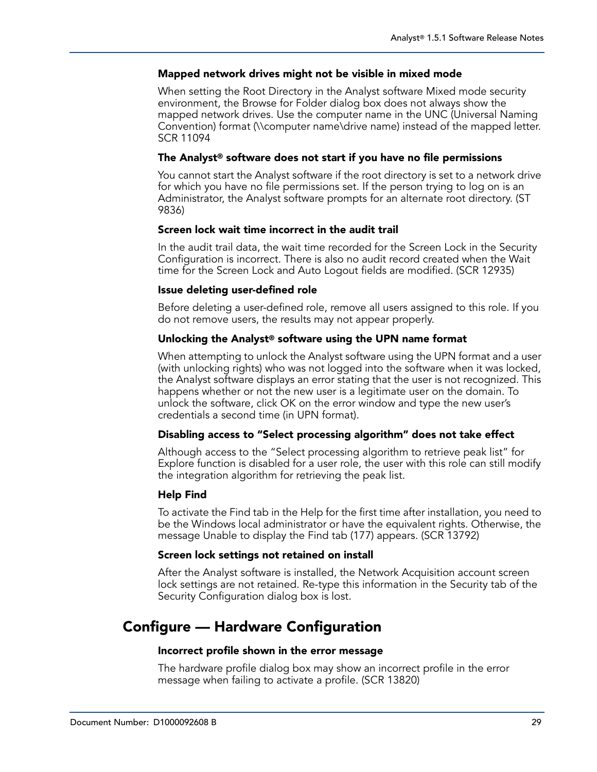### Mapped network drives might not be visible in mixed mode

When setting the Root Directory in the Analyst software Mixed mode security environment, the Browse for Folder dialog box does not always show the mapped network drives. Use the computer name in the UNC (Universal Naming Convention) format (\\computer name\drive name) instead of the mapped letter. SCR 11094

### The Analyst® software does not start if you have no file permissions

You cannot start the Analyst software if the root directory is set to a network drive for which you have no file permissions set. If the person trying to log on is an Administrator, the Analyst software prompts for an alternate root directory. (ST 9836)

### Screen lock wait time incorrect in the audit trail

In the audit trail data, the wait time recorded for the Screen Lock in the Security Configuration is incorrect. There is also no audit record created when the Wait time for the Screen Lock and Auto Logout fields are modified. (SCR 12935)

### Issue deleting user-defined role

Before deleting a user-defined role, remove all users assigned to this role. If you do not remove users, the results may not appear properly.

### Unlocking the Analyst® software using the UPN name format

When attempting to unlock the Analyst software using the UPN format and a user (with unlocking rights) who was not logged into the software when it was locked, the Analyst software displays an error stating that the user is not recognized. This happens whether or not the new user is a legitimate user on the domain. To unlock the software, click OK on the error window and type the new user's credentials a second time (in UPN format).

### Disabling access to "Select processing algorithm" does not take effect

Although access to the "Select processing algorithm to retrieve peak list" for Explore function is disabled for a user role, the user with this role can still modify the integration algorithm for retrieving the peak list.

### Help Find

To activate the Find tab in the Help for the first time after installation, you need to be the Windows local administrator or have the equivalent rights. Otherwise, the message Unable to display the Find tab (177) appears. (SCR 13792)

### Screen lock settings not retained on install

After the Analyst software is installed, the Network Acquisition account screen lock settings are not retained. Re-type this information in the Security tab of the Security Configuration dialog box is lost.

## Configure — Hardware Configuration

### Incorrect profile shown in the error message

The hardware profile dialog box may show an incorrect profile in the error message when failing to activate a profile. (SCR 13820)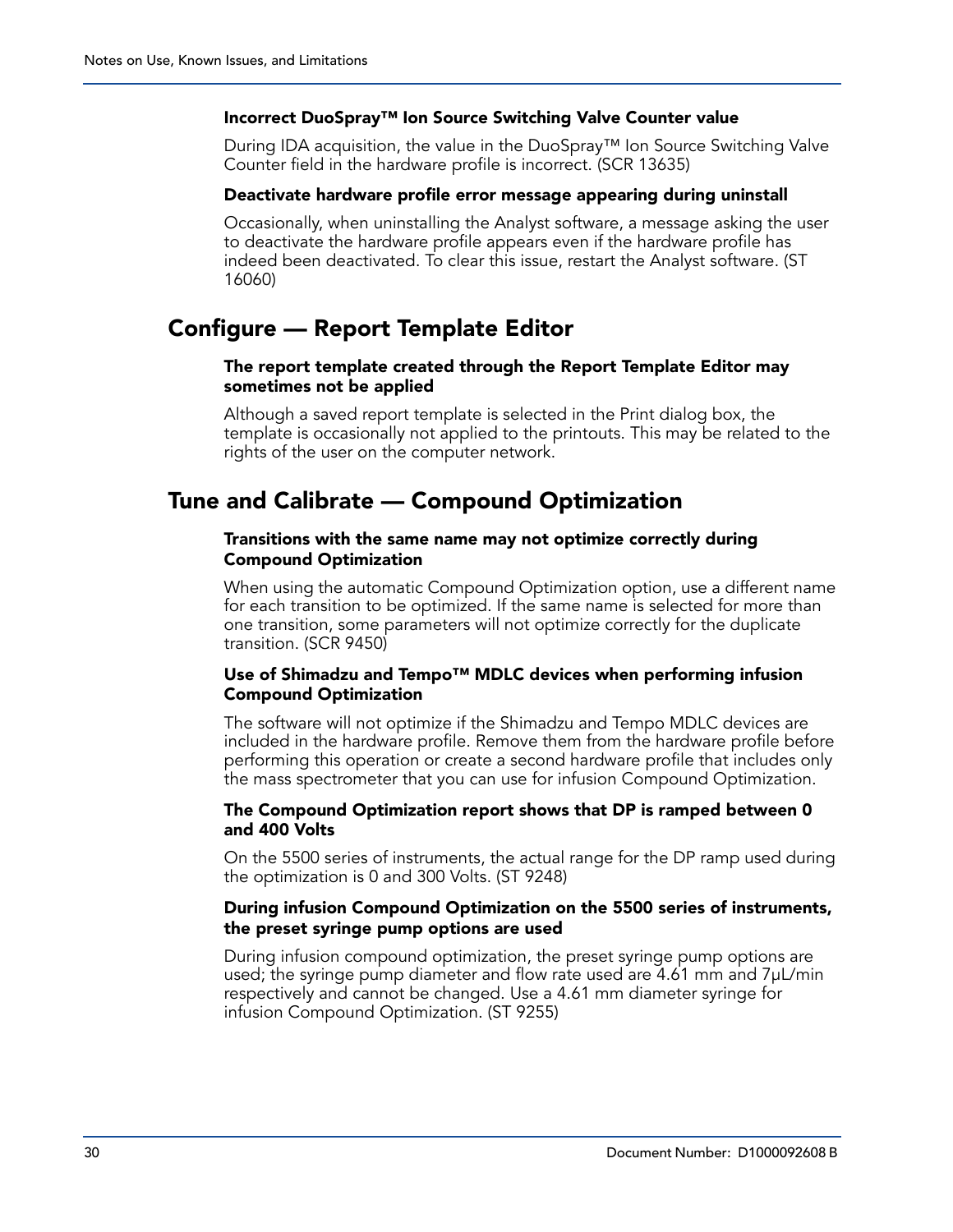#### Incorrect DuoSpray™ Ion Source Switching Valve Counter value

During IDA acquisition, the value in the DuoSpray™ Ion Source Switching Valve Counter field in the hardware profile is incorrect. (SCR 13635)

#### Deactivate hardware profile error message appearing during uninstall

Occasionally, when uninstalling the Analyst software, a message asking the user to deactivate the hardware profile appears even if the hardware profile has indeed been deactivated. To clear this issue, restart the Analyst software. (ST 16060)

## Configure — Report Template Editor

#### The report template created through the Report Template Editor may sometimes not be applied

Although a saved report template is selected in the Print dialog box, the template is occasionally not applied to the printouts. This may be related to the rights of the user on the computer network.

## Tune and Calibrate — Compound Optimization

#### Transitions with the same name may not optimize correctly during Compound Optimization

When using the automatic Compound Optimization option, use a different name for each transition to be optimized. If the same name is selected for more than one transition, some parameters will not optimize correctly for the duplicate transition. (SCR 9450)

#### Use of Shimadzu and Tempo™ MDLC devices when performing infusion Compound Optimization

The software will not optimize if the Shimadzu and Tempo MDLC devices are included in the hardware profile. Remove them from the hardware profile before performing this operation or create a second hardware profile that includes only the mass spectrometer that you can use for infusion Compound Optimization.

#### The Compound Optimization report shows that DP is ramped between 0 and 400 Volts

On the 5500 series of instruments, the actual range for the DP ramp used during the optimization is 0 and 300 Volts. (ST 9248)

#### During infusion Compound Optimization on the 5500 series of instruments, the preset syringe pump options are used

During infusion compound optimization, the preset syringe pump options are used; the syringe pump diameter and flow rate used are 4.61 mm and 7µL/min respectively and cannot be changed. Use a 4.61 mm diameter syringe for infusion Compound Optimization. (ST 9255)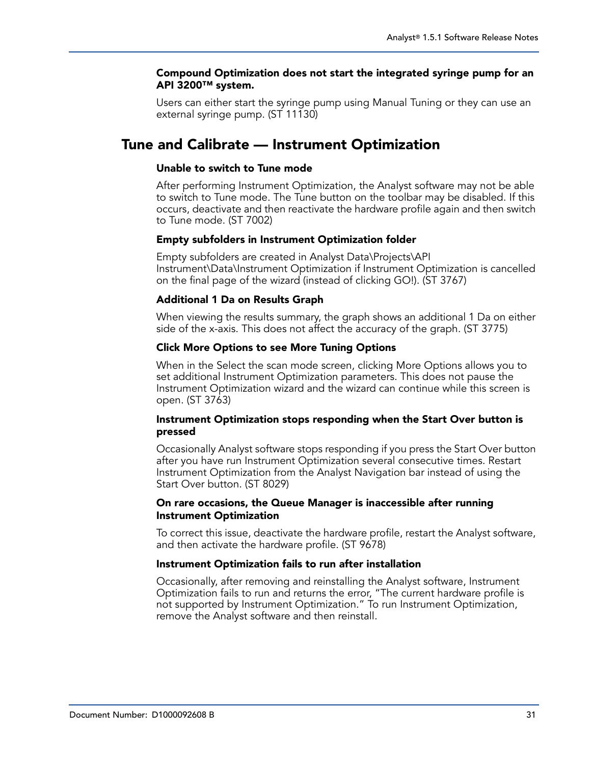#### Compound Optimization does not start the integrated syringe pump for an API 3200™ system.

Users can either start the syringe pump using Manual Tuning or they can use an external syringe pump. (ST 11130)

## Tune and Calibrate — Instrument Optimization

#### Unable to switch to Tune mode

After performing Instrument Optimization, the Analyst software may not be able to switch to Tune mode. The Tune button on the toolbar may be disabled. If this occurs, deactivate and then reactivate the hardware profile again and then switch to Tune mode. (ST 7002)

#### Empty subfolders in Instrument Optimization folder

Empty subfolders are created in Analyst Data\Projects\API Instrument\Data\Instrument Optimization if Instrument Optimization is cancelled on the final page of the wizard (instead of clicking GO!). (ST 3767)

#### Additional 1 Da on Results Graph

When viewing the results summary, the graph shows an additional 1 Da on either side of the x-axis. This does not affect the accuracy of the graph. (ST 3775)

#### Click More Options to see More Tuning Options

When in the Select the scan mode screen, clicking More Options allows you to set additional Instrument Optimization parameters. This does not pause the Instrument Optimization wizard and the wizard can continue while this screen is open. (ST 3763)

#### Instrument Optimization stops responding when the Start Over button is pressed

Occasionally Analyst software stops responding if you press the Start Over button after you have run Instrument Optimization several consecutive times. Restart Instrument Optimization from the Analyst Navigation bar instead of using the Start Over button. (ST 8029)

#### On rare occasions, the Queue Manager is inaccessible after running Instrument Optimization

To correct this issue, deactivate the hardware profile, restart the Analyst software, and then activate the hardware profile. (ST 9678)

#### Instrument Optimization fails to run after installation

Occasionally, after removing and reinstalling the Analyst software, Instrument Optimization fails to run and returns the error, "The current hardware profile is not supported by Instrument Optimization." To run Instrument Optimization, remove the Analyst software and then reinstall.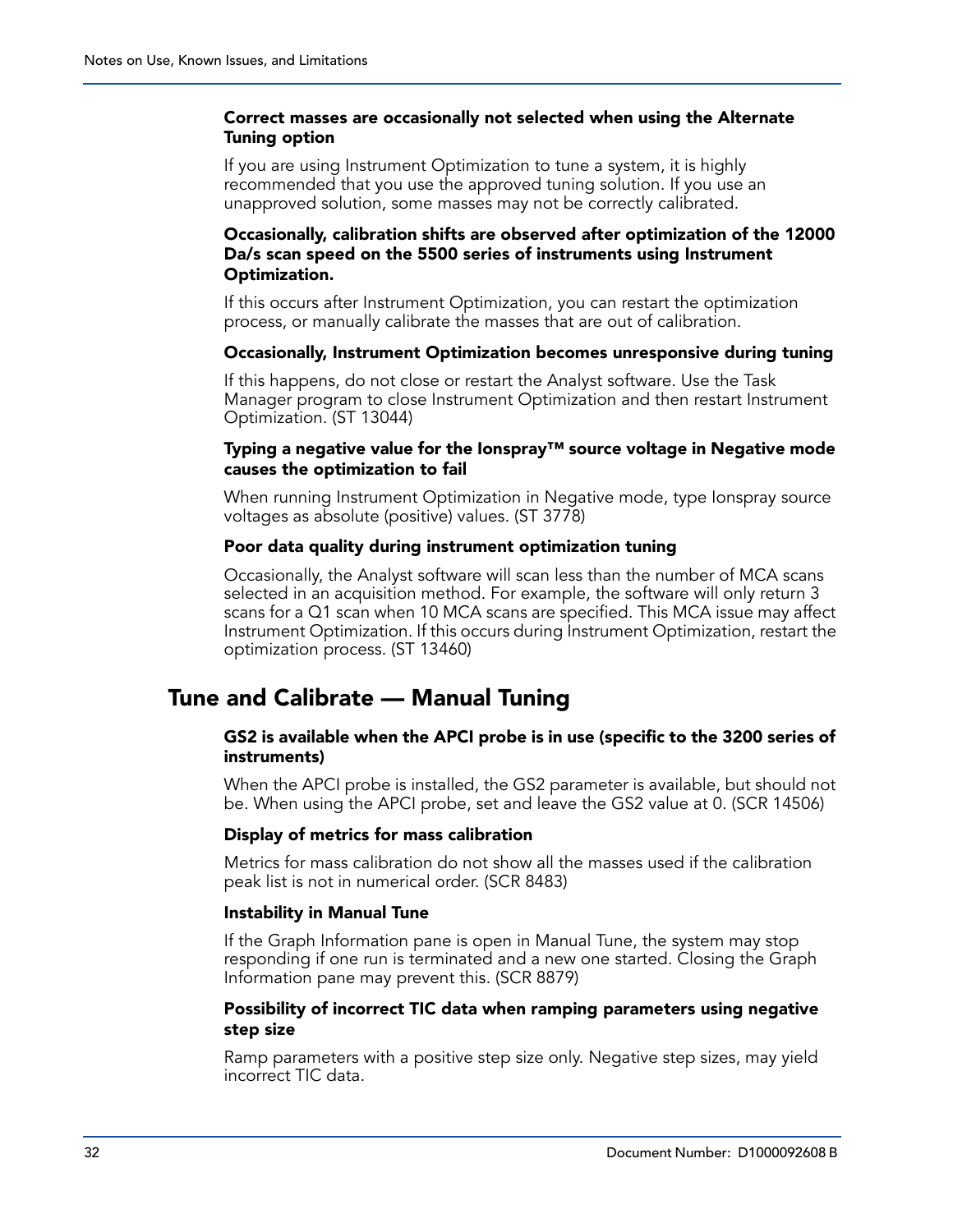**Correct masses are occasionally not selected when using the Alternate Tuning option**

If you are using Instrument Optimization to tune a system, it is highly recommended that you use the approved tuning solution. If you use an unapproved solution, some masses may not be correctly calibrated.

**Occasionally, calibration shifts are observed after optimization of the 12000 Da/s scan speed on the 5500 series of instruments using Instrument Optimization.**

If this occurs after Instrument Optimization, you can restart the optimization process, or manually calibrate the masses that are out of calibration.

**Occasionally, Instrument Optimization becomes unresponsive during tuning**

If this happens, do not close or restart the Analyst software. Use the Task Manager program to close Instrument Optimization and then restart Instrument Optimization. (ST 13044)

**Typing a negative value for the Ionspray™ source voltage in Negative mode causes the optimization to fail**

When running Instrument Optimization in Negative mode, type Ionspray source voltages as absolute (positive) values. (ST 3778)

**Poor data quality during instrument optimization tuning**

Occasionally, the Analyst software will scan less than the number of MCA scans selected in an acquisition method. For example, the software will only return 3 scans for a Q1 scan when 10 MCA scans are specified. This MCA issue may affect Instrument Optimization. If this occurs during Instrument Optimization, restart the optimization process. (ST 13460)

## Tune and Calibrate — Manual Tuning

**GS2 is available when the APCI probe is in use (specific to the 3200 series of instruments)**

When the APCI probe is installed, the GS2 parameter is available, but should not be. When using the APCI probe, set and leave the GS2 value at 0. (SCR 14506)

**Display of metrics for mass calibration**

Metrics for mass calibration do not show all the masses used if the calibration peak list is not in numerical order. (SCR 8483)

**Instability in Manual Tune**

If the Graph Information pane is open in Manual Tune, the system may stop responding if one run is terminated and a new one started. Closing the Graph Information pane may prevent this. (SCR 8879)

**Possibility of incorrect TIC data when ramping parameters using negative step size**

Ramp parameters with a positive step size only. Negative step sizes, may yield incorrect TIC data.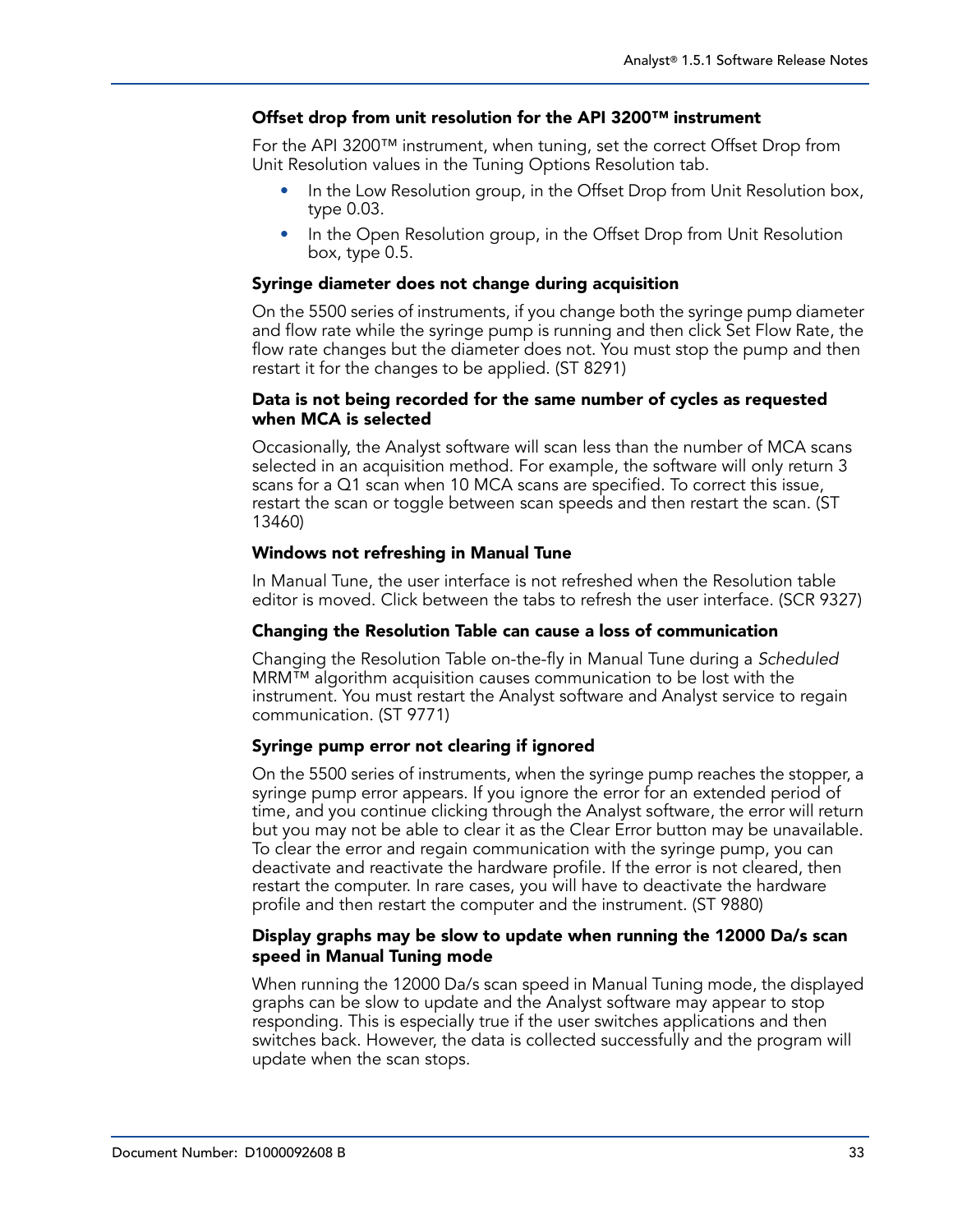### Offset drop from unit resolution for the API 3200™ instrument

For the API 3200™ instrument, when tuning, set the correct Offset Drop from Unit Resolution values in the Tuning Options Resolution tab.

- In the Low Resolution group, in the Offset Drop from Unit Resolution box, type 0.03.
- In the Open Resolution group, in the Offset Drop from Unit Resolution box, type 0.5.

### Syringe diameter does not change during acquisition

On the 5500 series of instruments, if you change both the syringe pump diameter and flow rate while the syringe pump is running and then click Set Flow Rate, the flow rate changes but the diameter does not. You must stop the pump and then restart it for the changes to be applied. (ST 8291)

### Data is not being recorded for the same number of cycles as requested when MCA is selected

Occasionally, the Analyst software will scan less than the number of MCA scans selected in an acquisition method. For example, the software will only return 3 scans for a Q1 scan when 10 MCA scans are specified. To correct this issue, restart the scan or toggle between scan speeds and then restart the scan. (ST 13460)

### Windows not refreshing in Manual Tune

In Manual Tune, the user interface is not refreshed when the Resolution table editor is moved. Click between the tabs to refresh the user interface. (SCR 9327)

### Changing the Resolution Table can cause a loss of communication

Changing the Resolution Table on-the-fly in Manual Tune during a *Scheduled* MRM™ algorithm acquisition causes communication to be lost with the instrument. You must restart the Analyst software and Analyst service to regain communication. (ST 9771)

### Syringe pump error not clearing if ignored

On the 5500 series of instruments, when the syringe pump reaches the stopper, a syringe pump error appears. If you ignore the error for an extended period of time, and you continue clicking through the Analyst software, the error will return but you may not be able to clear it as the Clear Error button may be unavailable. To clear the error and regain communication with the syringe pump, you can deactivate and reactivate the hardware profile. If the error is not cleared, then restart the computer. In rare cases, you will have to deactivate the hardware profile and then restart the computer and the instrument. (ST 9880)

### Display graphs may be slow to update when running the 12000 Da/s scan speed in Manual Tuning mode

When running the 12000 Da/s scan speed in Manual Tuning mode, the displayed graphs can be slow to update and the Analyst software may appear to stop responding. This is especially true if the user switches applications and then switches back. However, the data is collected successfully and the program will update when the scan stops.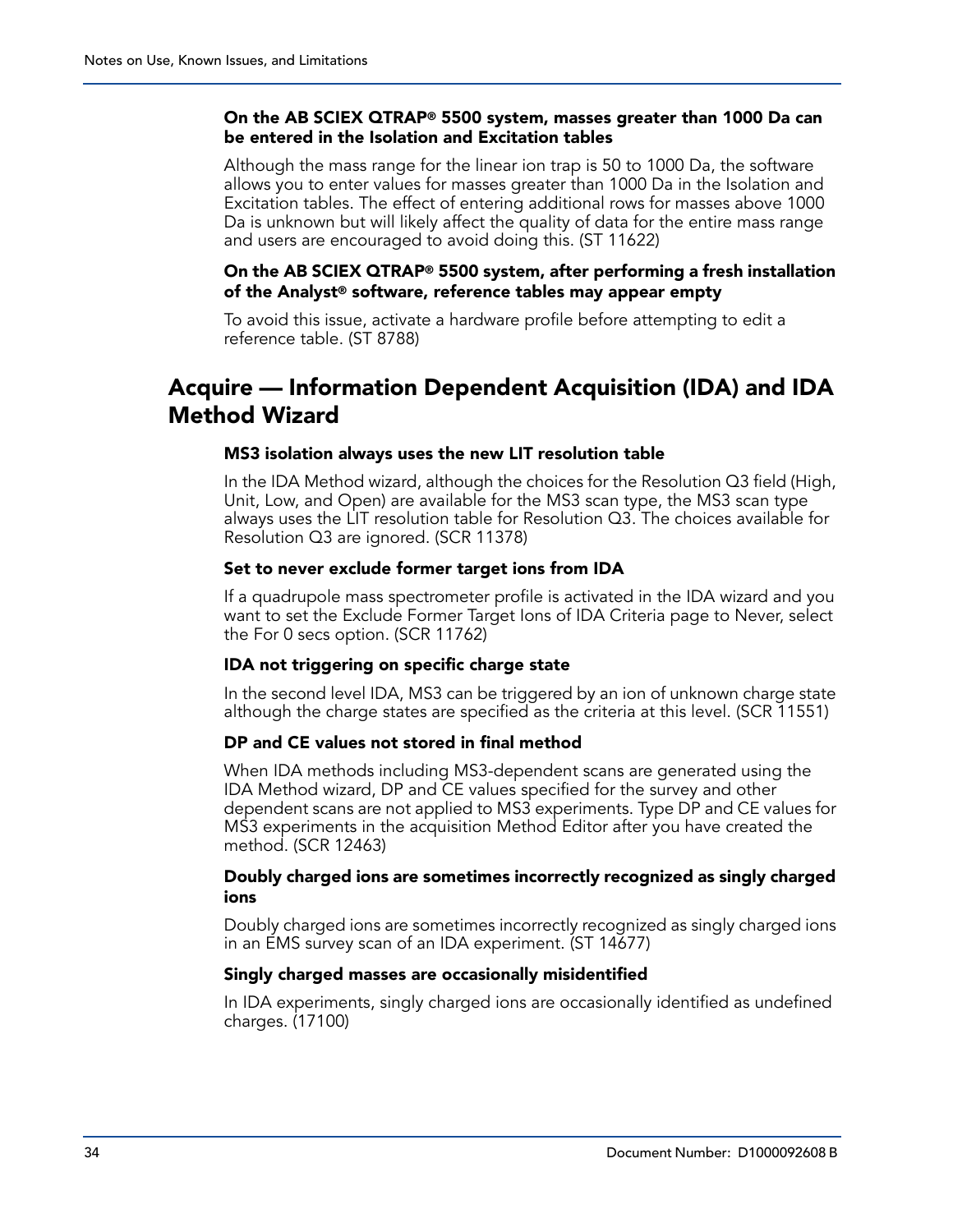#### On the AB SCIEX QTRAP® 5500 system, masses greater than 1000 Da can be entered in the Isolation and Excitation tables

Although the mass range for the linear ion trap is 50 to 1000 Da, the software allows you to enter values for masses greater than 1000 Da in the Isolation and Excitation tables. The effect of entering additional rows for masses above 1000 Da is unknown but will likely affect the quality of data for the entire mass range and users are encouraged to avoid doing this. (ST 11622)

#### On the AB SCIEX QTRAP® 5500 system, after performing a fresh installation of the Analyst® software, reference tables may appear empty

To avoid this issue, activate a hardware profile before attempting to edit a reference table. (ST 8788)

## Acquire — Information Dependent Acquisition (IDA) and IDA Method Wizard

#### MS3 isolation always uses the new LIT resolution table

In the IDA Method wizard, although the choices for the Resolution Q3 field (High, Unit, Low, and Open) are available for the MS3 scan type, the MS3 scan type always uses the LIT resolution table for Resolution Q3. The choices available for Resolution Q3 are ignored. (SCR 11378)

#### Set to never exclude former target ions from IDA

If a quadrupole mass spectrometer profile is activated in the IDA wizard and you want to set the Exclude Former Target Ions of IDA Criteria page to Never, select the For 0 secs option. (SCR 11762)

#### IDA not triggering on specific charge state

In the second level IDA, MS3 can be triggered by an ion of unknown charge state although the charge states are specified as the criteria at this level. (SCR 11551)

#### DP and CE values not stored in final method

When IDA methods including MS3-dependent scans are generated using the IDA Method wizard, DP and CE values specified for the survey and other dependent scans are not applied to MS3 experiments. Type DP and CE values for MS3 experiments in the acquisition Method Editor after you have created the method. (SCR 12463)

#### Doubly charged ions are sometimes incorrectly recognized as singly charged ions

Doubly charged ions are sometimes incorrectly recognized as singly charged ions in an EMS survey scan of an IDA experiment. (ST 14677)

#### Singly charged masses are occasionally misidentified

In IDA experiments, singly charged ions are occasionally identified as undefined charges. (17100)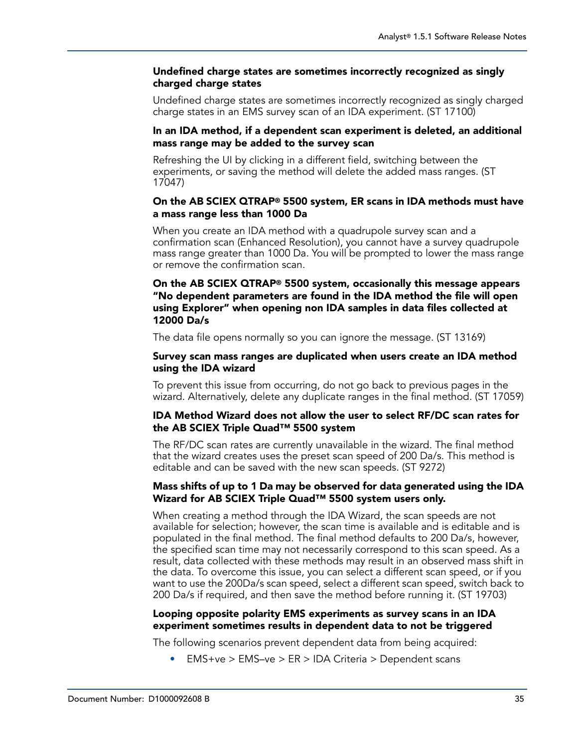#### Undefined charge states are sometimes incorrectly recognized as singly charged charge states

Undefined charge states are sometimes incorrectly recognized as singly charged charge states in an EMS survey scan of an IDA experiment. (ST 17100)

#### In an IDA method, if a dependent scan experiment is deleted, an additional mass range may be added to the survey scan

Refreshing the UI by clicking in a different field, switching between the experiments, or saving the method will delete the added mass ranges. (ST 17047)

#### On the AB SCIEX QTRAP® 5500 system, ER scans in IDA methods must have a mass range less than 1000 Da

When you create an IDA method with a quadrupole survey scan and a confirmation scan (Enhanced Resolution), you cannot have a survey quadrupole mass range greater than 1000 Da. You will be prompted to lower the mass range or remove the confirmation scan.

#### On the AB SCIEX QTRAP® 5500 system, occasionally this message appears “No dependent parameters are found in the IDA method the file will open using Explorer” when opening non IDA samples in data files collected at 12000 Da/s

The data file opens normally so you can ignore the message. (ST 13169)

#### Survey scan mass ranges are duplicated when users create an IDA method using the IDA wizard

To prevent this issue from occurring, do not go back to previous pages in the wizard. Alternatively, delete any duplicate ranges in the final method. (ST 17059)

#### IDA Method Wizard does not allow the user to select RF/DC scan rates for the AB SCIEX Triple Quad™ 5500 system

The RF/DC scan rates are currently unavailable in the wizard. The final method that the wizard creates uses the preset scan speed of 200 Da/s. This method is editable and can be saved with the new scan speeds. (ST 9272)

#### Mass shifts of up to 1 Da may be observed for data generated using the IDA Wizard for AB SCIEX Triple Quad™ 5500 system users only.

When creating a method through the IDA Wizard, the scan speeds are not available for selection; however, the scan time is available and is editable and is populated in the final method. The final method defaults to 200 Da/s, however, the specified scan time may not necessarily correspond to this scan speed. As a result, data collected with these methods may result in an observed mass shift in the data. To overcome this issue, you can select a different scan speed, or if you want to use the 200Da/s scan speed, select a different scan speed, switch back to 200 Da/s if required, and then save the method before running it. (ST 19703)

#### Looping opposite polarity EMS experiments as survey scans in an IDA experiment sometimes results in dependent data to not be triggered

The following scenarios prevent dependent data from being acquired:

- EMS+ve > EMS–ve > ER > IDA Criteria > Dependent scans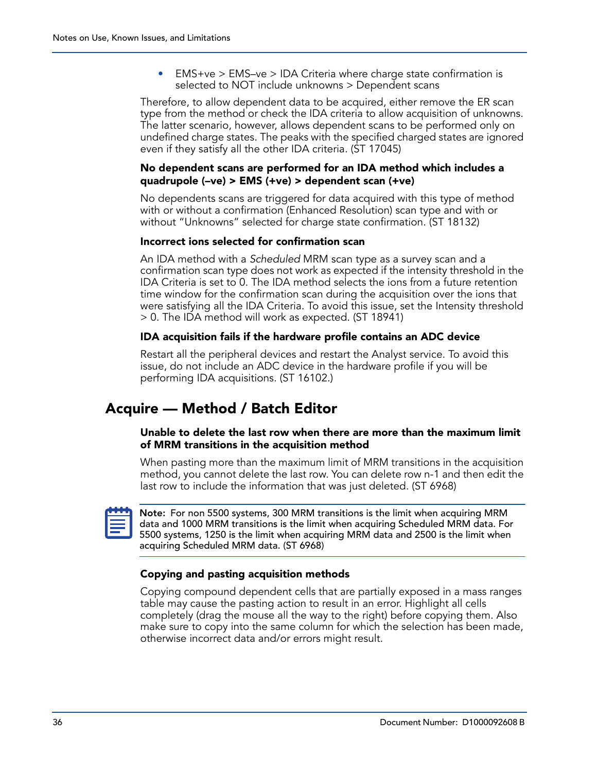- EMS+ve > EMS–ve > IDA Criteria where charge state confirmation is selected to NOT include unknowns > Dependent scans

Therefore, to allow dependent data to be acquired, either remove the ER scan type from the method or check the IDA criteria to allow acquisition of unknowns. The latter scenario, however, allows dependent scans to be performed only on undefined charge states. The peaks with the specified charged states are ignored even if they satisfy all the other IDA criteria. (ST 17045)

**No dependent scans are performed for an IDA method which includes a quadrupole (–ve) > EMS (+ve) > dependent scan (+ve)**

No dependents scans are triggered for data acquired with this type of method with or without a confirmation (Enhanced Resolution) scan type and with or without "Unknowns" selected for charge state confirmation. (ST 18132)

**Incorrect ions selected for confirmation scan**

An IDA method with a *Scheduled* MRM scan type as a survey scan and a confirmation scan type does not work as expected if the intensity threshold in the IDA Criteria is set to 0. The IDA method selects the ions from a future retention time window for the confirmation scan during the acquisition over the ions that were satisfying all the IDA Criteria. To avoid this issue, set the Intensity threshold > 0. The IDA method will work as expected. (ST 18941)

**IDA acquisition fails if the hardware profile contains an ADC device**

Restart all the peripheral devices and restart the Analyst service. To avoid this issue, do not include an ADC device in the hardware profile if you will be performing IDA acquisitions. (ST 16102.)

## Acquire — Method / Batch Editor

**Unable to delete the last row when there are more than the maximum limit of MRM transitions in the acquisition method**

When pasting more than the maximum limit of MRM transitions in the acquisition method, you cannot delete the last row. You can delete row n-1 and then edit the last row to include the information that was just deleted. (ST 6968)

**Note:** For non 5500 systems, 300 MRM transitions is the limit when acquiring MRM data and 1000 MRM transitions is the limit when acquiring Scheduled MRM data. For 5500 systems, 1250 is the limit when acquiring MRM data and 2500 is the limit when acquiring Scheduled MRM data. (ST 6968)

**Copying and pasting acquisition methods**

Copying compound dependent cells that are partially exposed in a mass ranges table may cause the pasting action to result in an error. Highlight all cells completely (drag the mouse all the way to the right) before copying them. Also make sure to copy into the same column for which the selection has been made, otherwise incorrect data and/or errors might result.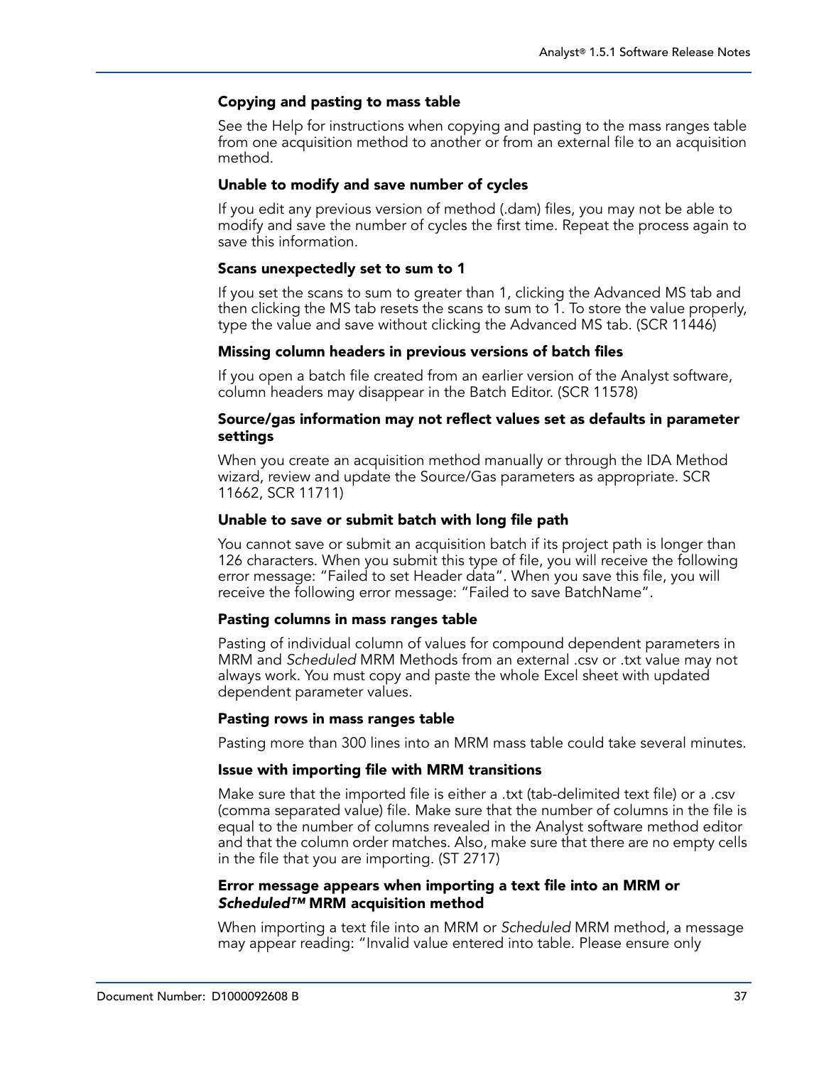### Copying and pasting to mass table

See the Help for instructions when copying and pasting to the mass ranges table from one acquisition method to another or from an external file to an acquisition method.

### Unable to modify and save number of cycles

If you edit any previous version of method (.dam) files, you may not be able to modify and save the number of cycles the first time. Repeat the process again to save this information.

### Scans unexpectedly set to sum to 1

If you set the scans to sum to greater than 1, clicking the Advanced MS tab and then clicking the MS tab resets the scans to sum to 1. To store the value properly, type the value and save without clicking the Advanced MS tab. (SCR 11446)

### Missing column headers in previous versions of batch files

If you open a batch file created from an earlier version of the Analyst software, column headers may disappear in the Batch Editor. (SCR 11578)

### Source/gas information may not reflect values set as defaults in parameter settings

When you create an acquisition method manually or through the IDA Method wizard, review and update the Source/Gas parameters as appropriate. SCR 11662, SCR 11711)

### Unable to save or submit batch with long file path

You cannot save or submit an acquisition batch if its project path is longer than 126 characters. When you submit this type of file, you will receive the following error message: “Failed to set Header data”. When you save this file, you will receive the following error message: “Failed to save BatchName”.

### Pasting columns in mass ranges table

Pasting of individual column of values for compound dependent parameters in MRM and *Scheduled* MRM Methods from an external .csv or .txt value may not always work. You must copy and paste the whole Excel sheet with updated dependent parameter values.

### Pasting rows in mass ranges table

Pasting more than 300 lines into an MRM mass table could take several minutes.

### Issue with importing file with MRM transitions

Make sure that the imported file is either a .txt (tab-delimited text file) or a .csv (comma separated value) file. Make sure that the number of columns in the file is equal to the number of columns revealed in the Analyst software method editor and that the column order matches. Also, make sure that there are no empty cells in the file that you are importing. (ST 2717)

### Error message appears when importing a text file into an MRM or *Scheduled™* MRM acquisition method

When importing a text file into an MRM or *Scheduled* MRM method, a message may appear reading: “Invalid value entered into table. Please ensure only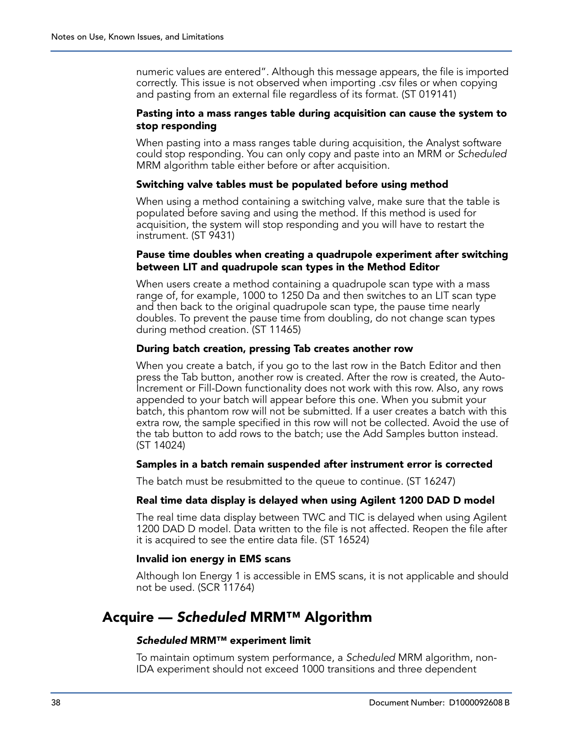numeric values are entered". Although this message appears, the file is imported correctly. This issue is not observed when importing .csv files or when copying and pasting from an external file regardless of its format. (ST 019141)

### Pasting into a mass ranges table during acquisition can cause the system to stop responding

When pasting into a mass ranges table during acquisition, the Analyst software could stop responding. You can only copy and paste into an MRM or *Scheduled* MRM algorithm table either before or after acquisition.

### Switching valve tables must be populated before using method

When using a method containing a switching valve, make sure that the table is populated before saving and using the method. If this method is used for acquisition, the system will stop responding and you will have to restart the instrument. (ST 9431)

### Pause time doubles when creating a quadrupole experiment after switching between LIT and quadrupole scan types in the Method Editor

When users create a method containing a quadrupole scan type with a mass range of, for example, 1000 to 1250 Da and then switches to an LIT scan type and then back to the original quadrupole scan type, the pause time nearly doubles. To prevent the pause time from doubling, do not change scan types during method creation. (ST 11465)

### During batch creation, pressing Tab creates another row

When you create a batch, if you go to the last row in the Batch Editor and then press the Tab button, another row is created. After the row is created, the Auto-Increment or Fill-Down functionality does not work with this row. Also, any rows appended to your batch will appear before this one. When you submit your batch, this phantom row will not be submitted. If a user creates a batch with this extra row, the sample specified in this row will not be collected. Avoid the use of the tab button to add rows to the batch; use the Add Samples button instead. (ST 14024)

### Samples in a batch remain suspended after instrument error is corrected

The batch must be resubmitted to the queue to continue. (ST 16247)

### Real time data display is delayed when using Agilent 1200 DAD D model

The real time data display between TWC and TIC is delayed when using Agilent 1200 DAD D model. Data written to the file is not affected. Reopen the file after it is acquired to see the entire data file. (ST 16524)

### Invalid ion energy in EMS scans

Although Ion Energy 1 is accessible in EMS scans, it is not applicable and should not be used. (SCR 11764)

## Acquire — *Scheduled* MRM™ Algorithm

### *Scheduled* MRM™ experiment limit

To maintain optimum system performance, a *Scheduled* MRM algorithm, non-IDA experiment should not exceed 1000 transitions and three dependent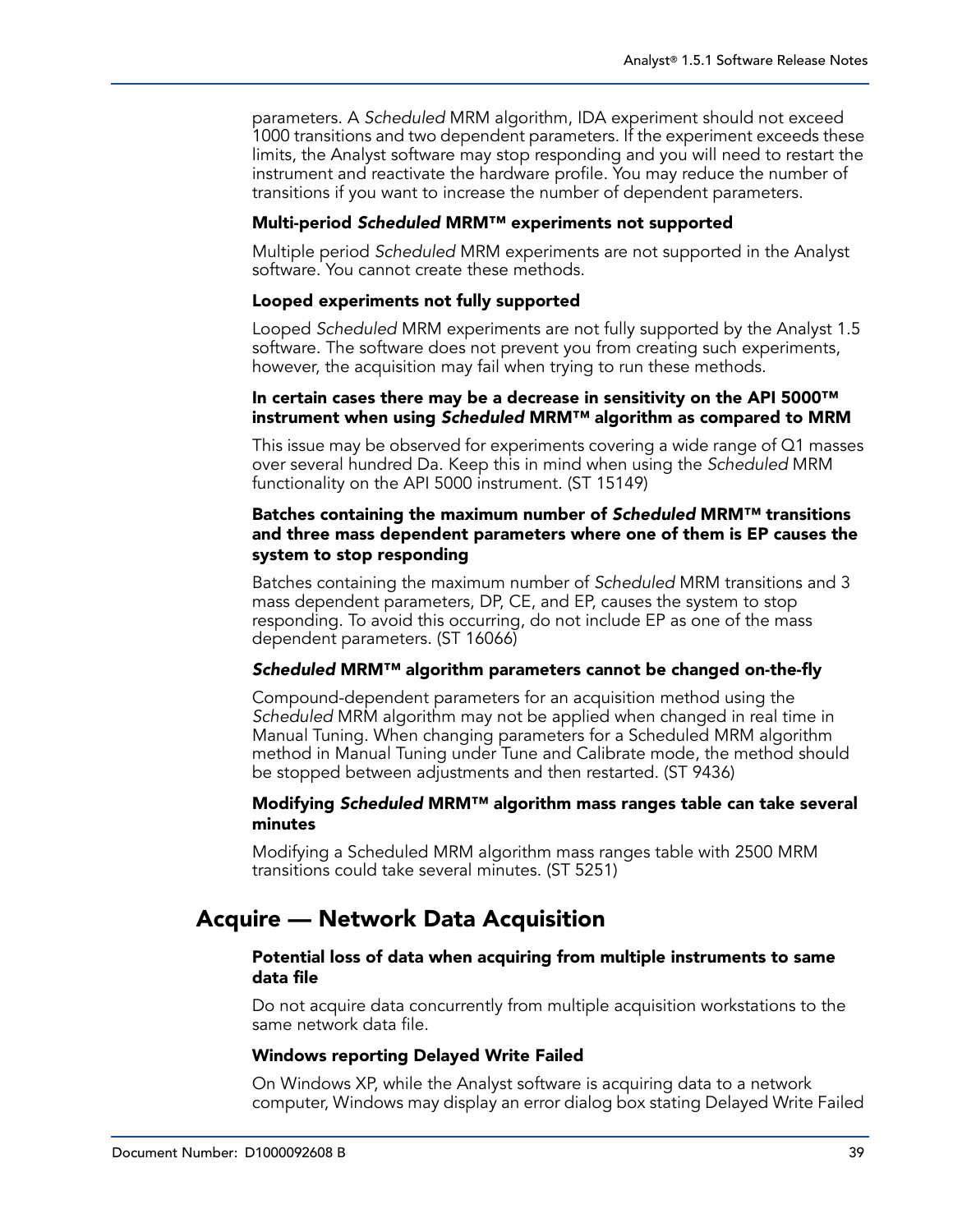parameters. A *Scheduled* MRM algorithm, IDA experiment should not exceed 1000 transitions and two dependent parameters. If the experiment exceeds these limits, the Analyst software may stop responding and you will need to restart the instrument and reactivate the hardware profile. You may reduce the number of transitions if you want to increase the number of dependent parameters.

#### Multi-period *Scheduled* MRM™ experiments not supported

Multiple period *Scheduled* MRM experiments are not supported in the Analyst software. You cannot create these methods.

#### Looped experiments not fully supported

Looped *Scheduled* MRM experiments are not fully supported by the Analyst 1.5 software. The software does not prevent you from creating such experiments, however, the acquisition may fail when trying to run these methods.

#### In certain cases there may be a decrease in sensitivity on the API 5000™ instrument when using *Scheduled* MRM™ algorithm as compared to MRM

This issue may be observed for experiments covering a wide range of Q1 masses over several hundred Da. Keep this in mind when using the *Scheduled* MRM functionality on the API 5000 instrument. (ST 15149)

#### Batches containing the maximum number of *Scheduled* MRM™ transitions and three mass dependent parameters where one of them is EP causes the system to stop responding

Batches containing the maximum number of *Scheduled* MRM transitions and 3 mass dependent parameters, DP, CE, and EP, causes the system to stop responding. To avoid this occurring, do not include EP as one of the mass dependent parameters. (ST 16066)

#### *Scheduled* MRM™ algorithm parameters cannot be changed on-the-fly

Compound-dependent parameters for an acquisition method using the *Scheduled* MRM algorithm may not be applied when changed in real time in Manual Tuning. When changing parameters for a Scheduled MRM algorithm method in Manual Tuning under Tune and Calibrate mode, the method should be stopped between adjustments and then restarted. (ST 9436)

#### Modifying *Scheduled* MRM™ algorithm mass ranges table can take several minutes

Modifying a Scheduled MRM algorithm mass ranges table with 2500 MRM transitions could take several minutes. (ST 5251)

## Acquire — Network Data Acquisition

#### Potential loss of data when acquiring from multiple instruments to same data file

Do not acquire data concurrently from multiple acquisition workstations to the same network data file.

#### Windows reporting Delayed Write Failed

On Windows XP, while the Analyst software is acquiring data to a network computer, Windows may display an error dialog box stating Delayed Write Failed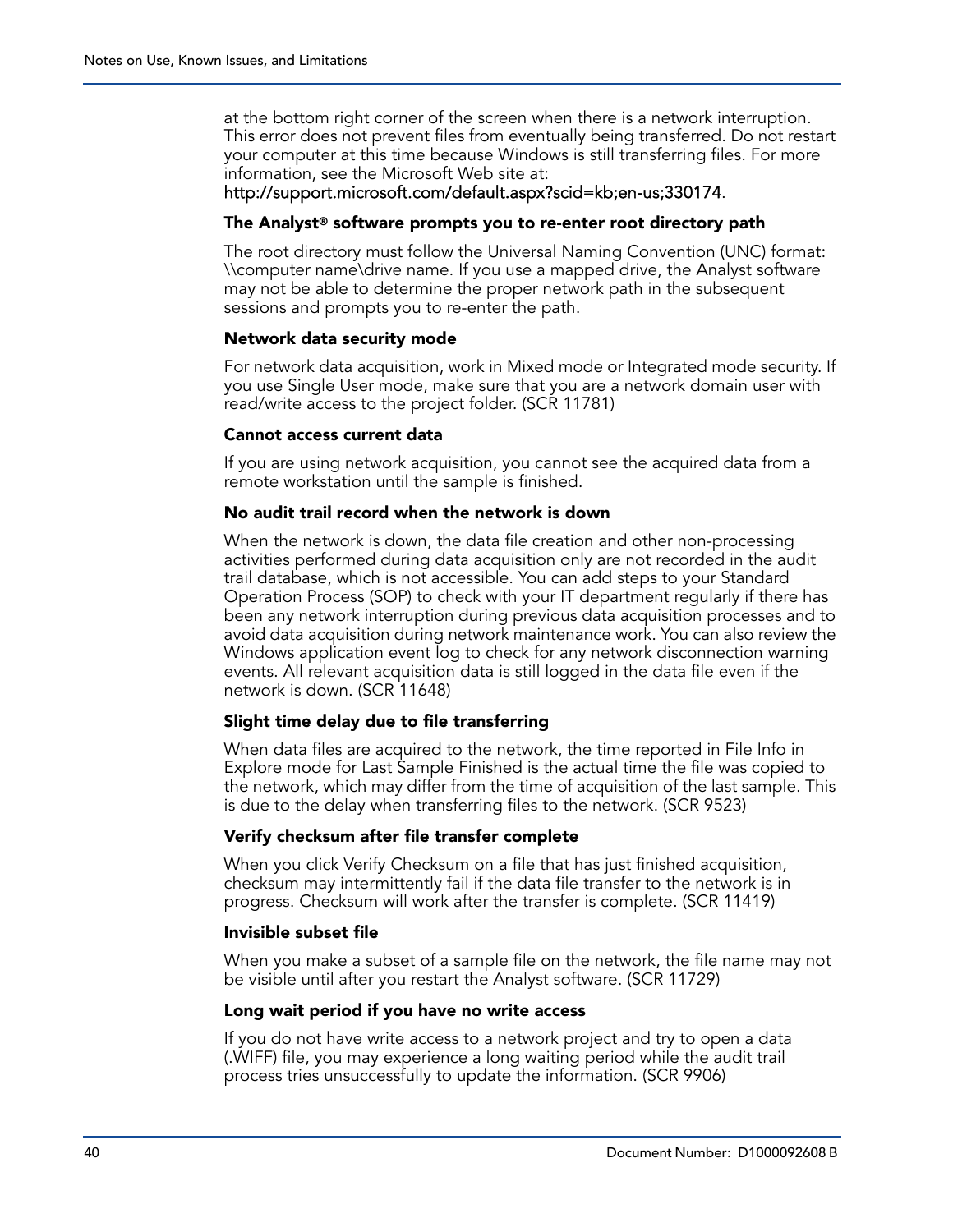at the bottom right corner of the screen when there is a network interruption. This error does not prevent files from eventually being transferred. Do not restart your computer at this time because Windows is still transferring files. For more information, see the Microsoft Web site at:
http://support.microsoft.com/default.aspx?scid=kb;en-us;330174.

### The Analyst® software prompts you to re-enter root directory path

The root directory must follow the Universal Naming Convention (UNC) format: \\computer name\drive name. If you use a mapped drive, the Analyst software may not be able to determine the proper network path in the subsequent sessions and prompts you to re-enter the path.

### Network data security mode

For network data acquisition, work in Mixed mode or Integrated mode security. If you use Single User mode, make sure that you are a network domain user with read/write access to the project folder. (SCR 11781)

### Cannot access current data

If you are using network acquisition, you cannot see the acquired data from a remote workstation until the sample is finished.

### No audit trail record when the network is down

When the network is down, the data file creation and other non-processing activities performed during data acquisition only are not recorded in the audit trail database, which is not accessible. You can add steps to your Standard Operation Process (SOP) to check with your IT department regularly if there has been any network interruption during previous data acquisition processes and to avoid data acquisition during network maintenance work. You can also review the Windows application event log to check for any network disconnection warning events. All relevant acquisition data is still logged in the data file even if the network is down. (SCR 11648)

### Slight time delay due to file transferring

When data files are acquired to the network, the time reported in File Info in Explore mode for Last Sample Finished is the actual time the file was copied to the network, which may differ from the time of acquisition of the last sample. This is due to the delay when transferring files to the network. (SCR 9523)

### Verify checksum after file transfer complete

When you click Verify Checksum on a file that has just finished acquisition, checksum may intermittently fail if the data file transfer to the network is in progress. Checksum will work after the transfer is complete. (SCR 11419)

### Invisible subset file

When you make a subset of a sample file on the network, the file name may not be visible until after you restart the Analyst software. (SCR 11729)

### Long wait period if you have no write access

If you do not have write access to a network project and try to open a data (.WIFF) file, you may experience a long waiting period while the audit trail process tries unsuccessfully to update the information. (SCR 9906)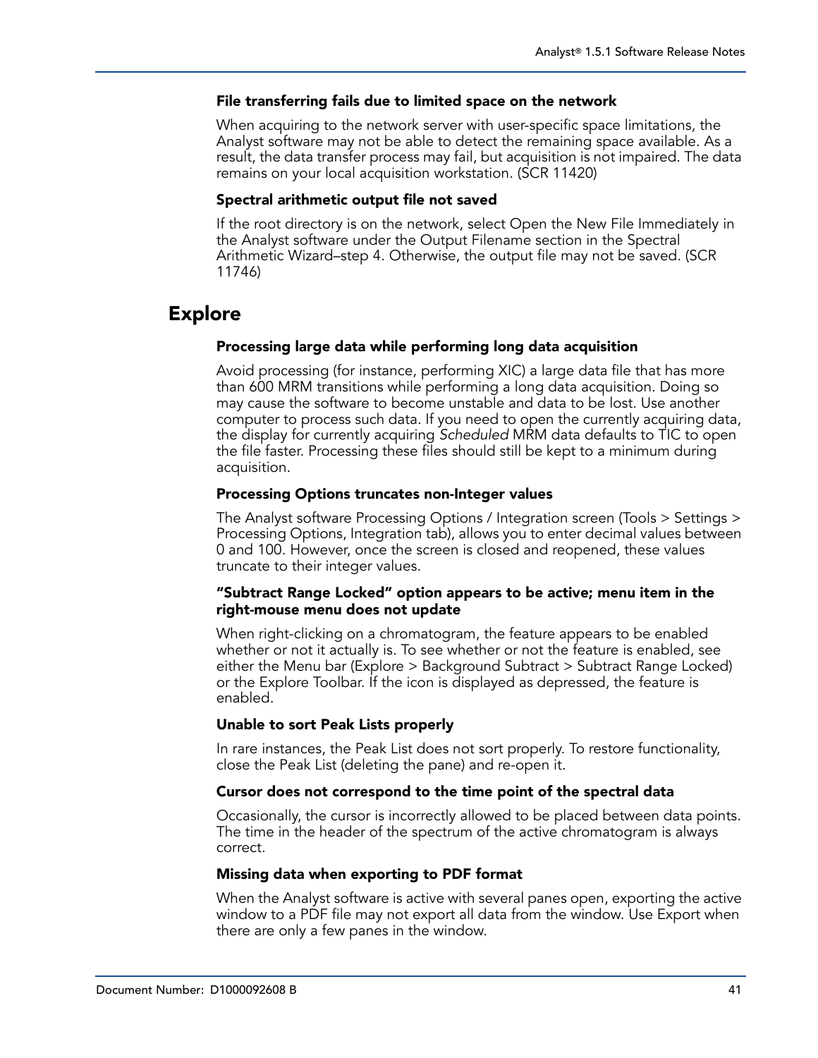### File transferring fails due to limited space on the network

When acquiring to the network server with user-specific space limitations, the Analyst software may not be able to detect the remaining space available. As a result, the data transfer process may fail, but acquisition is not impaired. The data remains on your local acquisition workstation. (SCR 11420)

### Spectral arithmetic output file not saved

If the root directory is on the network, select Open the New File Immediately in the Analyst software under the Output Filename section in the Spectral Arithmetic Wizard–step 4. Otherwise, the output file may not be saved. (SCR 11746)

## Explore

### Processing large data while performing long data acquisition

Avoid processing (for instance, performing XIC) a large data file that has more than 600 MRM transitions while performing a long data acquisition. Doing so may cause the software to become unstable and data to be lost. Use another computer to process such data. If you need to open the currently acquiring data, the display for currently acquiring *Scheduled* MRM data defaults to TIC to open the file faster. Processing these files should still be kept to a minimum during acquisition.

### Processing Options truncates non-Integer values

The Analyst software Processing Options / Integration screen (Tools > Settings > Processing Options, Integration tab), allows you to enter decimal values between 0 and 100. However, once the screen is closed and reopened, these values truncate to their integer values.

### “Subtract Range Locked” option appears to be active; menu item in the right-mouse menu does not update

When right-clicking on a chromatogram, the feature appears to be enabled whether or not it actually is. To see whether or not the feature is enabled, see either the Menu bar (Explore > Background Subtract > Subtract Range Locked) or the Explore Toolbar. If the icon is displayed as depressed, the feature is enabled.

### Unable to sort Peak Lists properly

In rare instances, the Peak List does not sort properly. To restore functionality, close the Peak List (deleting the pane) and re-open it.

### Cursor does not correspond to the time point of the spectral data

Occasionally, the cursor is incorrectly allowed to be placed between data points. The time in the header of the spectrum of the active chromatogram is always correct.

### Missing data when exporting to PDF format

When the Analyst software is active with several panes open, exporting the active window to a PDF file may not export all data from the window. Use Export when there are only a few panes in the window.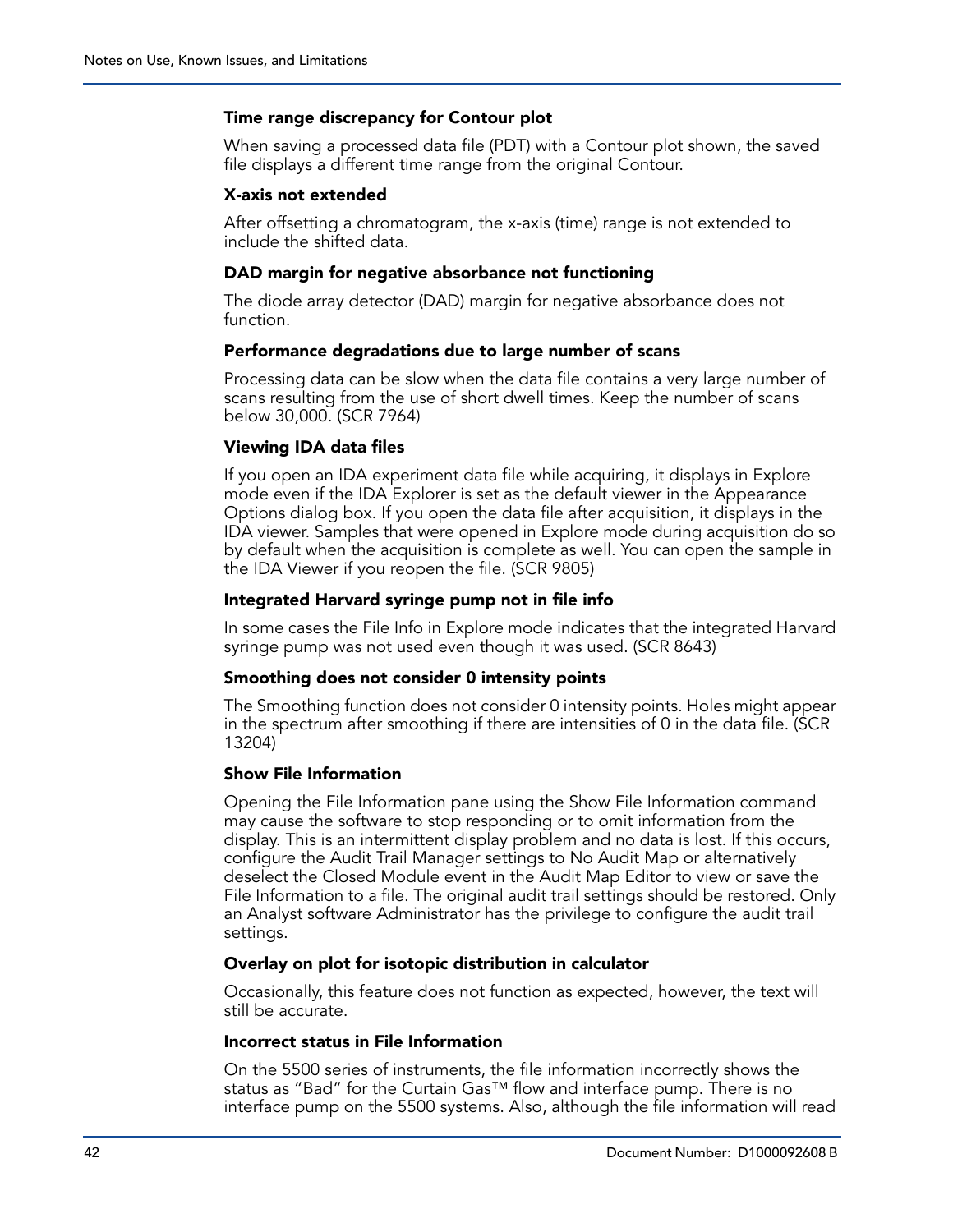### Time range discrepancy for Contour plot

When saving a processed data file (PDT) with a Contour plot shown, the saved file displays a different time range from the original Contour.

### X-axis not extended

After offsetting a chromatogram, the x-axis (time) range is not extended to include the shifted data.

### DAD margin for negative absorbance not functioning

The diode array detector (DAD) margin for negative absorbance does not function.

### Performance degradations due to large number of scans

Processing data can be slow when the data file contains a very large number of scans resulting from the use of short dwell times. Keep the number of scans below 30,000. (SCR 7964)

### Viewing IDA data files

If you open an IDA experiment data file while acquiring, it displays in Explore mode even if the IDA Explorer is set as the default viewer in the Appearance Options dialog box. If you open the data file after acquisition, it displays in the IDA viewer. Samples that were opened in Explore mode during acquisition do so by default when the acquisition is complete as well. You can open the sample in the IDA Viewer if you reopen the file. (SCR 9805)

### Integrated Harvard syringe pump not in file info

In some cases the File Info in Explore mode indicates that the integrated Harvard syringe pump was not used even though it was used. (SCR 8643)

### Smoothing does not consider 0 intensity points

The Smoothing function does not consider 0 intensity points. Holes might appear in the spectrum after smoothing if there are intensities of 0 in the data file. (SCR 13204)

### Show File Information

Opening the File Information pane using the Show File Information command may cause the software to stop responding or to omit information from the display. This is an intermittent display problem and no data is lost. If this occurs, configure the Audit Trail Manager settings to No Audit Map or alternatively deselect the Closed Module event in the Audit Map Editor to view or save the File Information to a file. The original audit trail settings should be restored. Only an Analyst software Administrator has the privilege to configure the audit trail settings.

### Overlay on plot for isotopic distribution in calculator

Occasionally, this feature does not function as expected, however, the text will still be accurate.

### Incorrect status in File Information

On the 5500 series of instruments, the file information incorrectly shows the status as “Bad” for the Curtain Gas™ flow and interface pump. There is no interface pump on the 5500 systems. Also, although the file information will read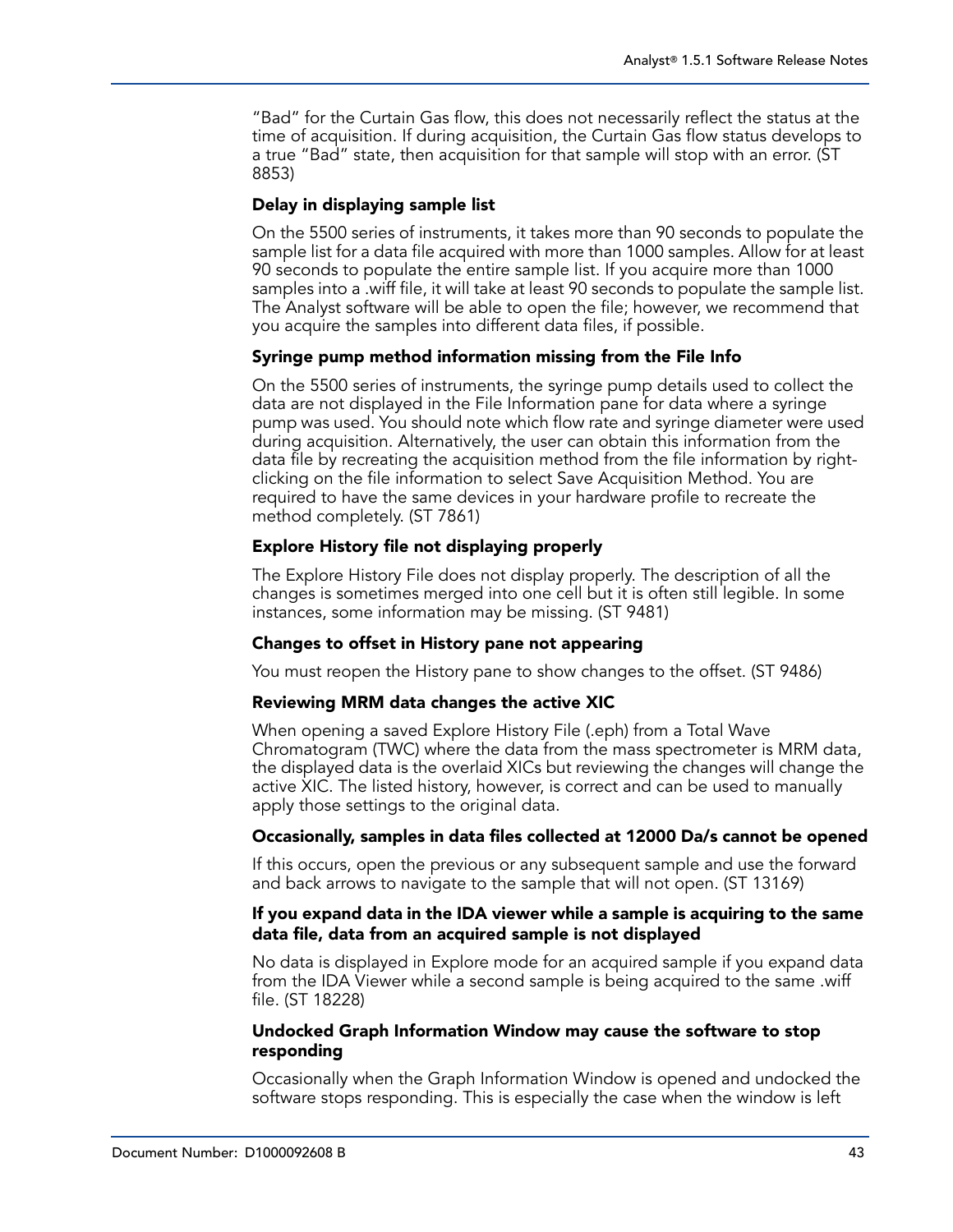"Bad" for the Curtain Gas flow, this does not necessarily reflect the status at the time of acquisition. If during acquisition, the Curtain Gas flow status develops to a true "Bad" state, then acquisition for that sample will stop with an error. (ST 8853)

#### Delay in displaying sample list

On the 5500 series of instruments, it takes more than 90 seconds to populate the sample list for a data file acquired with more than 1000 samples. Allow for at least 90 seconds to populate the entire sample list. If you acquire more than 1000 samples into a .wiff file, it will take at least 90 seconds to populate the sample list. The Analyst software will be able to open the file; however, we recommend that you acquire the samples into different data files, if possible.

#### Syringe pump method information missing from the File Info

On the 5500 series of instruments, the syringe pump details used to collect the data are not displayed in the File Information pane for data where a syringe pump was used. You should note which flow rate and syringe diameter were used during acquisition. Alternatively, the user can obtain this information from the data file by recreating the acquisition method from the file information by right-clicking on the file information to select Save Acquisition Method. You are required to have the same devices in your hardware profile to recreate the method completely. (ST 7861)

#### Explore History file not displaying properly

The Explore History File does not display properly. The description of all the changes is sometimes merged into one cell but it is often still legible. In some instances, some information may be missing. (ST 9481)

#### Changes to offset in History pane not appearing

You must reopen the History pane to show changes to the offset. (ST 9486)

#### Reviewing MRM data changes the active XIC

When opening a saved Explore History File (.eph) from a Total Wave Chromatogram (TWC) where the data from the mass spectrometer is MRM data, the displayed data is the overlaid XICs but reviewing the changes will change the active XIC. The listed history, however, is correct and can be used to manually apply those settings to the original data.

#### Occasionally, samples in data files collected at 12000 Da/s cannot be opened

If this occurs, open the previous or any subsequent sample and use the forward and back arrows to navigate to the sample that will not open. (ST 13169)

#### If you expand data in the IDA viewer while a sample is acquiring to the same data file, data from an acquired sample is not displayed

No data is displayed in Explore mode for an acquired sample if you expand data from the IDA Viewer while a second sample is being acquired to the same .wiff file. (ST 18228)

#### Undocked Graph Information Window may cause the software to stop responding

Occasionally when the Graph Information Window is opened and undocked the software stops responding. This is especially the case when the window is left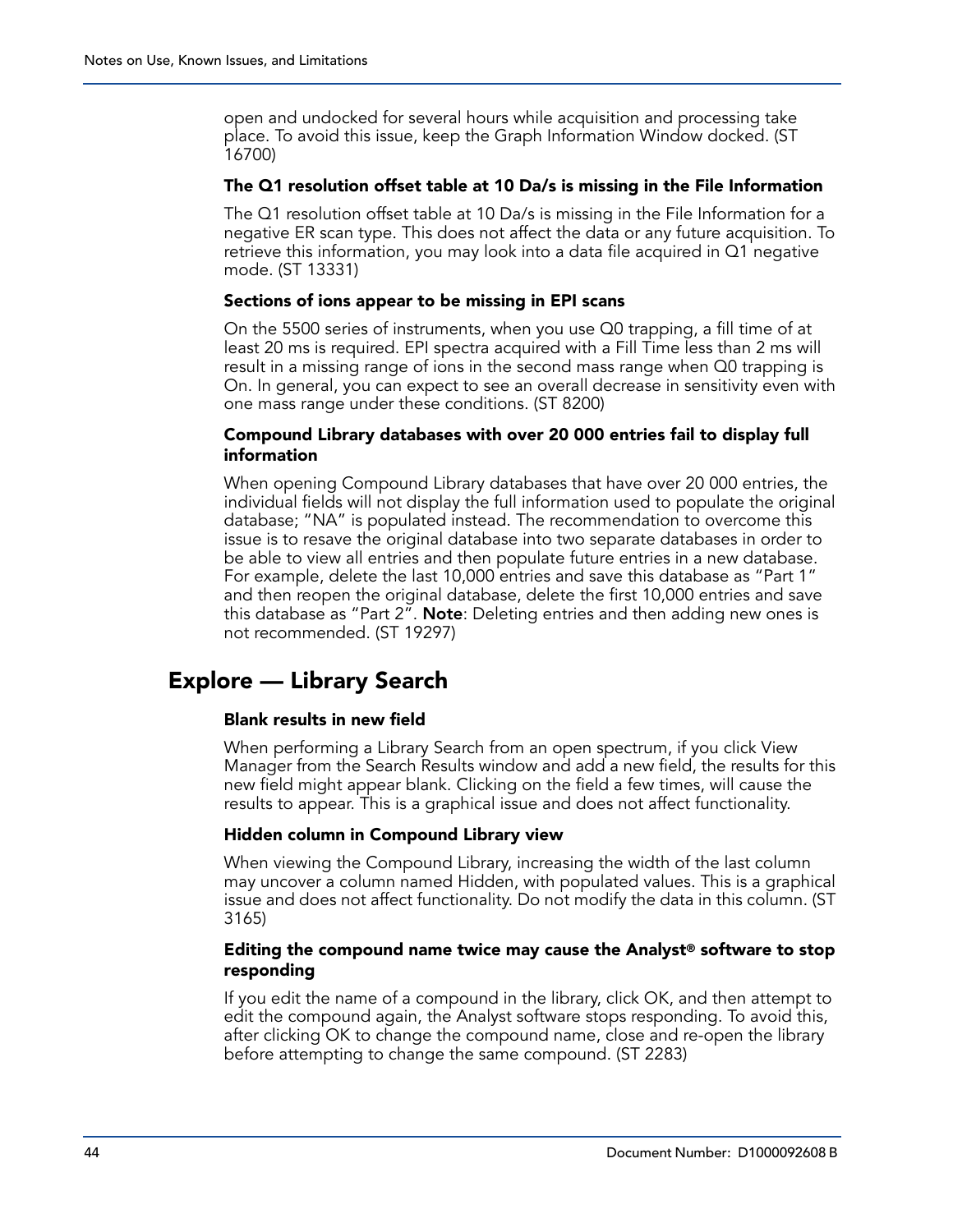open and undocked for several hours while acquisition and processing take place. To avoid this issue, keep the Graph Information Window docked. (ST 16700)

### The Q1 resolution offset table at 10 Da/s is missing in the File Information

The Q1 resolution offset table at 10 Da/s is missing in the File Information for a negative ER scan type. This does not affect the data or any future acquisition. To retrieve this information, you may look into a data file acquired in Q1 negative mode. (ST 13331)

### Sections of ions appear to be missing in EPI scans

On the 5500 series of instruments, when you use Q0 trapping, a fill time of at least 20 ms is required. EPI spectra acquired with a Fill Time less than 2 ms will result in a missing range of ions in the second mass range when Q0 trapping is On. In general, you can expect to see an overall decrease in sensitivity even with one mass range under these conditions. (ST 8200)

### Compound Library databases with over 20 000 entries fail to display full information

When opening Compound Library databases that have over 20 000 entries, the individual fields will not display the full information used to populate the original database; "NA" is populated instead. The recommendation to overcome this issue is to resave the original database into two separate databases in order to be able to view all entries and then populate future entries in a new database. For example, delete the last 10,000 entries and save this database as "Part 1" and then reopen the original database, delete the first 10,000 entries and save this database as "Part 2". **Note**: Deleting entries and then adding new ones is not recommended. (ST 19297)

## Explore — Library Search

### Blank results in new field

When performing a Library Search from an open spectrum, if you click View Manager from the Search Results window and add a new field, the results for this new field might appear blank. Clicking on the field a few times, will cause the results to appear. This is a graphical issue and does not affect functionality.

### Hidden column in Compound Library view

When viewing the Compound Library, increasing the width of the last column may uncover a column named Hidden, with populated values. This is a graphical issue and does not affect functionality. Do not modify the data in this column. (ST 3165)

### Editing the compound name twice may cause the Analyst® software to stop responding

If you edit the name of a compound in the library, click OK, and then attempt to edit the compound again, the Analyst software stops responding. To avoid this, after clicking OK to change the compound name, close and re-open the library before attempting to change the same compound. (ST 2283)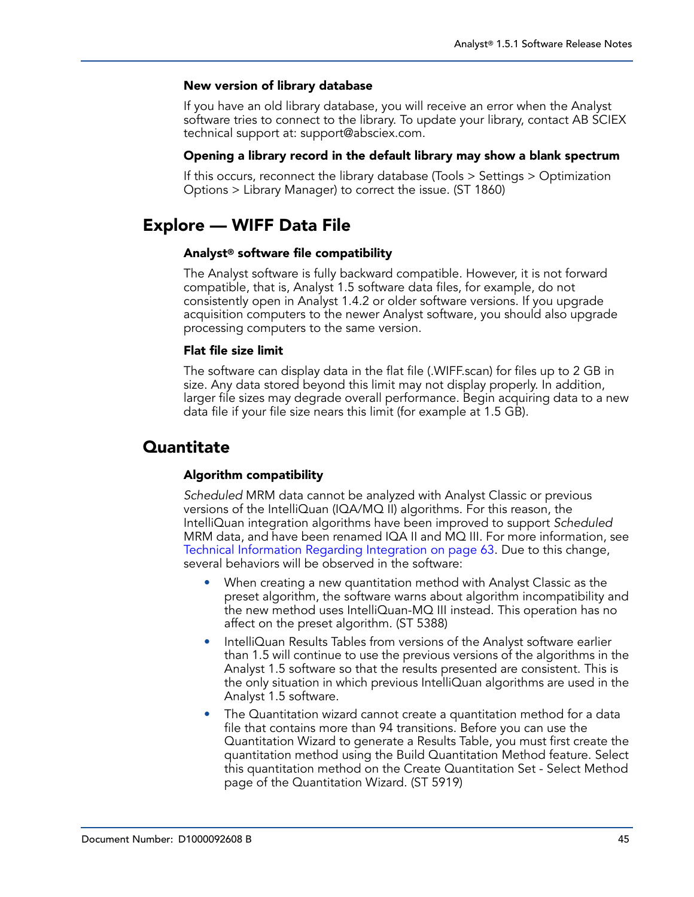### New version of library database

If you have an old library database, you will receive an error when the Analyst software tries to connect to the library. To update your library, contact AB SCIEX technical support at: support@absciex.com.

### Opening a library record in the default library may show a blank spectrum

If this occurs, reconnect the library database (Tools > Settings > Optimization Options > Library Manager) to correct the issue. (ST 1860)

## Explore — WIFF Data File

### Analyst® software file compatibility

The Analyst software is fully backward compatible. However, it is not forward compatible, that is, Analyst 1.5 software data files, for example, do not consistently open in Analyst 1.4.2 or older software versions. If you upgrade acquisition computers to the newer Analyst software, you should also upgrade processing computers to the same version.

### Flat file size limit

The software can display data in the flat file (.WIFF.scan) for files up to 2 GB in size. Any data stored beyond this limit may not display properly. In addition, larger file sizes may degrade overall performance. Begin acquiring data to a new data file if your file size nears this limit (for example at 1.5 GB).

## Quantitate

### Algorithm compatibility

*Scheduled* MRM data cannot be analyzed with Analyst Classic or previous versions of the IntelliQuan (IQA/MQ II) algorithms. For this reason, the IntelliQuan integration algorithms have been improved to support *Scheduled* MRM data, and have been renamed IQA II and MQ III. For more information, see Technical Information Regarding Integration on page 63. Due to this change, several behaviors will be observed in the software:

- When creating a new quantitation method with Analyst Classic as the preset algorithm, the software warns about algorithm incompatibility and the new method uses IntelliQuan-MQ III instead. This operation has no affect on the preset algorithm. (ST 5388)
- IntelliQuan Results Tables from versions of the Analyst software earlier than 1.5 will continue to use the previous versions of the algorithms in the Analyst 1.5 software so that the results presented are consistent. This is the only situation in which previous IntelliQuan algorithms are used in the Analyst 1.5 software.
- The Quantitation wizard cannot create a quantitation method for a data file that contains more than 94 transitions. Before you can use the Quantitation Wizard to generate a Results Table, you must first create the quantitation method using the Build Quantitation Method feature. Select this quantitation method on the Create Quantitation Set - Select Method page of the Quantitation Wizard. (ST 5919)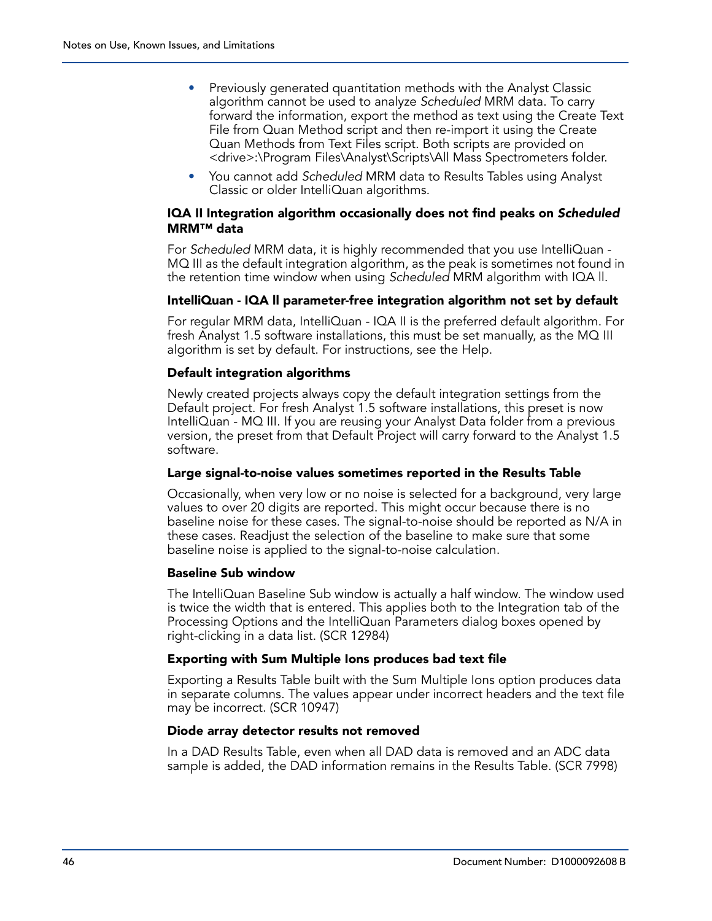- Previously generated quantitation methods with the Analyst Classic algorithm cannot be used to analyze *Scheduled* MRM data. To carry forward the information, export the method as text using the Create Text File from Quan Method script and then re-import it using the Create Quan Methods from Text Files script. Both scripts are provided on <drive>:\Program Files\Analyst\Scripts\All Mass Spectrometers folder.
- You cannot add *Scheduled* MRM data to Results Tables using Analyst Classic or older IntelliQuan algorithms.

### IQA II Integration algorithm occasionally does not find peaks on *Scheduled* MRM™ data

For *Scheduled* MRM data, it is highly recommended that you use IntelliQuan - MQ III as the default integration algorithm, as the peak is sometimes not found in the retention time window when using *Scheduled* MRM algorithm with IQA ll.

### IntelliQuan - IQA ll parameter-free integration algorithm not set by default

For regular MRM data, IntelliQuan - IQA II is the preferred default algorithm. For fresh Analyst 1.5 software installations, this must be set manually, as the MQ III algorithm is set by default. For instructions, see the Help.

### Default integration algorithms

Newly created projects always copy the default integration settings from the Default project. For fresh Analyst 1.5 software installations, this preset is now IntelliQuan - MQ III. If you are reusing your Analyst Data folder from a previous version, the preset from that Default Project will carry forward to the Analyst 1.5 software.

### Large signal-to-noise values sometimes reported in the Results Table

Occasionally, when very low or no noise is selected for a background, very large values to over 20 digits are reported. This might occur because there is no baseline noise for these cases. The signal-to-noise should be reported as N/A in these cases. Readjust the selection of the baseline to make sure that some baseline noise is applied to the signal-to-noise calculation.

### Baseline Sub window

The IntelliQuan Baseline Sub window is actually a half window. The window used is twice the width that is entered. This applies both to the Integration tab of the Processing Options and the IntelliQuan Parameters dialog boxes opened by right-clicking in a data list. (SCR 12984)

### Exporting with Sum Multiple Ions produces bad text file

Exporting a Results Table built with the Sum Multiple Ions option produces data in separate columns. The values appear under incorrect headers and the text file may be incorrect. (SCR 10947)

### Diode array detector results not removed

In a DAD Results Table, even when all DAD data is removed and an ADC data sample is added, the DAD information remains in the Results Table. (SCR 7998)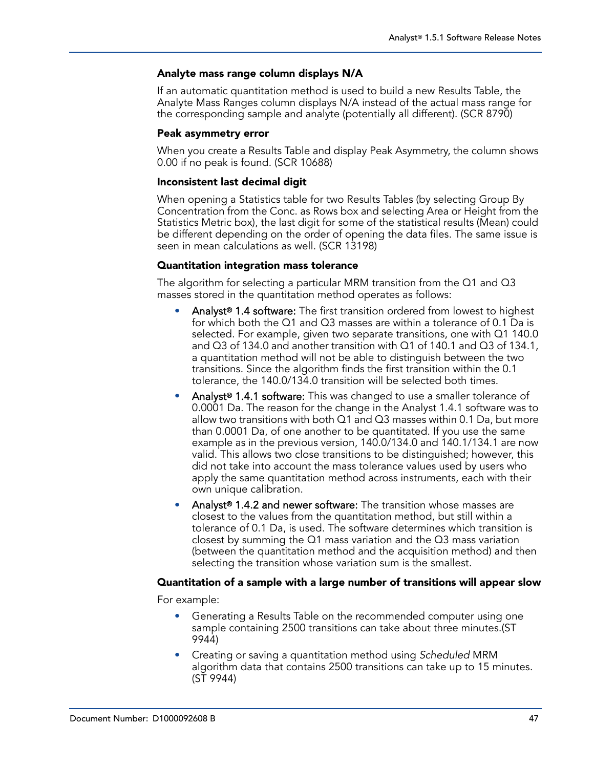### Analyte mass range column displays N/A

If an automatic quantitation method is used to build a new Results Table, the Analyte Mass Ranges column displays N/A instead of the actual mass range for the corresponding sample and analyte (potentially all different). (SCR 8790)

### Peak asymmetry error

When you create a Results Table and display Peak Asymmetry, the column shows 0.00 if no peak is found. (SCR 10688)

### Inconsistent last decimal digit

When opening a Statistics table for two Results Tables (by selecting Group By Concentration from the Conc. as Rows box and selecting Area or Height from the Statistics Metric box), the last digit for some of the statistical results (Mean) could be different depending on the order of opening the data files. The same issue is seen in mean calculations as well. (SCR 13198)

### Quantitation integration mass tolerance

The algorithm for selecting a particular MRM transition from the Q1 and Q3 masses stored in the quantitation method operates as follows:

- **Analyst® 1.4 software:** The first transition ordered from lowest to highest for which both the Q1 and Q3 masses are within a tolerance of 0.1 Da is selected. For example, given two separate transitions, one with Q1 140.0 and Q3 of 134.0 and another transition with Q1 of 140.1 and Q3 of 134.1, a quantitation method will not be able to distinguish between the two transitions. Since the algorithm finds the first transition within the 0.1 tolerance, the 140.0/134.0 transition will be selected both times.
- **Analyst® 1.4.1 software:** This was changed to use a smaller tolerance of 0.0001 Da. The reason for the change in the Analyst 1.4.1 software was to allow two transitions with both Q1 and Q3 masses within 0.1 Da, but more than 0.0001 Da, of one another to be quantitated. If you use the same example as in the previous version, 140.0/134.0 and 140.1/134.1 are now valid. This allows two close transitions to be distinguished; however, this did not take into account the mass tolerance values used by users who apply the same quantitation method across instruments, each with their own unique calibration.
- **Analyst® 1.4.2 and newer software:** The transition whose masses are closest to the values from the quantitation method, but still within a tolerance of 0.1 Da, is used. The software determines which transition is closest by summing the Q1 mass variation and the Q3 mass variation (between the quantitation method and the acquisition method) and then selecting the transition whose variation sum is the smallest.

### Quantitation of a sample with a large number of transitions will appear slow

For example:

- Generating a Results Table on the recommended computer using one sample containing 2500 transitions can take about three minutes.(ST 9944)
- Creating or saving a quantitation method using *Scheduled* MRM algorithm data that contains 2500 transitions can take up to 15 minutes. (ST 9944)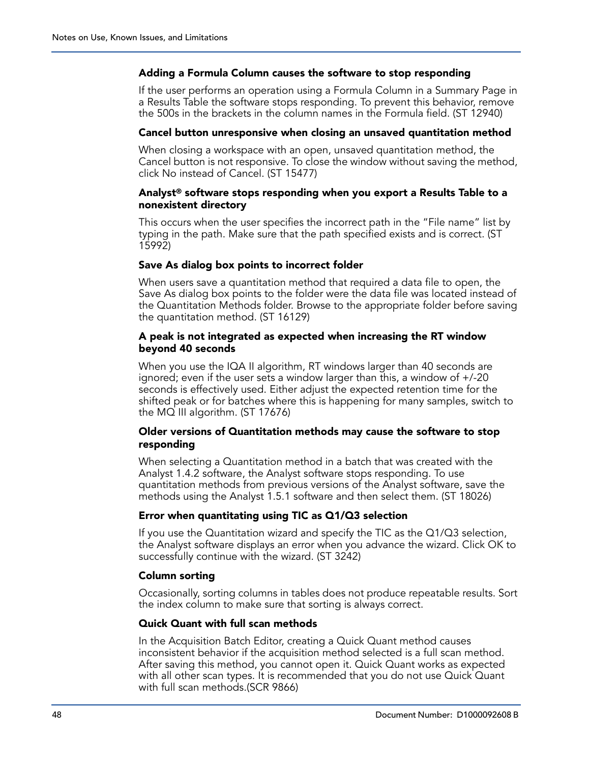### Adding a Formula Column causes the software to stop responding

If the user performs an operation using a Formula Column in a Summary Page in a Results Table the software stops responding. To prevent this behavior, remove the 500s in the brackets in the column names in the Formula field. (ST 12940)

### Cancel button unresponsive when closing an unsaved quantitation method

When closing a workspace with an open, unsaved quantitation method, the Cancel button is not responsive. To close the window without saving the method, click No instead of Cancel. (ST 15477)

### Analyst® software stops responding when you export a Results Table to a nonexistent directory

This occurs when the user specifies the incorrect path in the “File name” list by typing in the path. Make sure that the path specified exists and is correct. (ST 15992)

### Save As dialog box points to incorrect folder

When users save a quantitation method that required a data file to open, the Save As dialog box points to the folder were the data file was located instead of the Quantitation Methods folder. Browse to the appropriate folder before saving the quantitation method. (ST 16129)

### A peak is not integrated as expected when increasing the RT window beyond 40 seconds

When you use the IQA II algorithm, RT windows larger than 40 seconds are ignored; even if the user sets a window larger than this, a window of +/-20 seconds is effectively used. Either adjust the expected retention time for the shifted peak or for batches where this is happening for many samples, switch to the MQ III algorithm. (ST 17676)

### Older versions of Quantitation methods may cause the software to stop responding

When selecting a Quantitation method in a batch that was created with the Analyst 1.4.2 software, the Analyst software stops responding. To use quantitation methods from previous versions of the Analyst software, save the methods using the Analyst 1.5.1 software and then select them. (ST 18026)

### Error when quantitating using TIC as Q1/Q3 selection

If you use the Quantitation wizard and specify the TIC as the Q1/Q3 selection, the Analyst software displays an error when you advance the wizard. Click OK to successfully continue with the wizard. (ST 3242)

### Column sorting

Occasionally, sorting columns in tables does not produce repeatable results. Sort the index column to make sure that sorting is always correct.

### Quick Quant with full scan methods

In the Acquisition Batch Editor, creating a Quick Quant method causes inconsistent behavior if the acquisition method selected is a full scan method. After saving this method, you cannot open it. Quick Quant works as expected with all other scan types. It is recommended that you do not use Quick Quant with full scan methods.(SCR 9866)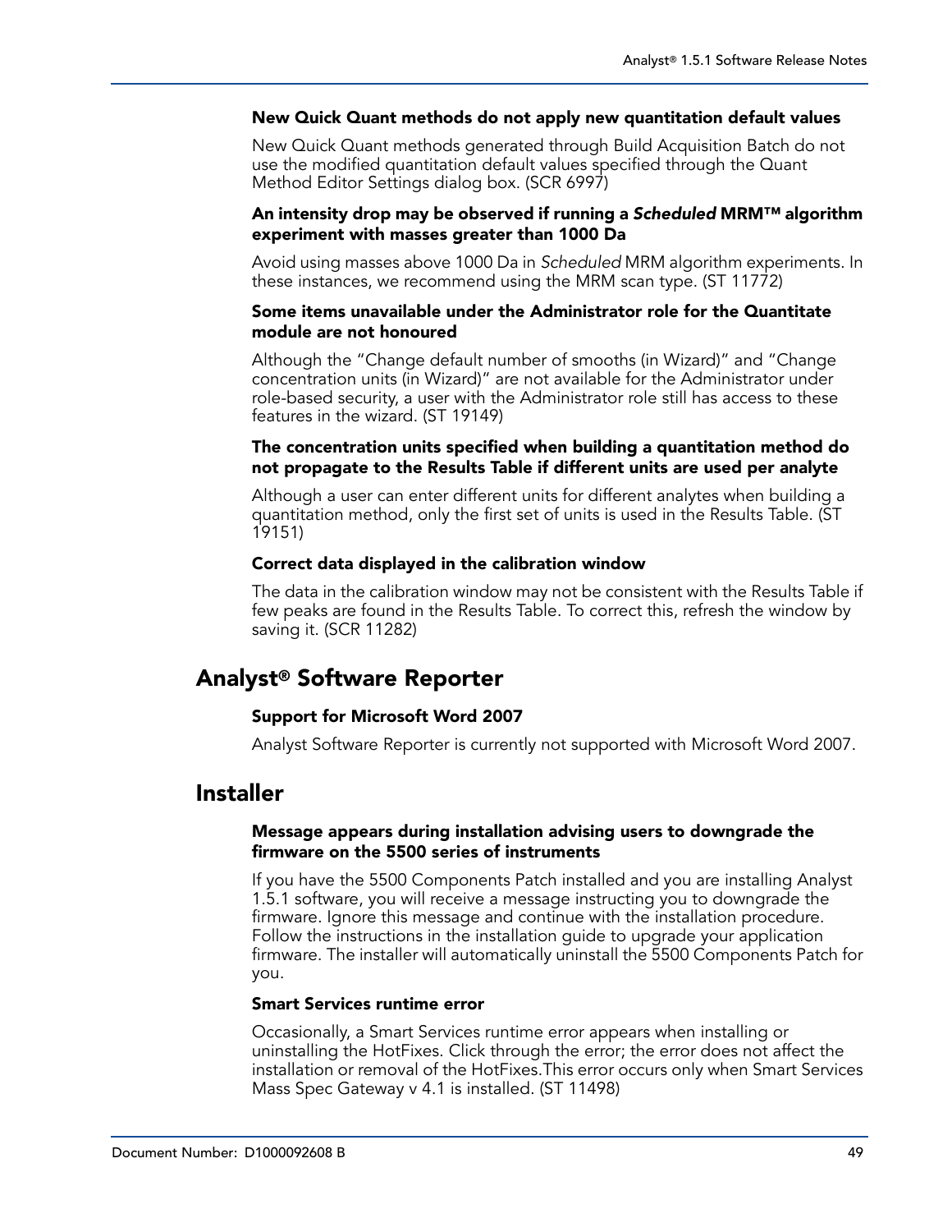#### New Quick Quant methods do not apply new quantitation default values

New Quick Quant methods generated through Build Acquisition Batch do not use the modified quantitation default values specified through the Quant Method Editor Settings dialog box. (SCR 6997)

#### An intensity drop may be observed if running a *Scheduled* MRM™ algorithm experiment with masses greater than 1000 Da

Avoid using masses above 1000 Da in *Scheduled* MRM algorithm experiments. In these instances, we recommend using the MRM scan type. (ST 11772)

#### Some items unavailable under the Administrator role for the Quantitate module are not honoured

Although the “Change default number of smooths (in Wizard)” and “Change concentration units (in Wizard)” are not available for the Administrator under role-based security, a user with the Administrator role still has access to these features in the wizard. (ST 19149)

#### The concentration units specified when building a quantitation method do not propagate to the Results Table if different units are used per analyte

Although a user can enter different units for different analytes when building a quantitation method, only the first set of units is used in the Results Table. (ST 19151)

#### Correct data displayed in the calibration window

The data in the calibration window may not be consistent with the Results Table if few peaks are found in the Results Table. To correct this, refresh the window by saving it. (SCR 11282)

## Analyst® Software Reporter

#### Support for Microsoft Word 2007

Analyst Software Reporter is currently not supported with Microsoft Word 2007.

## Installer

#### Message appears during installation advising users to downgrade the firmware on the 5500 series of instruments

If you have the 5500 Components Patch installed and you are installing Analyst 1.5.1 software, you will receive a message instructing you to downgrade the firmware. Ignore this message and continue with the installation procedure. Follow the instructions in the installation guide to upgrade your application firmware. The installer will automatically uninstall the 5500 Components Patch for you.

#### Smart Services runtime error

Occasionally, a Smart Services runtime error appears when installing or uninstalling the HotFixes. Click through the error; the error does not affect the installation or removal of the HotFixes.This error occurs only when Smart Services Mass Spec Gateway v 4.1 is installed. (ST 11498)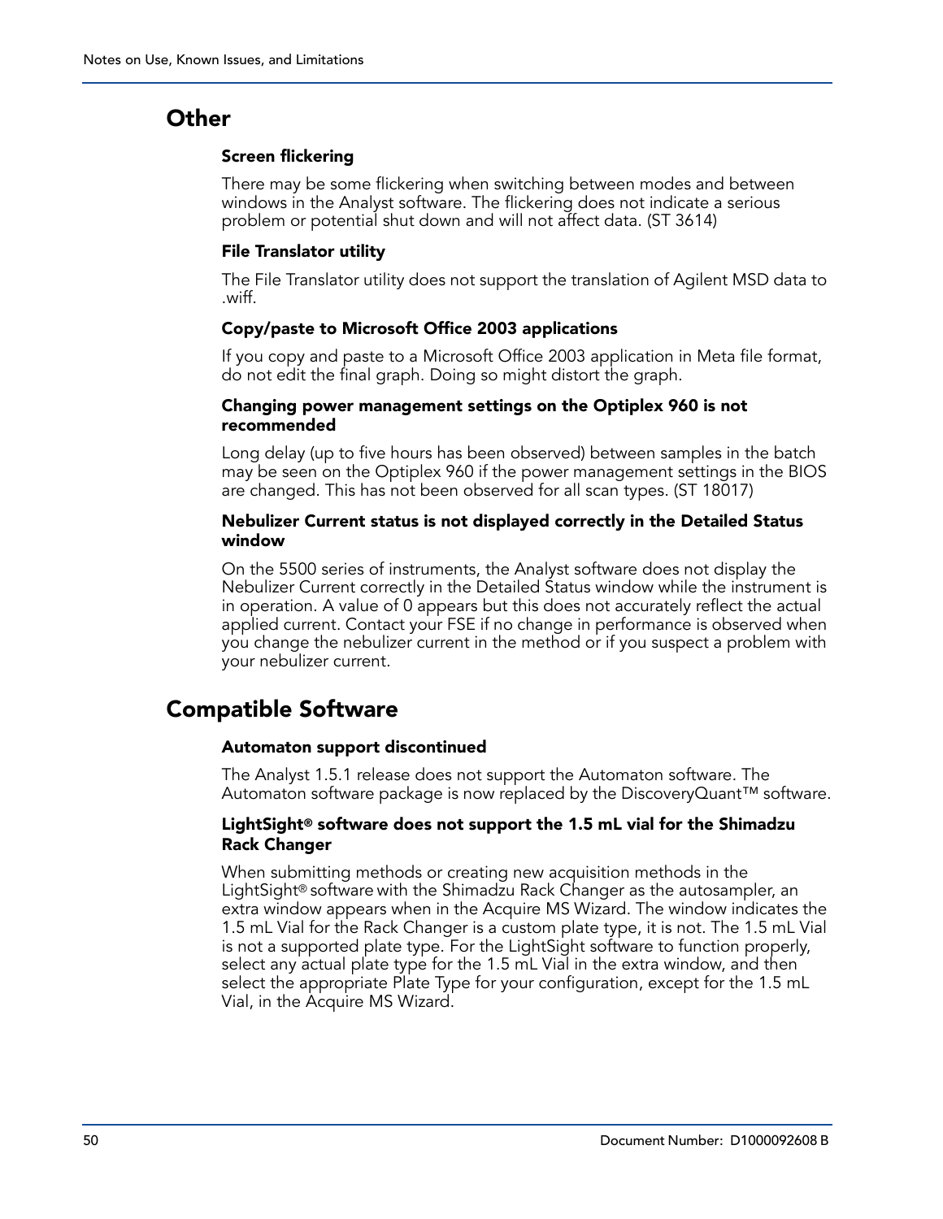## Other

### Screen flickering

There may be some flickering when switching between modes and between windows in the Analyst software. The flickering does not indicate a serious problem or potential shut down and will not affect data. (ST 3614)

### File Translator utility

The File Translator utility does not support the translation of Agilent MSD data to .wiff.

### Copy/paste to Microsoft Office 2003 applications

If you copy and paste to a Microsoft Office 2003 application in Meta file format, do not edit the final graph. Doing so might distort the graph.

### Changing power management settings on the Optiplex 960 is not recommended

Long delay (up to five hours has been observed) between samples in the batch may be seen on the Optiplex 960 if the power management settings in the BIOS are changed. This has not been observed for all scan types. (ST 18017)

### Nebulizer Current status is not displayed correctly in the Detailed Status window

On the 5500 series of instruments, the Analyst software does not display the Nebulizer Current correctly in the Detailed Status window while the instrument is in operation. A value of 0 appears but this does not accurately reflect the actual applied current. Contact your FSE if no change in performance is observed when you change the nebulizer current in the method or if you suspect a problem with your nebulizer current.

## Compatible Software

### Automaton support discontinued

The Analyst 1.5.1 release does not support the Automaton software. The Automaton software package is now replaced by the DiscoveryQuant™ software.

### LightSight® software does not support the 1.5 mL vial for the Shimadzu Rack Changer

When submitting methods or creating new acquisition methods in the LightSight® software with the Shimadzu Rack Changer as the autosampler, an extra window appears when in the Acquire MS Wizard. The window indicates the 1.5 mL Vial for the Rack Changer is a custom plate type, it is not. The 1.5 mL Vial is not a supported plate type. For the LightSight software to function properly, select any actual plate type for the 1.5 mL Vial in the extra window, and then select the appropriate Plate Type for your configuration, except for the 1.5 mL Vial, in the Acquire MS Wizard.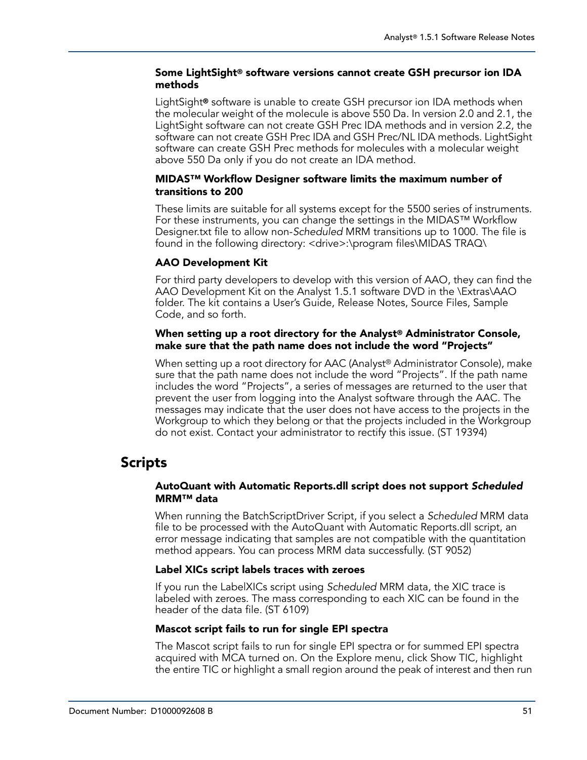### Some LightSight® software versions cannot create GSH precursor ion IDA methods

LightSight® software is unable to create GSH precursor ion IDA methods when the molecular weight of the molecule is above 550 Da. In version 2.0 and 2.1, the LightSight software can not create GSH Prec IDA methods and in version 2.2, the software can not create GSH Prec IDA and GSH Prec/NL IDA methods. LightSight software can create GSH Prec methods for molecules with a molecular weight above 550 Da only if you do not create an IDA method.

### MIDAS™ Workflow Designer software limits the maximum number of transitions to 200

These limits are suitable for all systems except for the 5500 series of instruments. For these instruments, you can change the settings in the MIDAS™ Workflow Designer.txt file to allow non-*Scheduled* MRM transitions up to 1000. The file is found in the following directory: <drive>:\program files\MIDAS TRAQ\

### AAO Development Kit

For third party developers to develop with this version of AAO, they can find the AAO Development Kit on the Analyst 1.5.1 software DVD in the \Extras\AAO folder. The kit contains a User's Guide, Release Notes, Source Files, Sample Code, and so forth.

### When setting up a root directory for the Analyst® Administrator Console, make sure that the path name does not include the word "Projects"

When setting up a root directory for AAC (Analyst® Administrator Console), make sure that the path name does not include the word "Projects". If the path name includes the word "Projects", a series of messages are returned to the user that prevent the user from logging into the Analyst software through the AAC. The messages may indicate that the user does not have access to the projects in the Workgroup to which they belong or that the projects included in the Workgroup do not exist. Contact your administrator to rectify this issue. (ST 19394)

## Scripts

### AutoQuant with Automatic Reports.dll script does not support *Scheduled* MRM™ data

When running the BatchScriptDriver Script, if you select a *Scheduled* MRM data file to be processed with the AutoQuant with Automatic Reports.dll script, an error message indicating that samples are not compatible with the quantitation method appears. You can process MRM data successfully. (ST 9052)

### Label XICs script labels traces with zeroes

If you run the LabelXICs script using *Scheduled* MRM data, the XIC trace is labeled with zeroes. The mass corresponding to each XIC can be found in the header of the data file. (ST 6109)

### Mascot script fails to run for single EPI spectra

The Mascot script fails to run for single EPI spectra or for summed EPI spectra acquired with MCA turned on. On the Explore menu, click Show TIC, highlight the entire TIC or highlight a small region around the peak of interest and then run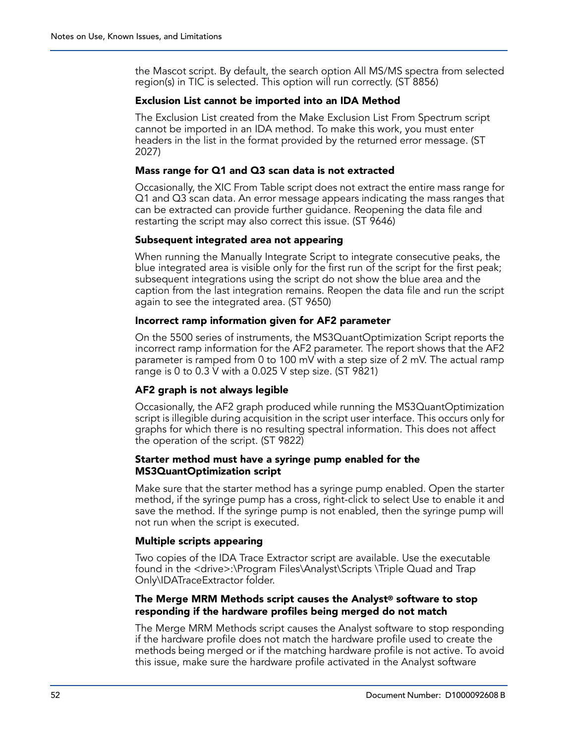the Mascot script. By default, the search option All MS/MS spectra from selected region(s) in TIC is selected. This option will run correctly. (ST 8856)

#### Exclusion List cannot be imported into an IDA Method

The Exclusion List created from the Make Exclusion List From Spectrum script cannot be imported in an IDA method. To make this work, you must enter headers in the list in the format provided by the returned error message. (ST 2027)

#### Mass range for Q1 and Q3 scan data is not extracted

Occasionally, the XIC From Table script does not extract the entire mass range for Q1 and Q3 scan data. An error message appears indicating the mass ranges that can be extracted can provide further guidance. Reopening the data file and restarting the script may also correct this issue. (ST 9646)

#### Subsequent integrated area not appearing

When running the Manually Integrate Script to integrate consecutive peaks, the blue integrated area is visible only for the first run of the script for the first peak; subsequent integrations using the script do not show the blue area and the caption from the last integration remains. Reopen the data file and run the script again to see the integrated area. (ST 9650)

#### Incorrect ramp information given for AF2 parameter

On the 5500 series of instruments, the MS3QuantOptimization Script reports the incorrect ramp information for the AF2 parameter. The report shows that the AF2 parameter is ramped from 0 to 100 mV with a step size of 2 mV. The actual ramp range is 0 to 0.3 V with a 0.025 V step size. (ST 9821)

#### AF2 graph is not always legible

Occasionally, the AF2 graph produced while running the MS3QuantOptimization script is illegible during acquisition in the script user interface. This occurs only for graphs for which there is no resulting spectral information. This does not affect the operation of the script. (ST 9822)

#### Starter method must have a syringe pump enabled for the MS3QuantOptimization script

Make sure that the starter method has a syringe pump enabled. Open the starter method, if the syringe pump has a cross, right-click to select Use to enable it and save the method. If the syringe pump is not enabled, then the syringe pump will not run when the script is executed.

#### Multiple scripts appearing

Two copies of the IDA Trace Extractor script are available. Use the executable found in the <drive>:\Program Files\Analyst\Scripts \Triple Quad and Trap Only\IDATraceExtractor folder.

#### The Merge MRM Methods script causes the Analyst® software to stop responding if the hardware profiles being merged do not match

The Merge MRM Methods script causes the Analyst software to stop responding if the hardware profile does not match the hardware profile used to create the methods being merged or if the matching hardware profile is not active. To avoid this issue, make sure the hardware profile activated in the Analyst software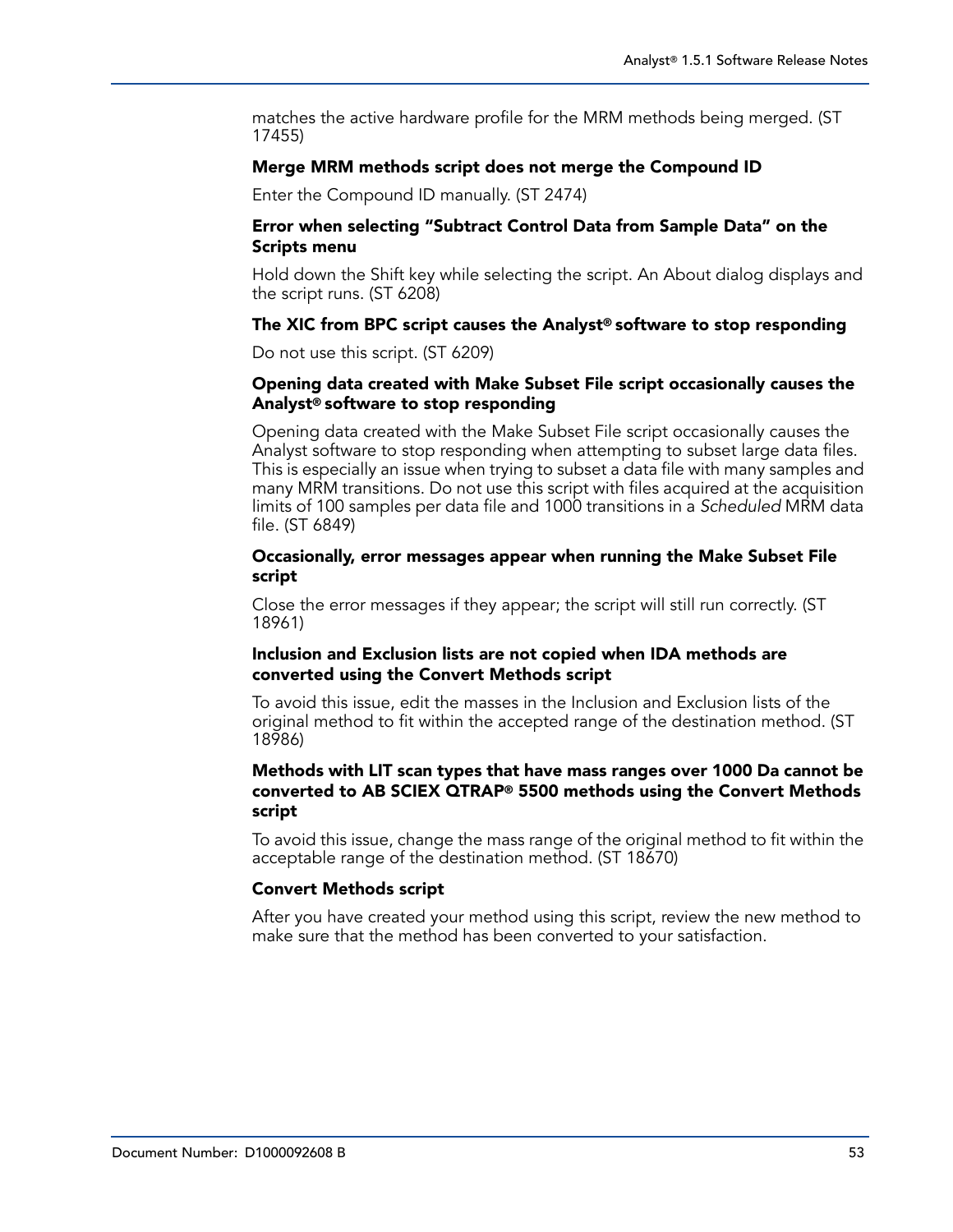matches the active hardware profile for the MRM methods being merged. (ST 17455)

#### Merge MRM methods script does not merge the Compound ID

Enter the Compound ID manually. (ST 2474)

#### Error when selecting “Subtract Control Data from Sample Data” on the Scripts menu

Hold down the Shift key while selecting the script. An About dialog displays and the script runs. (ST 6208)

#### The XIC from BPC script causes the Analyst® software to stop responding

Do not use this script. (ST 6209)

#### Opening data created with Make Subset File script occasionally causes the Analyst® software to stop responding

Opening data created with the Make Subset File script occasionally causes the Analyst software to stop responding when attempting to subset large data files. This is especially an issue when trying to subset a data file with many samples and many MRM transitions. Do not use this script with files acquired at the acquisition limits of 100 samples per data file and 1000 transitions in a *Scheduled* MRM data file. (ST 6849)

#### Occasionally, error messages appear when running the Make Subset File script

Close the error messages if they appear; the script will still run correctly. (ST 18961)

#### Inclusion and Exclusion lists are not copied when IDA methods are converted using the Convert Methods script

To avoid this issue, edit the masses in the Inclusion and Exclusion lists of the original method to fit within the accepted range of the destination method. (ST 18986)

#### Methods with LIT scan types that have mass ranges over 1000 Da cannot be converted to AB SCIEX QTRAP® 5500 methods using the Convert Methods script

To avoid this issue, change the mass range of the original method to fit within the acceptable range of the destination method. (ST 18670)

#### Convert Methods script

After you have created your method using this script, review the new method to make sure that the method has been converted to your satisfaction.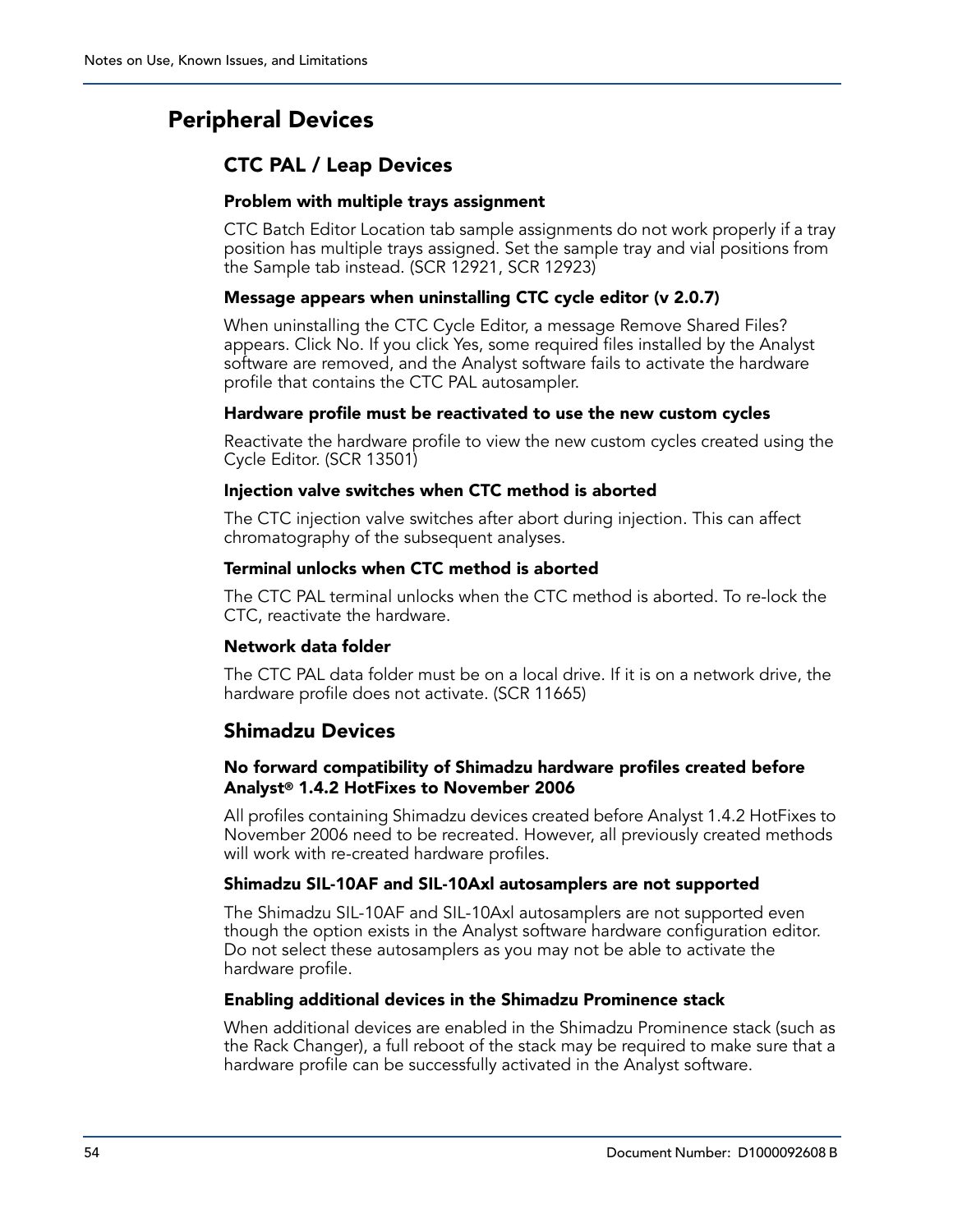# Peripheral Devices

## CTC PAL / Leap Devices

### Problem with multiple trays assignment

CTC Batch Editor Location tab sample assignments do not work properly if a tray position has multiple trays assigned. Set the sample tray and vial positions from the Sample tab instead. (SCR 12921, SCR 12923)

### Message appears when uninstalling CTC cycle editor (v 2.0.7)

When uninstalling the CTC Cycle Editor, a message Remove Shared Files? appears. Click No. If you click Yes, some required files installed by the Analyst software are removed, and the Analyst software fails to activate the hardware profile that contains the CTC PAL autosampler.

### Hardware profile must be reactivated to use the new custom cycles

Reactivate the hardware profile to view the new custom cycles created using the Cycle Editor. (SCR 13501)

### Injection valve switches when CTC method is aborted

The CTC injection valve switches after abort during injection. This can affect chromatography of the subsequent analyses.

### Terminal unlocks when CTC method is aborted

The CTC PAL terminal unlocks when the CTC method is aborted. To re-lock the CTC, reactivate the hardware.

### Network data folder

The CTC PAL data folder must be on a local drive. If it is on a network drive, the hardware profile does not activate. (SCR 11665)

## Shimadzu Devices

### No forward compatibility of Shimadzu hardware profiles created before Analyst® 1.4.2 HotFixes to November 2006

All profiles containing Shimadzu devices created before Analyst 1.4.2 HotFixes to November 2006 need to be recreated. However, all previously created methods will work with re-created hardware profiles.

### Shimadzu SIL-10AF and SIL-10Axl autosamplers are not supported

The Shimadzu SIL-10AF and SIL-10Axl autosamplers are not supported even though the option exists in the Analyst software hardware configuration editor. Do not select these autosamplers as you may not be able to activate the hardware profile.

### Enabling additional devices in the Shimadzu Prominence stack

When additional devices are enabled in the Shimadzu Prominence stack (such as the Rack Changer), a full reboot of the stack may be required to make sure that a hardware profile can be successfully activated in the Analyst software.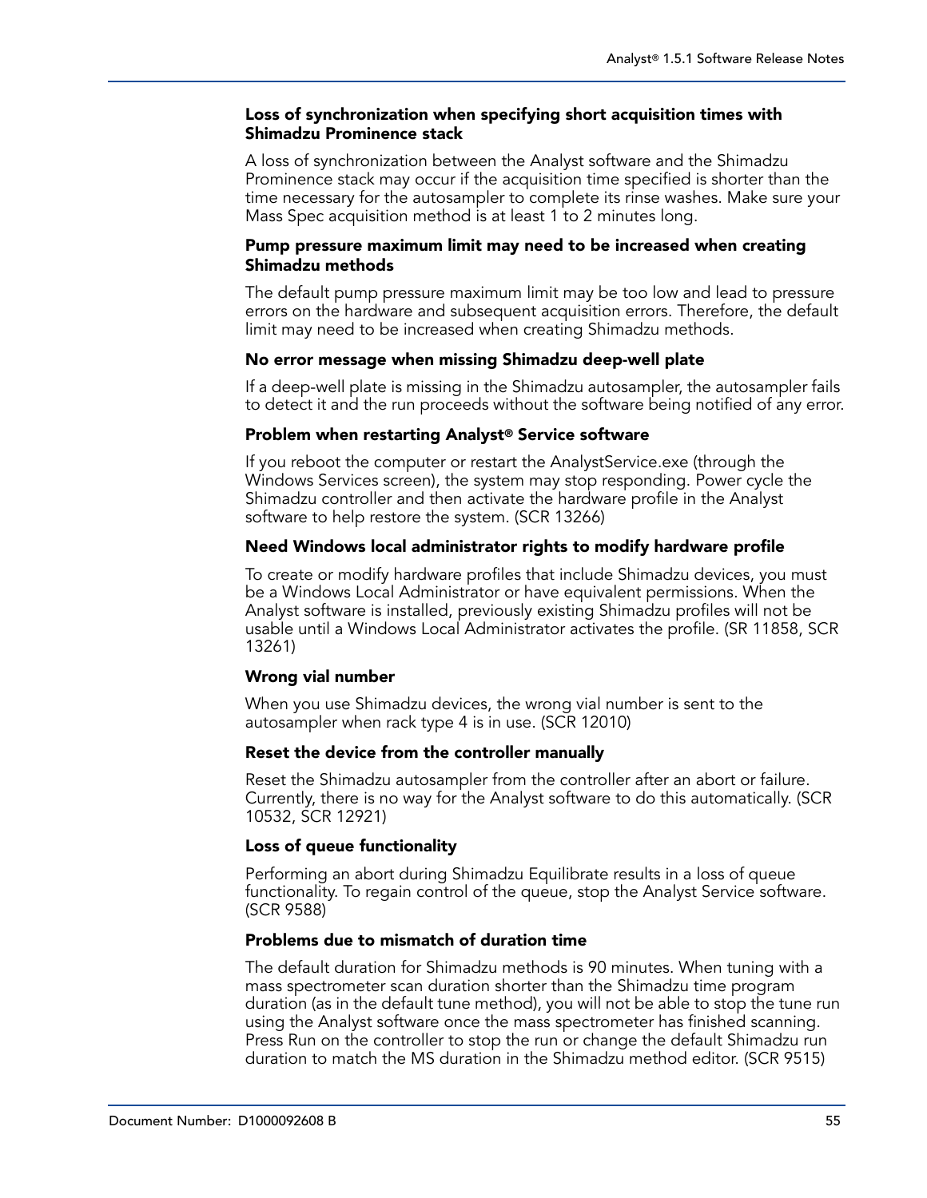#### Loss of synchronization when specifying short acquisition times with Shimadzu Prominence stack

A loss of synchronization between the Analyst software and the Shimadzu Prominence stack may occur if the acquisition time specified is shorter than the time necessary for the autosampler to complete its rinse washes. Make sure your Mass Spec acquisition method is at least 1 to 2 minutes long.

#### Pump pressure maximum limit may need to be increased when creating Shimadzu methods

The default pump pressure maximum limit may be too low and lead to pressure errors on the hardware and subsequent acquisition errors. Therefore, the default limit may need to be increased when creating Shimadzu methods.

#### No error message when missing Shimadzu deep-well plate

If a deep-well plate is missing in the Shimadzu autosampler, the autosampler fails to detect it and the run proceeds without the software being notified of any error.

#### Problem when restarting Analyst® Service software

If you reboot the computer or restart the AnalystService.exe (through the Windows Services screen), the system may stop responding. Power cycle the Shimadzu controller and then activate the hardware profile in the Analyst software to help restore the system. (SCR 13266)

#### Need Windows local administrator rights to modify hardware profile

To create or modify hardware profiles that include Shimadzu devices, you must be a Windows Local Administrator or have equivalent permissions. When the Analyst software is installed, previously existing Shimadzu profiles will not be usable until a Windows Local Administrator activates the profile. (SR 11858, SCR 13261)

#### Wrong vial number

When you use Shimadzu devices, the wrong vial number is sent to the autosampler when rack type 4 is in use. (SCR 12010)

#### Reset the device from the controller manually

Reset the Shimadzu autosampler from the controller after an abort or failure. Currently, there is no way for the Analyst software to do this automatically. (SCR 10532, SCR 12921)

#### Loss of queue functionality

Performing an abort during Shimadzu Equilibrate results in a loss of queue functionality. To regain control of the queue, stop the Analyst Service software. (SCR 9588)

#### Problems due to mismatch of duration time

The default duration for Shimadzu methods is 90 minutes. When tuning with a mass spectrometer scan duration shorter than the Shimadzu time program duration (as in the default tune method), you will not be able to stop the tune run using the Analyst software once the mass spectrometer has finished scanning. Press Run on the controller to stop the run or change the default Shimadzu run duration to match the MS duration in the Shimadzu method editor. (SCR 9515)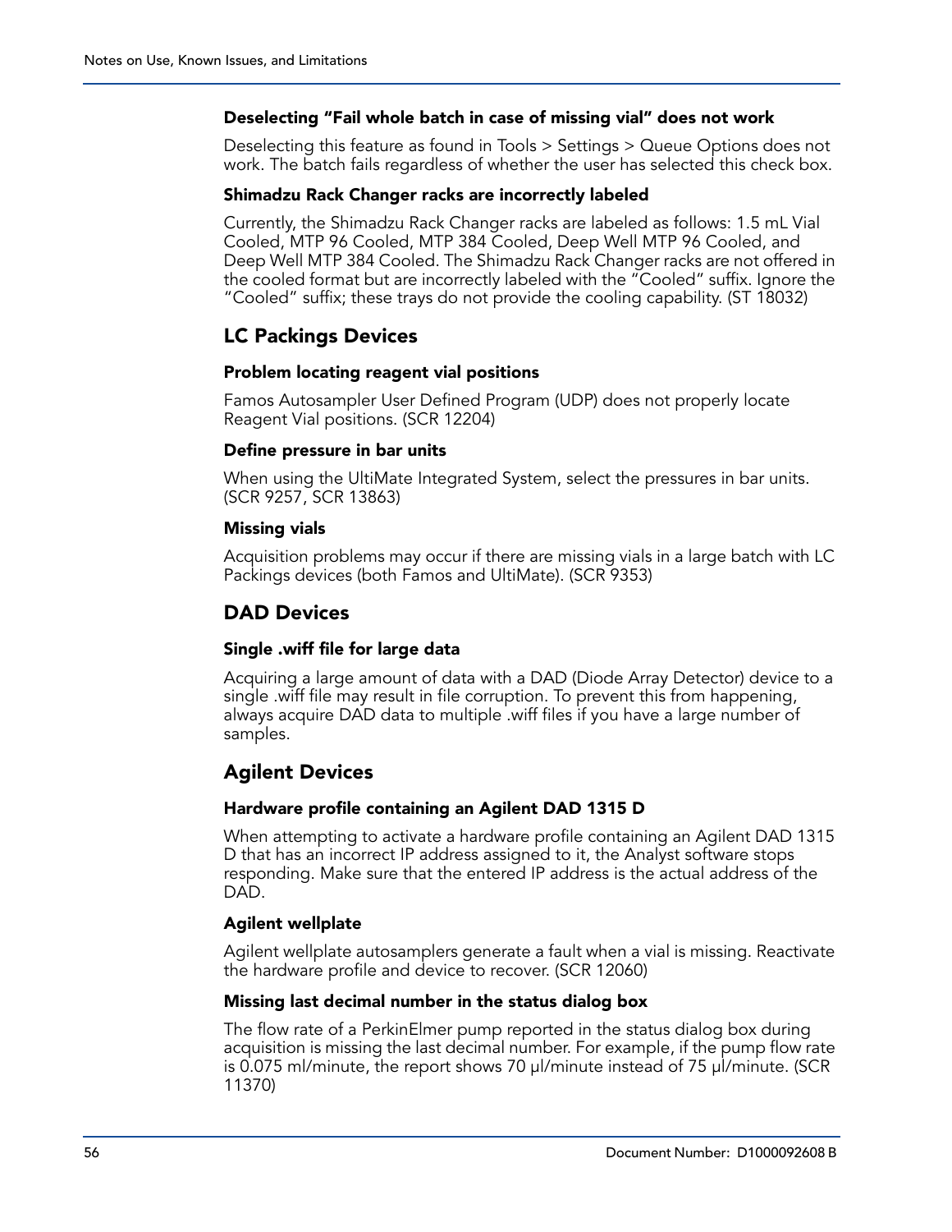#### Deselecting “Fail whole batch in case of missing vial” does not work

Deselecting this feature as found in Tools > Settings > Queue Options does not work. The batch fails regardless of whether the user has selected this check box.

#### Shimadzu Rack Changer racks are incorrectly labeled

Currently, the Shimadzu Rack Changer racks are labeled as follows: 1.5 mL Vial Cooled, MTP 96 Cooled, MTP 384 Cooled, Deep Well MTP 96 Cooled, and Deep Well MTP 384 Cooled. The Shimadzu Rack Changer racks are not offered in the cooled format but are incorrectly labeled with the “Cooled” suffix. Ignore the “Cooled” suffix; these trays do not provide the cooling capability. (ST 18032)

### LC Packings Devices

#### Problem locating reagent vial positions

Famos Autosampler User Defined Program (UDP) does not properly locate Reagent Vial positions. (SCR 12204)

#### Define pressure in bar units

When using the UltiMate Integrated System, select the pressures in bar units. (SCR 9257, SCR 13863)

#### Missing vials

Acquisition problems may occur if there are missing vials in a large batch with LC Packings devices (both Famos and UltiMate). (SCR 9353)

### DAD Devices

#### Single .wiff file for large data

Acquiring a large amount of data with a DAD (Diode Array Detector) device to a single .wiff file may result in file corruption. To prevent this from happening, always acquire DAD data to multiple .wiff files if you have a large number of samples.

### Agilent Devices

#### Hardware profile containing an Agilent DAD 1315 D

When attempting to activate a hardware profile containing an Agilent DAD 1315 D that has an incorrect IP address assigned to it, the Analyst software stops responding. Make sure that the entered IP address is the actual address of the DAD.

#### Agilent wellplate

Agilent wellplate autosamplers generate a fault when a vial is missing. Reactivate the hardware profile and device to recover. (SCR 12060)

#### Missing last decimal number in the status dialog box

The flow rate of a PerkinElmer pump reported in the status dialog box during acquisition is missing the last decimal number. For example, if the pump flow rate is 0.075 ml/minute, the report shows 70 µl/minute instead of 75 µl/minute. (SCR 11370)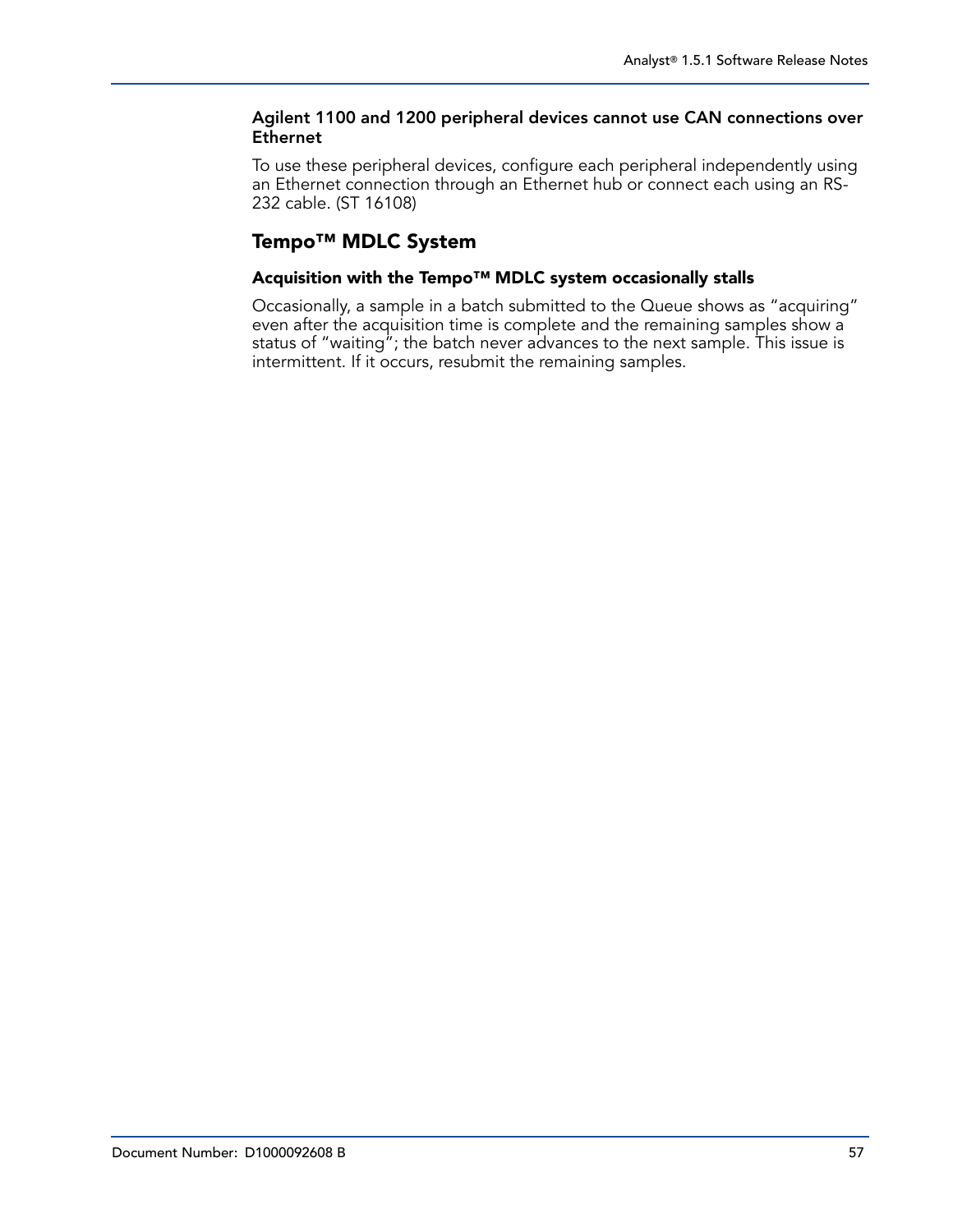#### Agilent 1100 and 1200 peripheral devices cannot use CAN connections over Ethernet

To use these peripheral devices, configure each peripheral independently using an Ethernet connection through an Ethernet hub or connect each using an RS-232 cable. (ST 16108)

### Tempo™ MDLC System

#### Acquisition with the Tempo™ MDLC system occasionally stalls

Occasionally, a sample in a batch submitted to the Queue shows as "acquiring" even after the acquisition time is complete and the remaining samples show a status of "waiting"; the batch never advances to the next sample. This issue is intermittent. If it occurs, resubmit the remaining samples.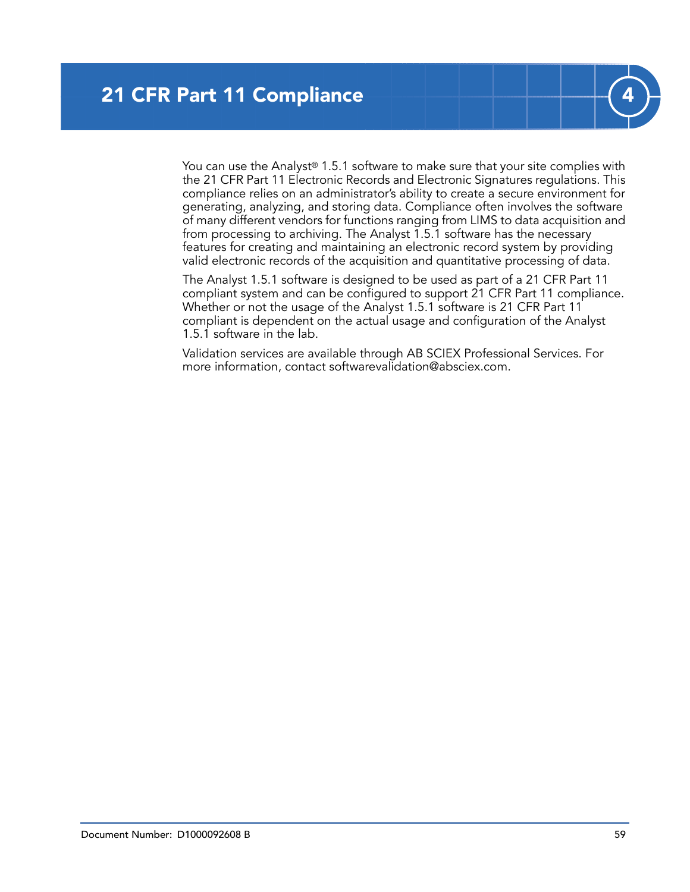# 21 CFR Part 11 Compliance

You can use the Analyst® 1.5.1 software to make sure that your site complies with the 21 CFR Part 11 Electronic Records and Electronic Signatures regulations. This compliance relies on an administrator's ability to create a secure environment for generating, analyzing, and storing data. Compliance often involves the software of many different vendors for functions ranging from LIMS to data acquisition and from processing to archiving. The Analyst 1.5.1 software has the necessary features for creating and maintaining an electronic record system by providing valid electronic records of the acquisition and quantitative processing of data.

The Analyst 1.5.1 software is designed to be used as part of a 21 CFR Part 11 compliant system and can be configured to support 21 CFR Part 11 compliance. Whether or not the usage of the Analyst 1.5.1 software is 21 CFR Part 11 compliant is dependent on the actual usage and configuration of the Analyst 1.5.1 software in the lab.

Validation services are available through AB SCIEX Professional Services. For more information, contact softwarevalidation@absciex.com.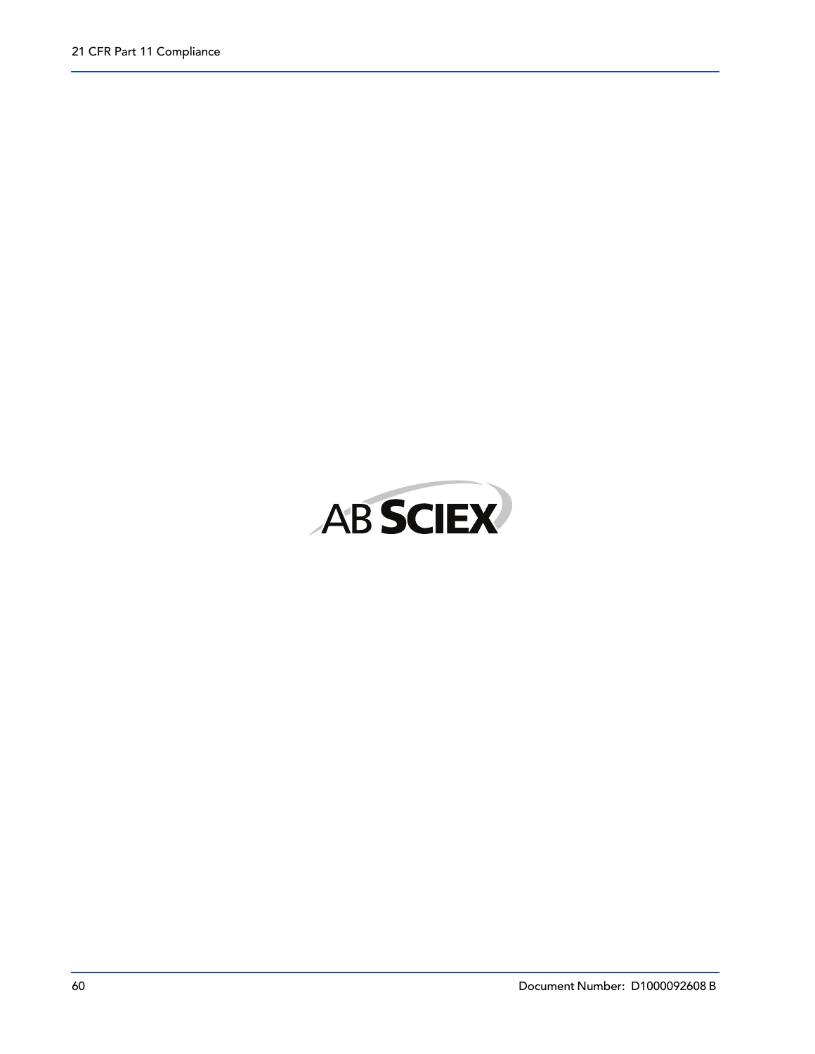AB SCIEX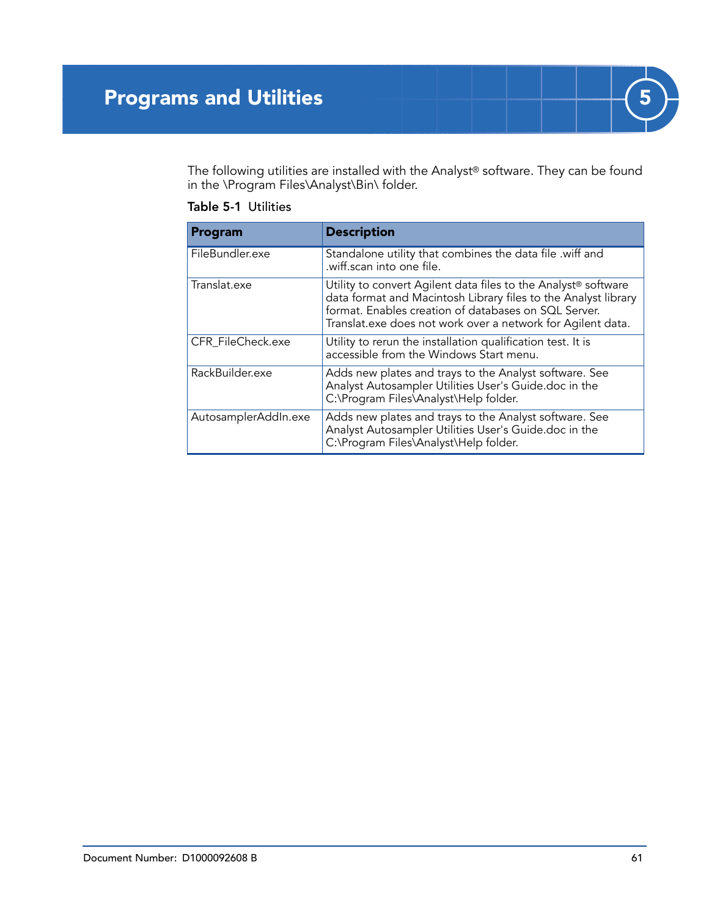# 5 Programs and Utilities

The following utilities are installed with the Analyst® software. They can be found in the \Program Files\Analyst\Bin\ folder.

**Table 5-1** Utilities

| Program | Description |
|---|---|
| FileBundler.exe | Standalone utility that combines the data file .wiff and .wiff.scan into one file. |
| Translat.exe | Utility to convert Agilent data files to the Analyst® software data format and Macintosh Library files to the Analyst library format. Enables creation of databases on SQL Server. Translat.exe does not work over a network for Agilent data. |
| CFR_FileCheck.exe | Utility to rerun the installation qualification test. It is accessible from the Windows Start menu. |
| RackBuilder.exe | Adds new plates and trays to the Analyst software. See Analyst Autosampler Utilities User's Guide.doc in the C:\Program Files\Analyst\Help folder. |
| AutosamplerAddIn.exe | Adds new plates and trays to the Analyst software. See Analyst Autosampler Utilities User's Guide.doc in the C:\Program Files\Analyst\Help folder. |

Document Number: D1000092608 B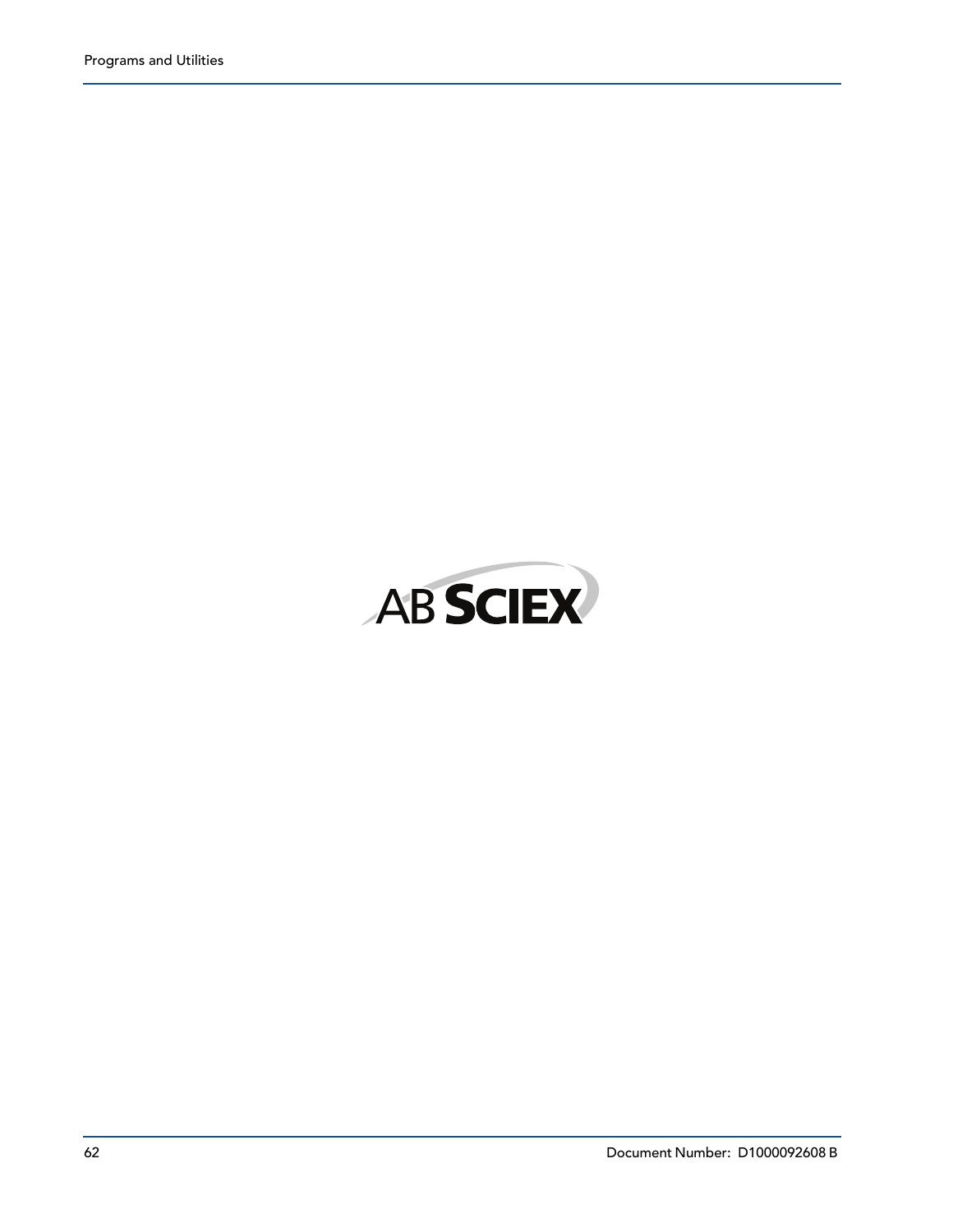AB SCIEX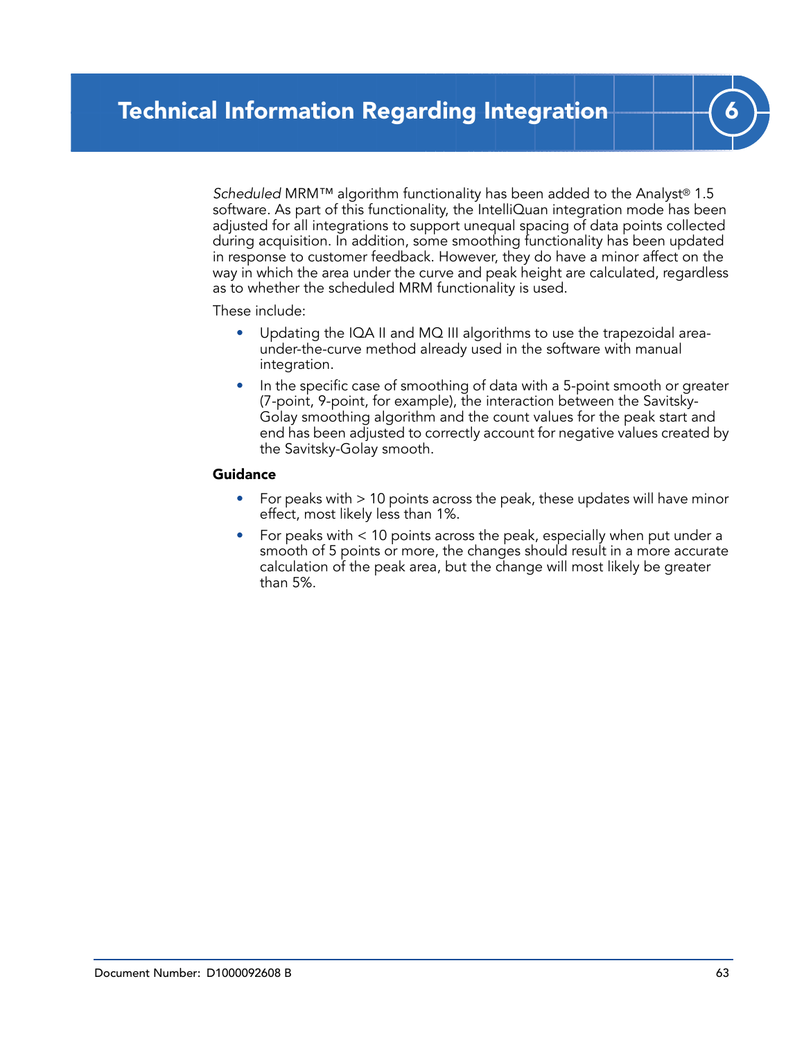# 6 Technical Information Regarding Integration

*Scheduled* MRM™ algorithm functionality has been added to the Analyst® 1.5 software. As part of this functionality, the IntelliQuan integration mode has been adjusted for all integrations to support unequal spacing of data points collected during acquisition. In addition, some smoothing functionality has been updated in response to customer feedback. However, they do have a minor affect on the way in which the area under the curve and peak height are calculated, regardless as to whether the scheduled MRM functionality is used.

These include:

- Updating the IQA II and MQ III algorithms to use the trapezoidal area-under-the-curve method already used in the software with manual integration.
- In the specific case of smoothing of data with a 5-point smooth or greater (7-point, 9-point, for example), the interaction between the Savitsky-Golay smoothing algorithm and the count values for the peak start and end has been adjusted to correctly account for negative values created by the Savitsky-Golay smooth.

**Guidance**

- For peaks with > 10 points across the peak, these updates will have minor effect, most likely less than 1%.
- For peaks with < 10 points across the peak, especially when put under a smooth of 5 points or more, the changes should result in a more accurate calculation of the peak area, but the change will most likely be greater than 5%.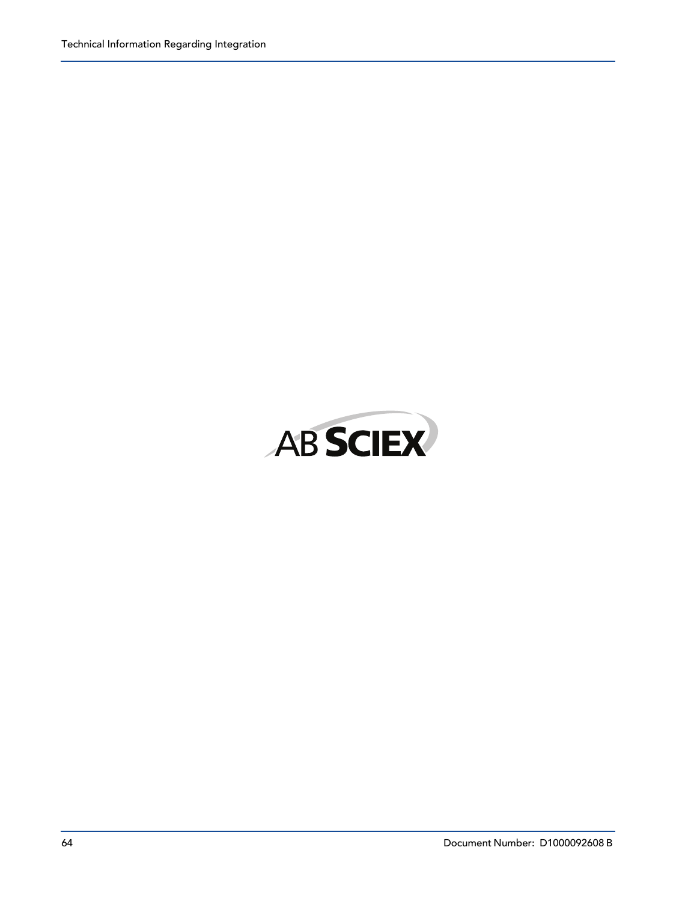AB SCIEX